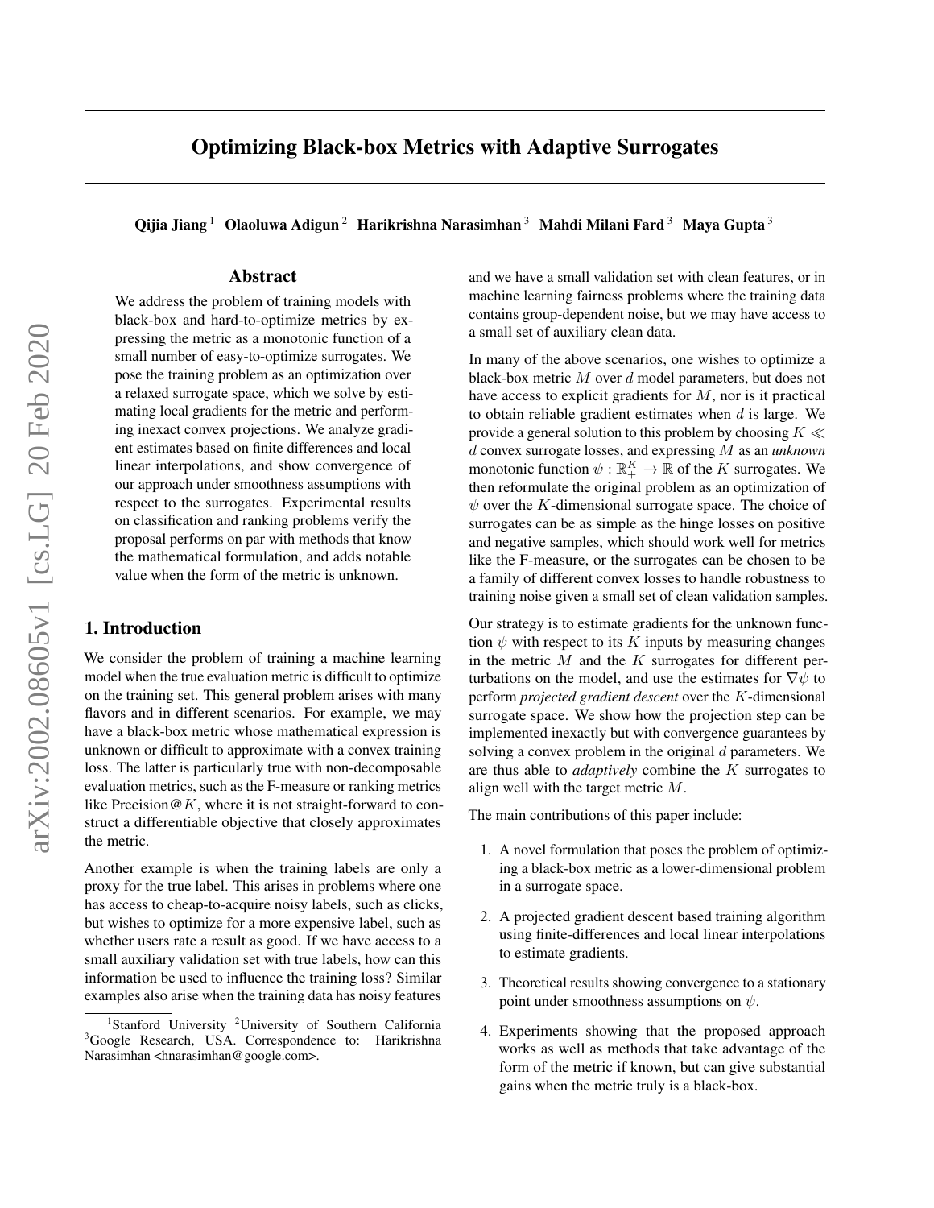# Optimizing Black-box Metrics with Adaptive Surrogates

**Qijia Jiang** [1] **Olaoluwa Adigun** [2] **Harikrishna Narasimhan** [3] **Mahdi Milani Fard** [3] **Maya Gupta** [3]

## Abstract

We address the problem of training models with black-box and hard-to-optimize metrics by expressing the metric as a monotonic function of a small number of easy-to-optimize surrogates. We pose the training problem as an optimization over a relaxed surrogate space, which we solve by estimating local gradients for the metric and performing inexact convex projections. We analyze gradient estimates based on finite differences and local linear interpolations, and show convergence of our approach under smoothness assumptions with respect to the surrogates. Experimental results on classification and ranking problems verify the proposal performs on par with methods that know the mathematical formulation, and adds notable value when the form of the metric is unknown.

## 1. Introduction

We consider the problem of training a machine learning model when the true evaluation metric is difficult to optimize on the training set. This general problem arises with many flavors and in different scenarios. For example, we may have a black-box metric whose mathematical expression is unknown or difficult to approximate with a convex training loss. The latter is particularly true with non-decomposable evaluation metrics, such as the F-measure or ranking metrics like Precision@$K$, where it is not straight-forward to construct a differentiable objective that closely approximates the metric.

Another example is when the training labels are only a proxy for the true label. This arises in problems where one has access to cheap-to-acquire noisy labels, such as clicks, but wishes to optimize for a more expensive label, such as whether users rate a result as good. If we have access to a small auxiliary validation set with true labels, how can this information be used to influence the training loss? Similar examples also arise when the training data has noisy features and we have a small validation set with clean features, or in machine learning fairness problems where the training data contains group-dependent noise, but we may have access to a small set of auxiliary clean data.

In many of the above scenarios, one wishes to optimize a black-box metric $M$ over $d$ model parameters, but does not have access to explicit gradients for $M$, nor is it practical to obtain reliable gradient estimates when $d$ is large. We provide a general solution to this problem by choosing $K \ll d$ convex surrogate losses, and expressing $M$ as an *unknown* monotonic function $\psi : \mathbb{R}_+^K \to \mathbb{R}$ of the $K$ surrogates. We then reformulate the original problem as an optimization of $\psi$ over the $K$-dimensional surrogate space. The choice of surrogates can be as simple as the hinge losses on positive and negative samples, which should work well for metrics like the F-measure, or the surrogates can be chosen to be a family of different convex losses to handle robustness to training noise given a small set of clean validation samples.

Our strategy is to estimate gradients for the unknown function $\psi$ with respect to its $K$ inputs by measuring changes in the metric $M$ and the $K$ surrogates for different perturbations on the model, and use the estimates for $\nabla\psi$ to perform *projected gradient descent* over the $K$-dimensional surrogate space. We show how the projection step can be implemented inexactly but with convergence guarantees by solving a convex problem in the original $d$ parameters. We are thus able to *adaptively* combine the $K$ surrogates to align well with the target metric $M$.

The main contributions of this paper include:

1. A novel formulation that poses the problem of optimizing a black-box metric as a lower-dimensional problem in a surrogate space.
2. A projected gradient descent based training algorithm using finite-differences and local linear interpolations to estimate gradients.
3. Theoretical results showing convergence to a stationary point under smoothness assumptions on $\psi$.
4. Experiments showing that the proposed approach works as well as methods that take advantage of the form of the metric if known, but can give substantial gains when the metric truly is a black-box.

---

[1] Stanford University [2] University of Southern California [3] Google Research, USA. Correspondence to: Harikrishna Narasimhan <hnarasimhan@google.com>.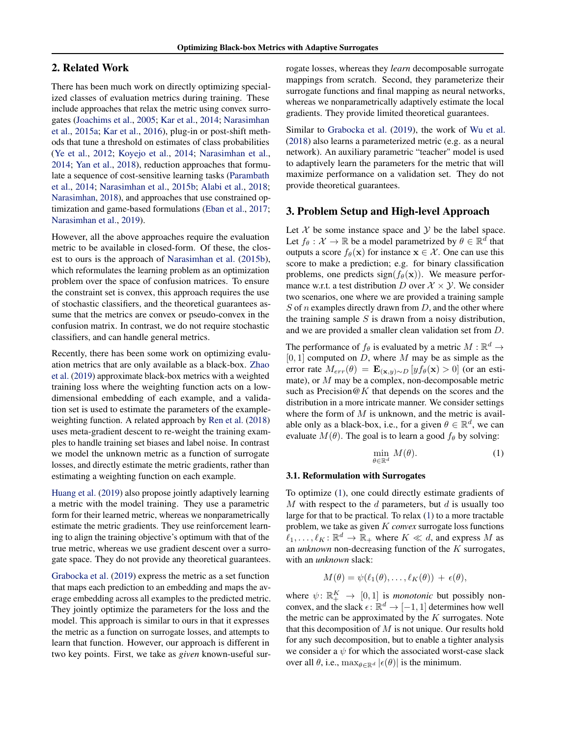## 2. Related Work

There has been much work on directly optimizing specialized classes of evaluation metrics during training. These include approaches that relax the metric using convex surrogates (Joachims et al., 2005; Kar et al., 2014; Narasimhan et al., 2015a; Kar et al., 2016), plug-in or post-shift methods that tune a threshold on estimates of class probabilities (Ye et al., 2012; Koyejo et al., 2014; Narasimhan et al., 2014; Yan et al., 2018), reduction approaches that formulate a sequence of cost-sensitive learning tasks (Parambath et al., 2014; Narasimhan et al., 2015b; Alabi et al., 2018; Narasimhan, 2018), and approaches that use constrained optimization and game-based formulations (Eban et al., 2017; Narasimhan et al., 2019).

However, all the above approaches require the evaluation metric to be available in closed-form. Of these, the closest to ours is the approach of Narasimhan et al. (2015b), which reformulates the learning problem as an optimization problem over the space of confusion matrices. To ensure the constraint set is convex, this approach requires the use of stochastic classifiers, and the theoretical guarantees assume that the metrics are convex or pseudo-convex in the confusion matrix. In contrast, we do not require stochastic classifiers, and can handle general metrics.

Recently, there has been some work on optimizing evaluation metrics that are only available as a black-box. Zhao et al. (2019) approximate black-box metrics with a weighted training loss where the weighting function acts on a low-dimensional embedding of each example, and a validation set is used to estimate the parameters of the example-weighting function. A related approach by Ren et al. (2018) uses meta-gradient descent to re-weight the training examples to handle training set biases and label noise. In contrast we model the unknown metric as a function of surrogate losses, and directly estimate the metric gradients, rather than estimating a weighting function on each example.

Huang et al. (2019) also propose jointly adaptively learning a metric with the model training. They use a parametric form for their learned metric, whereas we nonparametrically estimate the metric gradients. They use reinforcement learning to align the training objective's optimum with that of the true metric, whereas we use gradient descent over a surrogate space. They do not provide any theoretical guarantees.

Grabocka et al. (2019) express the metric as a set function that maps each prediction to an embedding and maps the average embedding across all examples to the predicted metric. They jointly optimize the parameters for the loss and the model. This approach is similar to ours in that it expresses the metric as a function on surrogate losses, and attempts to learn that function. However, our approach is different in two key points. First, we take as *given* known-useful surrogate losses, whereas they *learn* decomposable surrogate mappings from scratch. Second, they parameterize their surrogate functions and final mapping as neural networks, whereas we nonparametrically adaptively estimate the local gradients. They provide limited theoretical guarantees.

Similar to Grabocka et al. (2019), the work of Wu et al. (2018) also learns a parameterized metric (e.g. as a neural network). An auxiliary parametric "teacher" model is used to adaptively learn the parameters for the metric that will maximize performance on a validation set. They do not provide theoretical guarantees.

## 3. Problem Setup and High-level Approach

Let $\mathcal{X}$ be some instance space and $\mathcal{Y}$ be the label space. Let $f_\theta : \mathcal{X} \to \mathbb{R}$ be a model parametrized by $\theta \in \mathbb{R}^d$ that outputs a score $f_\theta(\mathbf{x})$ for instance $\mathbf{x} \in \mathcal{X}$. One can use this score to make a prediction; e.g. for binary classification problems, one predicts $\text{sign}(f_\theta(\mathbf{x}))$. We measure performance w.r.t. a test distribution $D$ over $\mathcal{X} \times \mathcal{Y}$. We consider two scenarios, one where we are provided a training sample $S$ of $n$ examples directly drawn from $D$, and the other where the training sample $S$ is drawn from a noisy distribution, and we are provided a smaller clean validation set from $D$.

The performance of $f_\theta$ is evaluated by a metric $M : \mathbb{R}^d \to [0, 1]$ computed on $D$, where $M$ may be as simple as the error rate $M_{err}(\theta) = \mathbf{E}_{(\mathbf{x},y)\sim D}\left[y f_\theta(\mathbf{x}) > 0\right]$ (or an estimate), or $M$ may be a complex, non-decomposable metric such as Precision@$K$ that depends on the scores and the distribution in a more intricate manner. We consider settings where the form of $M$ is unknown, and the metric is available only as a black-box, i.e., for a given $\theta \in \mathbb{R}^d$, we can evaluate $M(\theta)$. The goal is to learn a good $f_\theta$ by solving:

$$\min_{\theta \in \mathbb{R}^d} M(\theta). \tag{1}$$

### 3.1. Reformulation with Surrogates

To optimize (1), one could directly estimate gradients of $M$ with respect to the $d$ parameters, but $d$ is usually too large for that to be practical. To relax (1) to a more tractable problem, we take as given $K$ *convex* surrogate loss functions $\ell_1, \ldots, \ell_K : \mathbb{R}^d \to \mathbb{R}_+$ where $K \ll d$, and express $M$ as an *unknown* non-decreasing function of the $K$ surrogates, with an *unknown* slack:

$$M(\theta) = \psi(\ell_1(\theta), \ldots, \ell_K(\theta)) \,+\, \epsilon(\theta),$$

where $\psi\colon \mathbb{R}_+^K \to [0, 1]$ is *monotonic* but possibly non-convex, and the slack $\epsilon\colon \mathbb{R}^d \to [-1, 1]$ determines how well the metric can be approximated by the $K$ surrogates. Note that this decomposition of $M$ is not unique. Our results hold for any such decomposition, but to enable a tighter analysis we consider a $\psi$ for which the associated worst-case slack over all $\theta$, i.e., $\max_{\theta\in\mathbb{R}^d} |\epsilon(\theta)|$ is the minimum.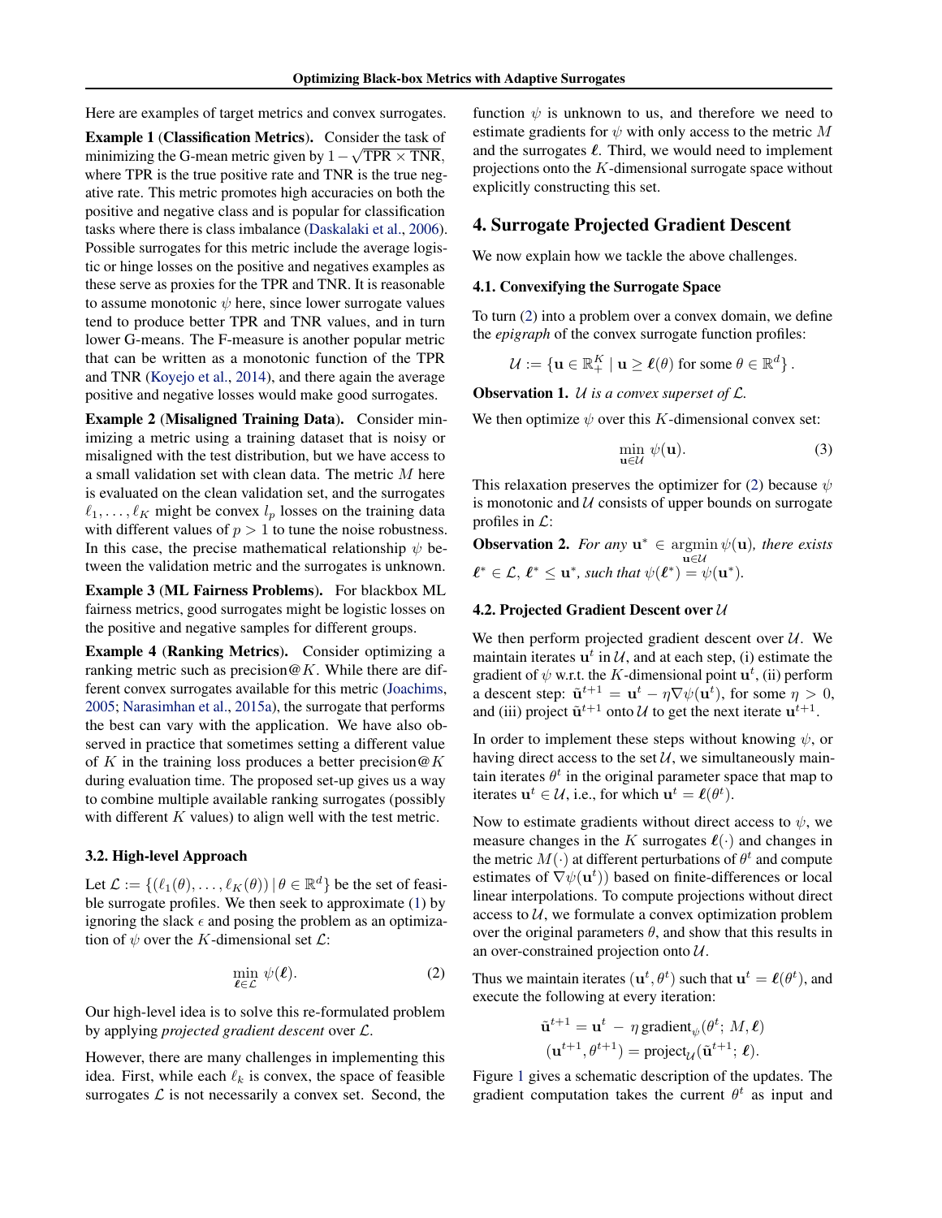Here are examples of target metrics and convex surrogates.

**Example 1** (**Classification Metrics**). Consider the task of minimizing the G-mean metric given by $1 - \sqrt{\text{TPR} \times \text{TNR}}$, where TPR is the true positive rate and TNR is the true negative rate. This metric promotes high accuracies on both the positive and negative class and is popular for classification tasks where there is class imbalance (Daskalaki et al., 2006). Possible surrogates for this metric include the average logistic or hinge losses on the positive and negatives examples as these serve as proxies for the TPR and TNR. It is reasonable to assume monotonic $\psi$ here, since lower surrogate values tend to produce better TPR and TNR values, and in turn lower G-means. The F-measure is another popular metric that can be written as a monotonic function of the TPR and TNR (Koyejo et al., 2014), and there again the average positive and negative losses would make good surrogates.

**Example 2** (**Misaligned Training Data**). Consider minimizing a metric using a training dataset that is noisy or misaligned with the test distribution, but we have access to a small validation set with clean data. The metric $M$ here is evaluated on the clean validation set, and the surrogates $\ell_1, \ldots, \ell_K$ might be convex $l_p$ losses on the training data with different values of $p > 1$ to tune the noise robustness. In this case, the precise mathematical relationship $\psi$ between the validation metric and the surrogates is unknown.

**Example 3** (**ML Fairness Problems**). For blackbox ML fairness metrics, good surrogates might be logistic losses on the positive and negative samples for different groups.

**Example 4** (**Ranking Metrics**). Consider optimizing a ranking metric such as precision@$K$. While there are different convex surrogates available for this metric (Joachims, 2005; Narasimhan et al., 2015a), the surrogate that performs the best can vary with the application. We have also observed in practice that sometimes setting a different value of $K$ in the training loss produces a better precision@$K$ during evaluation time. The proposed set-up gives us a way to combine multiple available ranking surrogates (possibly with different $K$ values) to align well with the test metric.

### 3.2. High-level Approach

Let $\mathcal{L} := \{(\ell_1(\theta), \ldots, \ell_K(\theta)) \,|\, \theta \in \mathbb{R}^d\}$ be the set of feasible surrogate profiles. We then seek to approximate (1) by ignoring the slack $\epsilon$ and posing the problem as an optimization of $\psi$ over the $K$-dimensional set $\mathcal{L}$:

$$\min_{\boldsymbol{\ell} \in \mathcal{L}} \; \psi(\boldsymbol{\ell}). \tag{2}$$

Our high-level idea is to solve this re-formulated problem by applying *projected gradient descent* over $\mathcal{L}$.

However, there are many challenges in implementing this idea. First, while each $\ell_k$ is convex, the space of feasible surrogates $\mathcal{L}$ is not necessarily a convex set. Second, the function $\psi$ is unknown to us, and therefore we need to estimate gradients for $\psi$ with only access to the metric $M$ and the surrogates $\boldsymbol{\ell}$. Third, we would need to implement projections onto the $K$-dimensional surrogate space without explicitly constructing this set.

## 4. Surrogate Projected Gradient Descent

We now explain how we tackle the above challenges.

### 4.1. Convexifying the Surrogate Space

To turn (2) into a problem over a convex domain, we define the *epigraph* of the convex surrogate function profiles:

$$\mathcal{U} := \{\mathbf{u} \in \mathbb{R}^K_+ \mid \mathbf{u} \geq \boldsymbol{\ell}(\theta) \text{ for some } \theta \in \mathbb{R}^d\}.$$

**Observation 1.** *$\mathcal{U}$ is a convex superset of $\mathcal{L}$.*

We then optimize $\psi$ over this $K$-dimensional convex set:

$$\min_{\mathbf{u} \in \mathcal{U}} \; \psi(\mathbf{u}). \tag{3}$$

This relaxation preserves the optimizer for (2) because $\psi$ is monotonic and $\mathcal{U}$ consists of upper bounds on surrogate profiles in $\mathcal{L}$:

**Observation 2.** *For any $\mathbf{u}^* \in \operatorname{argmin}_{\mathbf{u} \in \mathcal{U}} \psi(\mathbf{u})$, there exists $\boldsymbol{\ell}^* \in \mathcal{L}$, $\boldsymbol{\ell}^* \leq \mathbf{u}^*$, such that $\psi(\boldsymbol{\ell}^*) = \psi(\mathbf{u}^*)$.*

### 4.2. Projected Gradient Descent over $\mathcal{U}$

We then perform projected gradient descent over $\mathcal{U}$. We maintain iterates $\mathbf{u}^t$ in $\mathcal{U}$, and at each step, (i) estimate the gradient of $\psi$ w.r.t. the $K$-dimensional point $\mathbf{u}^t$, (ii) perform a descent step: $\tilde{\mathbf{u}}^{t+1} = \mathbf{u}^t - \eta \nabla\psi(\mathbf{u}^t)$, for some $\eta > 0$, and (iii) project $\tilde{\mathbf{u}}^{t+1}$ onto $\mathcal{U}$ to get the next iterate $\mathbf{u}^{t+1}$.

In order to implement these steps without knowing $\psi$, or having direct access to the set $\mathcal{U}$, we simultaneously maintain iterates $\theta^t$ in the original parameter space that map to iterates $\mathbf{u}^t \in \mathcal{U}$, i.e., for which $\mathbf{u}^t = \boldsymbol{\ell}(\theta^t)$.

Now to estimate gradients without direct access to $\psi$, we measure changes in the $K$ surrogates $\boldsymbol{\ell}(\cdot)$ and changes in the metric $M(\cdot)$ at different perturbations of $\theta^t$ and compute estimates of $\nabla\psi(\mathbf{u}^t))$ based on finite-differences or local linear interpolations. To compute projections without direct access to $\mathcal{U}$, we formulate a convex optimization problem over the original parameters $\theta$, and show that this results in an over-constrained projection onto $\mathcal{U}$.

Thus we maintain iterates $(\mathbf{u}^t, \theta^t)$ such that $\mathbf{u}^t = \boldsymbol{\ell}(\theta^t)$, and execute the following at every iteration:

$$\tilde{\mathbf{u}}^{t+1} = \mathbf{u}^t \, - \, \eta \, \text{gradient}_\psi(\theta^t; \, M, \boldsymbol{\ell})$$
$$(\mathbf{u}^{t+1}, \theta^{t+1}) = \text{project}_{\mathcal{U}}(\tilde{\mathbf{u}}^{t+1}; \, \boldsymbol{\ell}).$$

Figure 1 gives a schematic description of the updates. The gradient computation takes the current $\theta^t$ as input and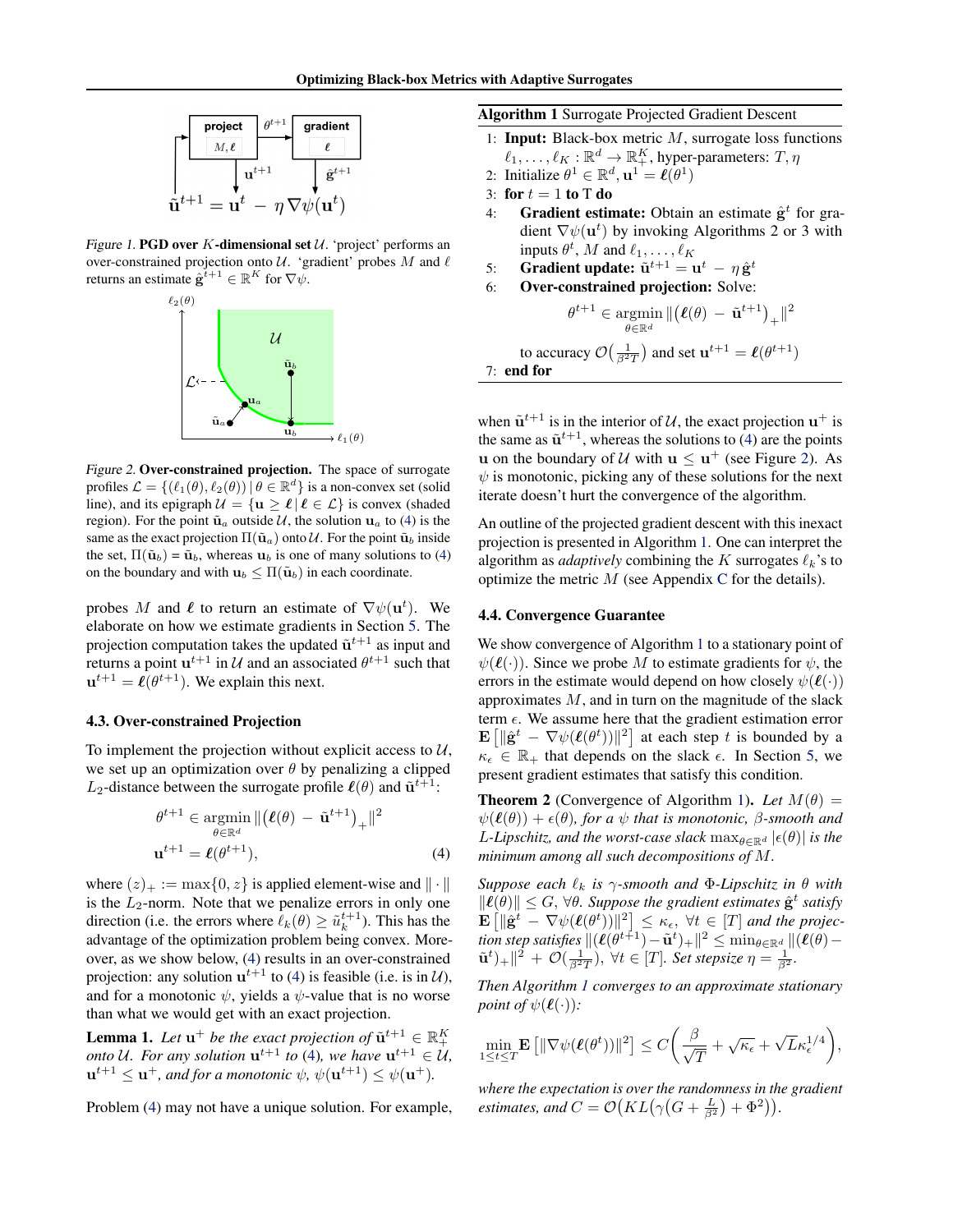*Figure 1.* **PGD over $K$-dimensional set $\mathcal{U}$.** 'project' performs an over-constrained projection onto $\mathcal{U}$. 'gradient' probes $M$ and $\boldsymbol{\ell}$ returns an estimate $\hat{\mathbf{g}}^{t+1} \in \mathbb{R}^K$ for $\nabla\psi$.

*Figure 2.* **Over-constrained projection.** The space of surrogate profiles $\mathcal{L} = \{(\ell_1(\theta), \ell_2(\theta)) \,|\, \theta \in \mathbb{R}^d\}$ is a non-convex set (solid line), and its epigraph $\mathcal{U} = \{\mathbf{u} \geq \boldsymbol{\ell} \,|\, \boldsymbol{\ell} \in \mathcal{L}\}$ is convex (shaded region). For the point $\tilde{\mathbf{u}}_a$ outside $\mathcal{U}$, the solution $\mathbf{u}_a$ to (4) is the same as the exact projection $\Pi(\tilde{\mathbf{u}}_a)$ onto $\mathcal{U}$. For the point $\tilde{\mathbf{u}}_b$ inside the set, $\Pi(\tilde{\mathbf{u}}_b) = \tilde{\mathbf{u}}_b$, whereas $\mathbf{u}_b$ is one of many solutions to (4) on the boundary and with $\mathbf{u}_b \leq \Pi(\tilde{\mathbf{u}}_b)$ in each coordinate.

probes $M$ and $\boldsymbol{\ell}$ to return an estimate of $\nabla\psi(\mathbf{u}^t)$. We elaborate on how we estimate gradients in Section 5. The projection computation takes the updated $\tilde{\mathbf{u}}^{t+1}$ as input and returns a point $\mathbf{u}^{t+1}$ in $\mathcal{U}$ and an associated $\theta^{t+1}$ such that $\mathbf{u}^{t+1} = \boldsymbol{\ell}(\theta^{t+1})$. We explain this next.

### 4.3. Over-constrained Projection

To implement the projection without explicit access to $\mathcal{U}$, we set up an optimization over $\theta$ by penalizing a clipped $L_2$-distance between the surrogate profile $\boldsymbol{\ell}(\theta)$ and $\tilde{\mathbf{u}}^{t+1}$:

$$\theta^{t+1} \in \operatorname*{argmin}_{\theta \in \mathbb{R}^d} \|\big(\boldsymbol{\ell}(\theta) - \tilde{\mathbf{u}}^{t+1}\big)_+\|^2$$
$$\mathbf{u}^{t+1} = \boldsymbol{\ell}(\theta^{t+1}), \tag{4}$$

where $(z)_+ := \max\{0, z\}$ is applied element-wise and $\|\cdot\|$ is the $L_2$-norm. Note that we penalize errors in only one direction (i.e. the errors where $\ell_k(\theta) \geq \tilde{u}_k^{t+1}$). This has the advantage of the optimization problem being convex. Moreover, as we show below, (4) results in an over-constrained projection: any solution $\mathbf{u}^{t+1}$ to (4) is feasible (i.e. is in $\mathcal{U}$), and for a monotonic $\psi$, yields a $\psi$-value that is no worse than what we would get with an exact projection.

**Lemma 1.** *Let $\mathbf{u}^+$ be the exact projection of $\tilde{\mathbf{u}}^{t+1} \in \mathbb{R}_+^K$ onto $\mathcal{U}$. For any solution $\mathbf{u}^{t+1}$ to (4), we have $\mathbf{u}^{t+1} \in \mathcal{U}$, $\mathbf{u}^{t+1} \leq \mathbf{u}^+$, and for a monotonic $\psi$, $\psi(\mathbf{u}^{t+1}) \leq \psi(\mathbf{u}^+)$.*

Problem (4) may not have a unique solution. For example, when $\tilde{\mathbf{u}}^{t+1}$ is in the interior of $\mathcal{U}$, the exact projection $\mathbf{u}^+$ is the same as $\tilde{\mathbf{u}}^{t+1}$, whereas the solutions to (4) are the points $\mathbf{u}$ on the boundary of $\mathcal{U}$ with $\mathbf{u} \leq \mathbf{u}^+$ (see Figure 2). As $\psi$ is monotonic, picking any of these solutions for the next iterate doesn't hurt the convergence of the algorithm.

An outline of the projected gradient descent with this inexact projection is presented in Algorithm 1. One can interpret the algorithm as *adaptively* combining the $K$ surrogates $\ell_k$'s to optimize the metric $M$ (see Appendix C for the details).

**Algorithm 1** Surrogate Projected Gradient Descent

1: **Input:** Black-box metric $M$, surrogate loss functions $\ell_1, \ldots, \ell_K : \mathbb{R}^d \to \mathbb{R}_+^K$, hyper-parameters: $T, \eta$
2: Initialize $\theta^1 \in \mathbb{R}^d, \mathbf{u}^1 = \boldsymbol{\ell}(\theta^1)$
3: **for** $t = 1$ **to** T **do**
4: &nbsp;&nbsp;&nbsp;&nbsp;**Gradient estimate:** Obtain an estimate $\hat{\mathbf{g}}^t$ for gradient $\nabla\psi(\mathbf{u}^t)$ by invoking Algorithms 2 or 3 with inputs $\theta^t$, $M$ and $\ell_1, \ldots, \ell_K$
5: &nbsp;&nbsp;&nbsp;&nbsp;**Gradient update:** $\tilde{\mathbf{u}}^{t+1} = \mathbf{u}^t - \eta\,\hat{\mathbf{g}}^t$
6: &nbsp;&nbsp;&nbsp;&nbsp;**Over-constrained projection:** Solve:
$$\theta^{t+1} \in \operatorname*{argmin}_{\theta \in \mathbb{R}^d} \|\big(\boldsymbol{\ell}(\theta) - \tilde{\mathbf{u}}^{t+1}\big)_+\|^2$$
&nbsp;&nbsp;&nbsp;&nbsp;to accuracy $\mathcal{O}\big(\frac{1}{\beta^2 T}\big)$ and set $\mathbf{u}^{t+1} = \boldsymbol{\ell}(\theta^{t+1})$
7: **end for**

### 4.4. Convergence Guarantee

We show convergence of Algorithm 1 to a stationary point of $\psi(\boldsymbol{\ell}(\cdot))$. Since we probe $M$ to estimate gradients for $\psi$, the errors in the estimate would depend on how closely $\psi(\boldsymbol{\ell}(\cdot))$ approximates $M$, and in turn on the magnitude of the slack term $\epsilon$. We assume here that the gradient estimation error $\mathbf{E}\left[\|\hat{\mathbf{g}}^t - \nabla\psi(\boldsymbol{\ell}(\theta^t))\|^2\right]$ at each step $t$ is bounded by a $\kappa_\epsilon \in \mathbb{R}_+$ that depends on the slack $\epsilon$. In Section 5, we present gradient estimates that satisfy this condition.

**Theorem 2** (Convergence of Algorithm 1)**.** *Let $M(\theta) = \psi(\boldsymbol{\ell}(\theta)) + \epsilon(\theta)$, for a $\psi$ that is monotonic, $\beta$-smooth and $L$-Lipschitz, and the worst-case slack $\max_{\theta \in \mathbb{R}^d} |\epsilon(\theta)|$ is the minimum among all such decompositions of $M$.*

*Suppose each $\ell_k$ is $\gamma$-smooth and $\Phi$-Lipschitz in $\theta$ with $\|\boldsymbol{\ell}(\theta)\| \leq G$, $\forall\theta$. Suppose the gradient estimates $\hat{\mathbf{g}}^t$ satisfy $\mathbf{E}\left[\|\hat{\mathbf{g}}^t - \nabla\psi(\boldsymbol{\ell}(\theta^t))\|^2\right] \leq \kappa_\epsilon$, $\forall t \in [T]$ and the projection step satisfies $\|(\boldsymbol{\ell}(\theta^{t+1}) - \tilde{\mathbf{u}}^t)_+\|^2 \leq \min_{\theta \in \mathbb{R}^d} \|(\boldsymbol{\ell}(\theta) - \tilde{\mathbf{u}}^t)_+\|^2 + \mathcal{O}(\frac{1}{\beta^2 T})$, $\forall t \in [T]$. Set stepsize $\eta = \frac{1}{\beta^2}$.*

*Then Algorithm 1 converges to an approximate stationary point of $\psi(\boldsymbol{\ell}(\cdot))$:*

$$\min_{1 \leq t \leq T} \mathbf{E}\left[\|\nabla\psi(\boldsymbol{\ell}(\theta^t))\|^2\right] \leq C\bigg(\frac{\beta}{\sqrt{T}} + \sqrt{\kappa_\epsilon} + \sqrt{L}\kappa_\epsilon^{1/4}\bigg),$$

*where the expectation is over the randomness in the gradient estimates, and $C = \mathcal{O}\big(KL\big(\gamma\big(G + \frac{L}{\beta^2}\big) + \Phi^2\big)\big)$.*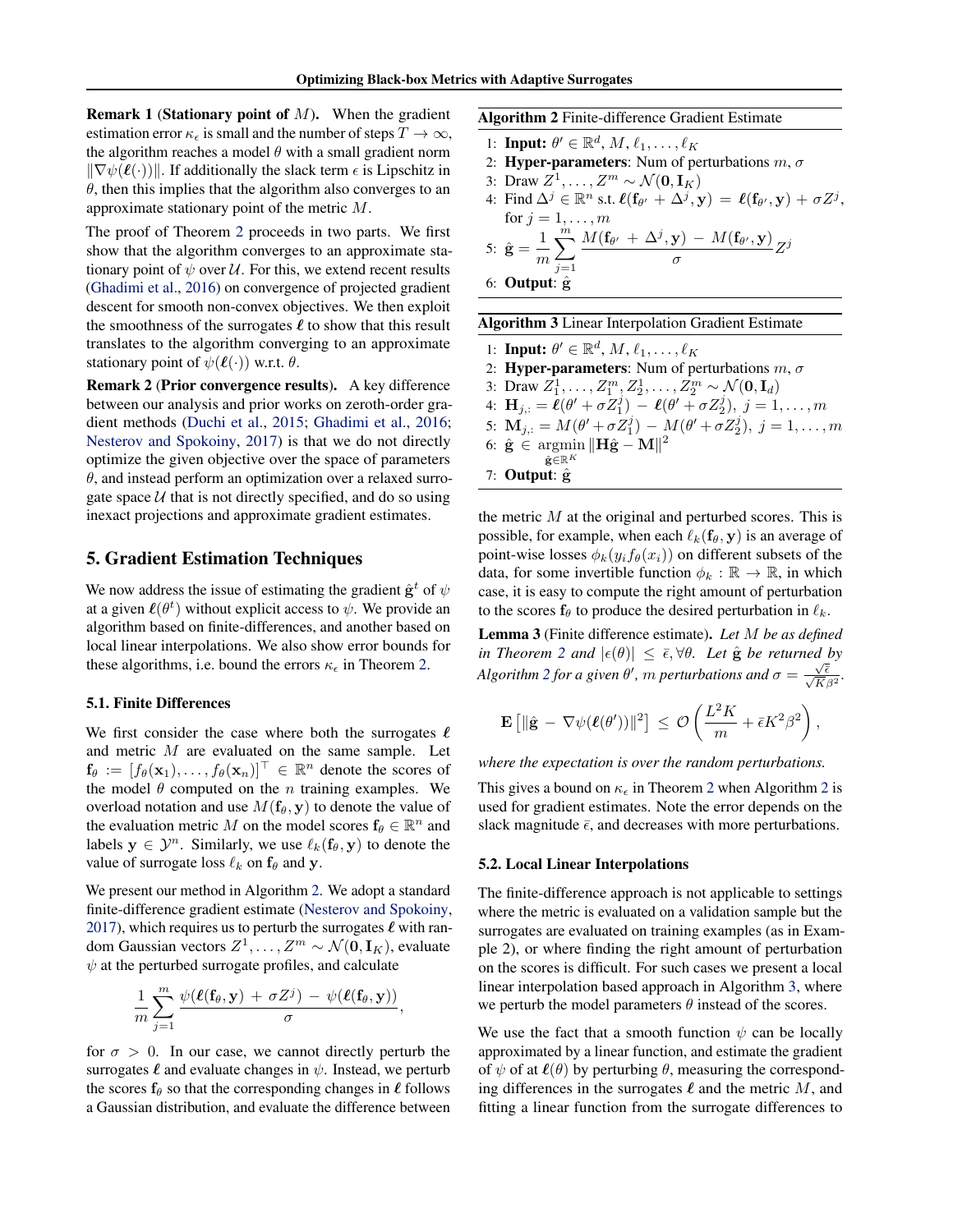**Remark 1** (**Stationary point of** $M$)**.** When the gradient estimation error $\kappa_\epsilon$ is small and the number of steps $T \to \infty$, the algorithm reaches a model $\theta$ with a small gradient norm $\|\nabla\psi(\boldsymbol{\ell}(\cdot))\|$. If additionally the slack term $\epsilon$ is Lipschitz in $\theta$, then this implies that the algorithm also converges to an approximate stationary point of the metric $M$.

The proof of Theorem 2 proceeds in two parts. We first show that the algorithm converges to an approximate stationary point of $\psi$ over $\mathcal{U}$. For this, we extend recent results (Ghadimi et al., 2016) on convergence of projected gradient descent for smooth non-convex objectives. We then exploit the smoothness of the surrogates $\boldsymbol{\ell}$ to show that this result translates to the algorithm converging to an approximate stationary point of $\psi(\boldsymbol{\ell}(\cdot))$ w.r.t. $\theta$.

**Remark 2** (**Prior convergence results**)**.** A key difference between our analysis and prior works on zeroth-order gradient methods (Duchi et al., 2015; Ghadimi et al., 2016; Nesterov and Spokoiny, 2017) is that we do not directly optimize the given objective over the space of parameters $\theta$, and instead perform an optimization over a relaxed surrogate space $\mathcal{U}$ that is not directly specified, and do so using inexact projections and approximate gradient estimates.

## 5. Gradient Estimation Techniques

We now address the issue of estimating the gradient $\hat{\mathbf{g}}^t$ of $\psi$ at a given $\boldsymbol{\ell}(\theta^t)$ without explicit access to $\psi$. We provide an algorithm based on finite-differences, and another based on local linear interpolations. We also show error bounds for these algorithms, i.e. bound the errors $\kappa_\epsilon$ in Theorem 2.

### 5.1. Finite Differences

We first consider the case where both the surrogates $\boldsymbol{\ell}$ and metric $M$ are evaluated on the same sample. Let $\mathbf{f}_\theta := [f_\theta(\mathbf{x}_1), \ldots, f_\theta(\mathbf{x}_n)]^\top \in \mathbb{R}^n$ denote the scores of the model $\theta$ computed on the $n$ training examples. We overload notation and use $M(\mathbf{f}_\theta, \mathbf{y})$ to denote the value of the evaluation metric $M$ on the model scores $\mathbf{f}_\theta \in \mathbb{R}^n$ and labels $\mathbf{y} \in \mathcal{Y}^n$. Similarly, we use $\ell_k(\mathbf{f}_\theta, \mathbf{y})$ to denote the value of surrogate loss $\ell_k$ on $\mathbf{f}_\theta$ and $\mathbf{y}$.

We present our method in Algorithm 2. We adopt a standard finite-difference gradient estimate (Nesterov and Spokoiny, 2017), which requires us to perturb the surrogates $\boldsymbol{\ell}$ with random Gaussian vectors $Z^1, \ldots, Z^m \sim \mathcal{N}(\mathbf{0}, \mathbf{I}_K)$, evaluate $\psi$ at the perturbed surrogate profiles, and calculate

$$\frac{1}{m}\sum_{j=1}^{m} \frac{\psi(\boldsymbol{\ell}(\mathbf{f}_\theta, \mathbf{y}) + \sigma Z^j) - \psi(\boldsymbol{\ell}(\mathbf{f}_\theta, \mathbf{y}))}{\sigma},$$

for $\sigma > 0$. In our case, we cannot directly perturb the surrogates $\boldsymbol{\ell}$ and evaluate changes in $\psi$. Instead, we perturb the scores $\mathbf{f}_\theta$ so that the corresponding changes in $\boldsymbol{\ell}$ follows a Gaussian distribution, and evaluate the difference between the metric $M$ at the original and perturbed scores. This is possible, for example, when each $\ell_k(\mathbf{f}_\theta, \mathbf{y})$ is an average of point-wise losses $\phi_k(y_i f_\theta(x_i))$ on different subsets of the data, for some invertible function $\phi_k : \mathbb{R} \to \mathbb{R}$, in which case, it is easy to compute the right amount of perturbation to the scores $\mathbf{f}_\theta$ to produce the desired perturbation in $\ell_k$.

**Algorithm 2** Finite-difference Gradient Estimate

1: **Input:** $\theta' \in \mathbb{R}^d$, $M, \ell_1, \ldots, \ell_K$
2: **Hyper-parameters**: Num of perturbations $m$, $\sigma$
3: Draw $Z^1, \ldots, Z^m \sim \mathcal{N}(\mathbf{0}, \mathbf{I}_K)$
4: Find $\Delta^j \in \mathbb{R}^n$ s.t. $\boldsymbol{\ell}(\mathbf{f}_{\theta'} + \Delta^j, \mathbf{y}) = \boldsymbol{\ell}(\mathbf{f}_{\theta'}, \mathbf{y}) + \sigma Z^j$, for $j = 1, \ldots, m$
5: $\hat{\mathbf{g}} = \dfrac{1}{m}\sum_{j=1}^{m} \dfrac{M(\mathbf{f}_{\theta'} + \Delta^j, \mathbf{y}) - M(\mathbf{f}_{\theta'}, \mathbf{y})}{\sigma} Z^j$
6: **Output**: $\hat{\mathbf{g}}$

**Algorithm 3** Linear Interpolation Gradient Estimate

1: **Input:** $\theta' \in \mathbb{R}^d$, $M, \ell_1, \ldots, \ell_K$
2: **Hyper-parameters**: Num of perturbations $m$, $\sigma$
3: Draw $Z_1^1, \ldots, Z_1^m, Z_2^1, \ldots, Z_2^m \sim \mathcal{N}(\mathbf{0}, \mathbf{I}_d)$
4: $\mathbf{H}_{j,:} = \boldsymbol{\ell}(\theta' + \sigma Z_1^j) - \boldsymbol{\ell}(\theta' + \sigma Z_2^j),\ j = 1, \ldots, m$
5: $\mathbf{M}_{j,:} = M(\theta' + \sigma Z_1^j) - M(\theta' + \sigma Z_2^j),\ j = 1, \ldots, m$
6: $\hat{\mathbf{g}} \in \operatorname*{argmin}_{\hat{\mathbf{g}} \in \mathbb{R}^K} \|\mathbf{H}\hat{\mathbf{g}} - \mathbf{M}\|^2$
7: **Output**: $\hat{\mathbf{g}}$

**Lemma 3** (Finite difference estimate)**.** *Let $M$ be as defined in Theorem 2 and $|\epsilon(\theta)| \leq \bar{\epsilon}, \forall \theta$. Let $\hat{\mathbf{g}}$ be returned by Algorithm 2 for a given $\theta'$, $m$ perturbations and $\sigma = \frac{\sqrt{\bar{\epsilon}}}{\sqrt{K}\beta^2}$.*

$$\mathbf{E}\left[\|\hat{\mathbf{g}} - \nabla\psi(\boldsymbol{\ell}(\theta'))\|^2\right] \leq \mathcal{O}\left(\frac{L^2 K}{m} + \bar{\epsilon}K^2\beta^2\right),$$

*where the expectation is over the random perturbations.*

This gives a bound on $\kappa_\epsilon$ in Theorem 2 when Algorithm 2 is used for gradient estimates. Note the error depends on the slack magnitude $\bar{\epsilon}$, and decreases with more perturbations.

### 5.2. Local Linear Interpolations

The finite-difference approach is not applicable to settings where the metric is evaluated on a validation sample but the surrogates are evaluated on training examples (as in Example 2), or where finding the right amount of perturbation on the scores is difficult. For such cases we present a local linear interpolation based approach in Algorithm 3, where we perturb the model parameters $\theta$ instead of the scores.

We use the fact that a smooth function $\psi$ can be locally approximated by a linear function, and estimate the gradient of $\psi$ of at $\boldsymbol{\ell}(\theta)$ by perturbing $\theta$, measuring the corresponding differences in the surrogates $\boldsymbol{\ell}$ and the metric $M$, and fitting a linear function from the surrogate differences to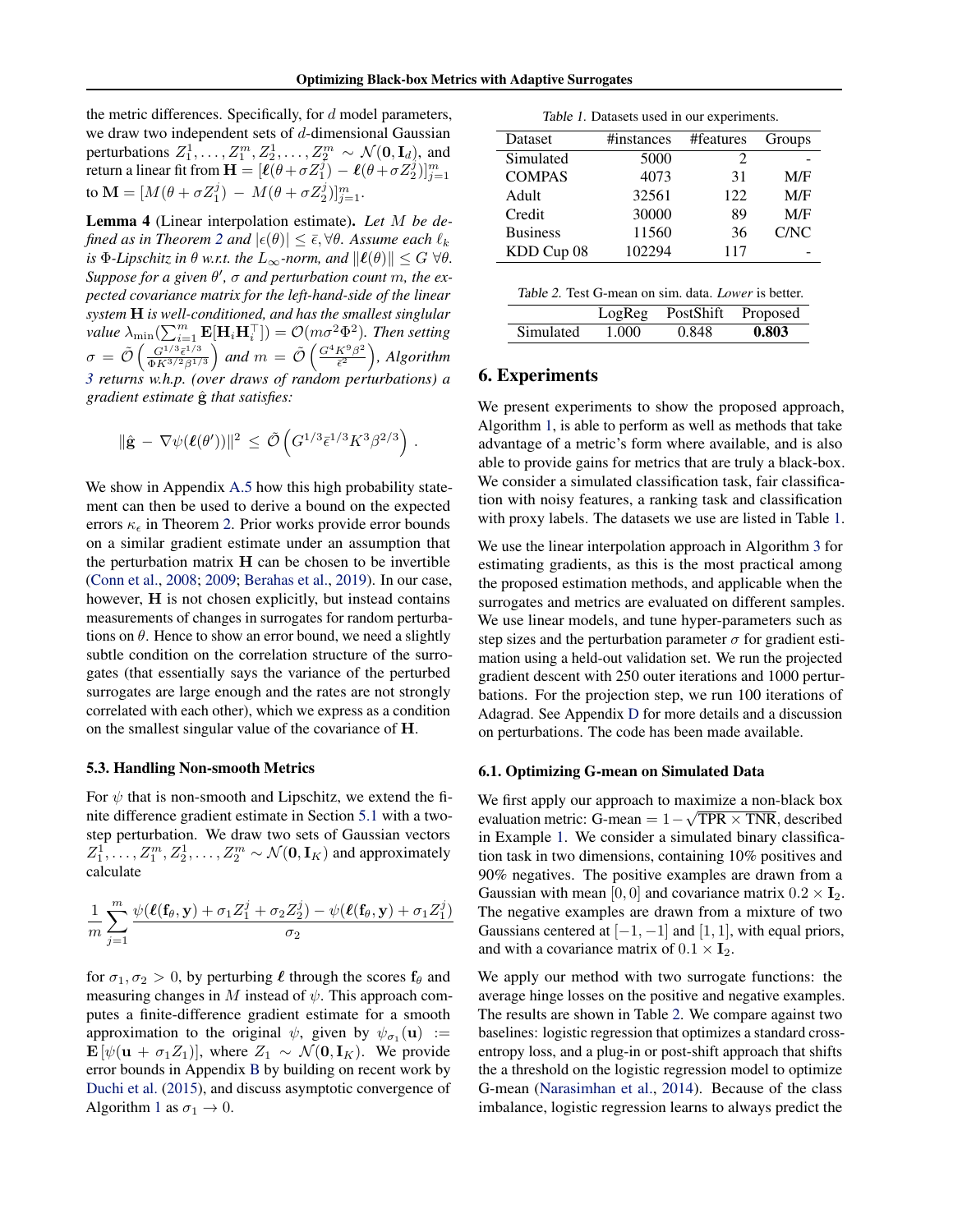the metric differences. Specifically, for $d$ model parameters, we draw two independent sets of $d$-dimensional Gaussian perturbations $Z_1^1, \ldots, Z_1^m, Z_2^1, \ldots, Z_2^m \sim \mathcal{N}(\mathbf{0}, \mathbf{I}_d)$, and return a linear fit from $\mathbf{H} = [\boldsymbol{\ell}(\theta + \sigma Z_1^j) - \boldsymbol{\ell}(\theta + \sigma Z_2^j)]_{j=1}^m$ to $\mathbf{M} = [M(\theta + \sigma Z_1^j) - M(\theta + \sigma Z_2^j)]_{j=1}^m$.

**Lemma 4** (Linear interpolation estimate)**.** *Let $M$ be defined as in Theorem 2 and $|\epsilon(\theta)| \leq \bar{\epsilon}, \forall \theta$. Assume each $\ell_k$ is $\Phi$-Lipschitz in $\theta$ w.r.t. the $L_\infty$-norm, and $\|\boldsymbol{\ell}(\theta)\| \leq G\ \forall \theta$. Suppose for a given $\theta'$, $\sigma$ and perturbation count $m$, the expected covariance matrix for the left-hand-side of the linear system $\mathbf{H}$ is well-conditioned, and has the smallest singlular value $\lambda_{\min}(\sum_{i=1}^m \mathbf{E}[\mathbf{H}_i \mathbf{H}_i^\top]) = \mathcal{O}(m\sigma^2\Phi^2)$. Then setting $\sigma = \tilde{\mathcal{O}}\left(\frac{G^{1/3}\bar{\epsilon}^{1/3}}{\Phi K^{3/2}\beta^{1/3}}\right)$ and $m = \tilde{\mathcal{O}}\left(\frac{G^4 K^9 \beta^2}{\bar{\epsilon}^2}\right)$, Algorithm 3 returns w.h.p. (over draws of random perturbations) a gradient estimate $\hat{\mathbf{g}}$ that satisfies:*

$$\|\hat{\mathbf{g}} - \nabla\psi(\boldsymbol{\ell}(\theta'))\|^2 \leq \tilde{\mathcal{O}}\left(G^{1/3}\bar{\epsilon}^{1/3}K^3\beta^{2/3}\right).$$

We show in Appendix A.5 how this high probability statement can then be used to derive a bound on the expected errors $\kappa_\epsilon$ in Theorem 2. Prior works provide error bounds on a similar gradient estimate under an assumption that the perturbation matrix $\mathbf{H}$ can be chosen to be invertible (Conn et al., 2008; 2009; Berahas et al., 2019). In our case, however, $\mathbf{H}$ is not chosen explicitly, but instead contains measurements of changes in surrogates for random perturbations on $\theta$. Hence to show an error bound, we need a slightly subtle condition on the correlation structure of the surrogates (that essentially says the variance of the perturbed surrogates are large enough and the rates are not strongly correlated with each other), which we express as a condition on the smallest singular value of the covariance of $\mathbf{H}$.

### 5.3. Handling Non-smooth Metrics

For $\psi$ that is non-smooth and Lipschitz, we extend the finite difference gradient estimate in Section 5.1 with a two-step perturbation. We draw two sets of Gaussian vectors $Z_1^1, \ldots, Z_1^m, Z_2^1, \ldots, Z_2^m \sim \mathcal{N}(\mathbf{0}, \mathbf{I}_K)$ and approximately calculate

$$\frac{1}{m}\sum_{j=1}^m \frac{\psi(\boldsymbol{\ell}(\mathbf{f}_\theta, \mathbf{y}) + \sigma_1 Z_1^j + \sigma_2 Z_2^j) - \psi(\boldsymbol{\ell}(\mathbf{f}_\theta, \mathbf{y}) + \sigma_1 Z_1^j)}{\sigma_2}$$

for $\sigma_1, \sigma_2 > 0$, by perturbing $\boldsymbol{\ell}$ through the scores $\mathbf{f}_\theta$ and measuring changes in $M$ instead of $\psi$. This approach computes a finite-difference gradient estimate for a smooth approximation to the original $\psi$, given by $\psi_{\sigma_1}(\mathbf{u}) := \mathbf{E}\left[\psi(\mathbf{u} + \sigma_1 Z_1)\right]$, where $Z_1 \sim \mathcal{N}(\mathbf{0}, \mathbf{I}_K)$. We provide error bounds in Appendix B by building on recent work by Duchi et al. (2015), and discuss asymptotic convergence of Algorithm 1 as $\sigma_1 \to 0$.

*Table 1.* Datasets used in our experiments.

| Dataset | #instances | #features | Groups |
|---|---|---|---|
| Simulated | 5000 | 2 | - |
| COMPAS | 4073 | 31 | M/F |
| Adult | 32561 | 122 | M/F |
| Credit | 30000 | 89 | M/F |
| Business | 11560 | 36 | C/NC |
| KDD Cup 08 | 102294 | 117 | - |

*Table 2.* Test G-mean on sim. data. *Lower* is better.

| | LogReg | PostShift | Proposed |
|---|---|---|---|
| Simulated | 1.000 | 0.848 | **0.803** |

## 6. Experiments

We present experiments to show the proposed approach, Algorithm 1, is able to perform as well as methods that take advantage of a metric's form where available, and is also able to provide gains for metrics that are truly a black-box. We consider a simulated classification task, fair classification with noisy features, a ranking task and classification with proxy labels. The datasets we use are listed in Table 1.

We use the linear interpolation approach in Algorithm 3 for estimating gradients, as this is the most practical among the proposed estimation methods, and applicable when the surrogates and metrics are evaluated on different samples. We use linear models, and tune hyper-parameters such as step sizes and the perturbation parameter $\sigma$ for gradient estimation using a held-out validation set. We run the projected gradient descent with 250 outer iterations and 1000 perturbations. For the projection step, we run 100 iterations of Adagrad. See Appendix D for more details and a discussion on perturbations. The code has been made available.

### 6.1. Optimizing G-mean on Simulated Data

We first apply our approach to maximize a non-black box evaluation metric: G-mean $= 1 - \sqrt{\text{TPR} \times \text{TNR}}$, described in Example 1. We consider a simulated binary classification task in two dimensions, containing 10% positives and 90% negatives. The positive examples are drawn from a Gaussian with mean $[0, 0]$ and covariance matrix $0.2 \times \mathbf{I}_2$. The negative examples are drawn from a mixture of two Gaussians centered at $[-1, -1]$ and $[1, 1]$, with equal priors, and with a covariance matrix of $0.1 \times \mathbf{I}_2$.

We apply our method with two surrogate functions: the average hinge losses on the positive and negative examples. The results are shown in Table 2. We compare against two baselines: logistic regression that optimizes a standard cross-entropy loss, and a plug-in or post-shift approach that shifts the a threshold on the logistic regression model to optimize G-mean (Narasimhan et al., 2014). Because of the class imbalance, logistic regression learns to always predict the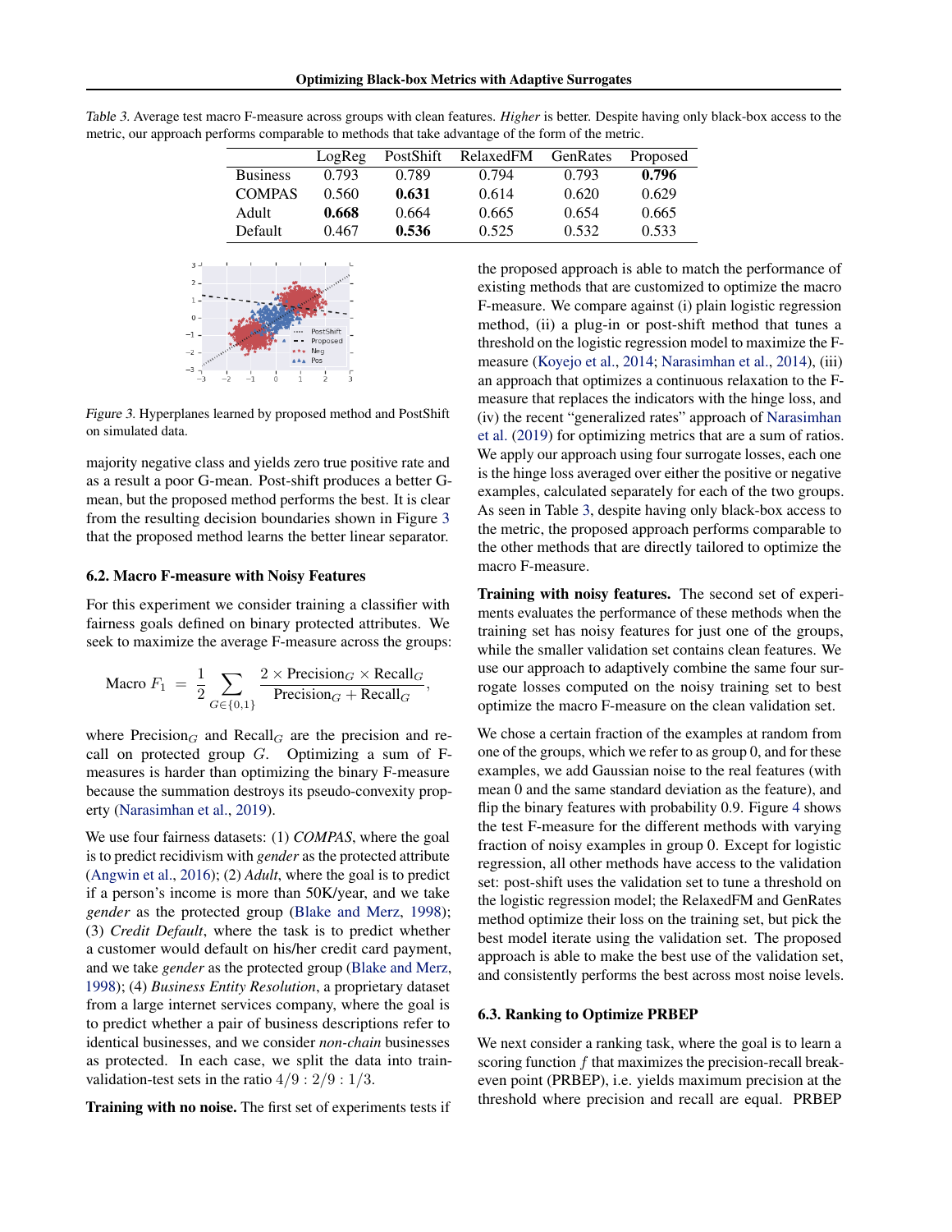Table 3. Average test macro F-measure across groups with clean features. *Higher* is better. Despite having only black-box access to the metric, our approach performs comparable to methods that take advantage of the form of the metric.

| | LogReg | PostShift | RelaxedFM | GenRates | Proposed |
|---|---|---|---|---|---|
| Business | 0.793 | 0.789 | 0.794 | 0.793 | **0.796** |
| COMPAS | 0.560 | **0.631** | 0.614 | 0.620 | 0.629 |
| Adult | **0.668** | 0.664 | 0.665 | 0.654 | 0.665 |
| Default | 0.467 | **0.536** | 0.525 | 0.532 | 0.533 |

Figure 3. Hyperplanes learned by proposed method and PostShift on simulated data.

majority negative class and yields zero true positive rate and as a result a poor G-mean. Post-shift produces a better G-mean, but the proposed method performs the best. It is clear from the resulting decision boundaries shown in Figure 3 that the proposed method learns the better linear separator.

### 6.2. Macro F-measure with Noisy Features

For this experiment we consider training a classifier with fairness goals defined on binary protected attributes. We seek to maximize the average F-measure across the groups:

$$\text{Macro } F_1 \;=\; \frac{1}{2}\sum_{G\in\{0,1\}} \frac{2 \times \text{Precision}_G \times \text{Recall}_G}{\text{Precision}_G + \text{Recall}_G},$$

where $\text{Precision}_G$ and $\text{Recall}_G$ are the precision and recall on protected group $G$. Optimizing a sum of F-measures is harder than optimizing the binary F-measure because the summation destroys its pseudo-convexity property (Narasimhan et al., 2019).

We use four fairness datasets: (1) *COMPAS*, where the goal is to predict recidivism with *gender* as the protected attribute (Angwin et al., 2016); (2) *Adult*, where the goal is to predict if a person's income is more than 50K/year, and we take *gender* as the protected group (Blake and Merz, 1998); (3) *Credit Default*, where the task is to predict whether a customer would default on his/her credit card payment, and we take *gender* as the protected group (Blake and Merz, 1998); (4) *Business Entity Resolution*, a proprietary dataset from a large internet services company, where the goal is to predict whether a pair of business descriptions refer to identical businesses, and we consider *non-chain* businesses as protected. In each case, we split the data into train-validation-test sets in the ratio $4/9 : 2/9 : 1/3$.

**Training with no noise.** The first set of experiments tests if the proposed approach is able to match the performance of existing methods that are customized to optimize the macro F-measure. We compare against (i) plain logistic regression method, (ii) a plug-in or post-shift method that tunes a threshold on the logistic regression model to maximize the F-measure (Koyejo et al., 2014; Narasimhan et al., 2014), (iii) an approach that optimizes a continuous relaxation to the F-measure that replaces the indicators with the hinge loss, and (iv) the recent "generalized rates" approach of Narasimhan et al. (2019) for optimizing metrics that are a sum of ratios. We apply our approach using four surrogate losses, each one is the hinge loss averaged over either the positive or negative examples, calculated separately for each of the two groups. As seen in Table 3, despite having only black-box access to the metric, the proposed approach performs comparable to the other methods that are directly tailored to optimize the macro F-measure.

**Training with noisy features.** The second set of experiments evaluates the performance of these methods when the training set has noisy features for just one of the groups, while the smaller validation set contains clean features. We use our approach to adaptively combine the same four surrogate losses computed on the noisy training set to best optimize the macro F-measure on the clean validation set.

We chose a certain fraction of the examples at random from one of the groups, which we refer to as group 0, and for these examples, we add Gaussian noise to the real features (with mean 0 and the same standard deviation as the feature), and flip the binary features with probability 0.9. Figure 4 shows the test F-measure for the different methods with varying fraction of noisy examples in group 0. Except for logistic regression, all other methods have access to the validation set: post-shift uses the validation set to tune a threshold on the logistic regression model; the RelaxedFM and GenRates method optimize their loss on the training set, but pick the best model iterate using the validation set. The proposed approach is able to make the best use of the validation set, and consistently performs the best across most noise levels.

### 6.3. Ranking to Optimize PRBEP

We next consider a ranking task, where the goal is to learn a scoring function $f$ that maximizes the precision-recall break-even point (PRBEP), i.e. yields maximum precision at the threshold where precision and recall are equal. PRBEP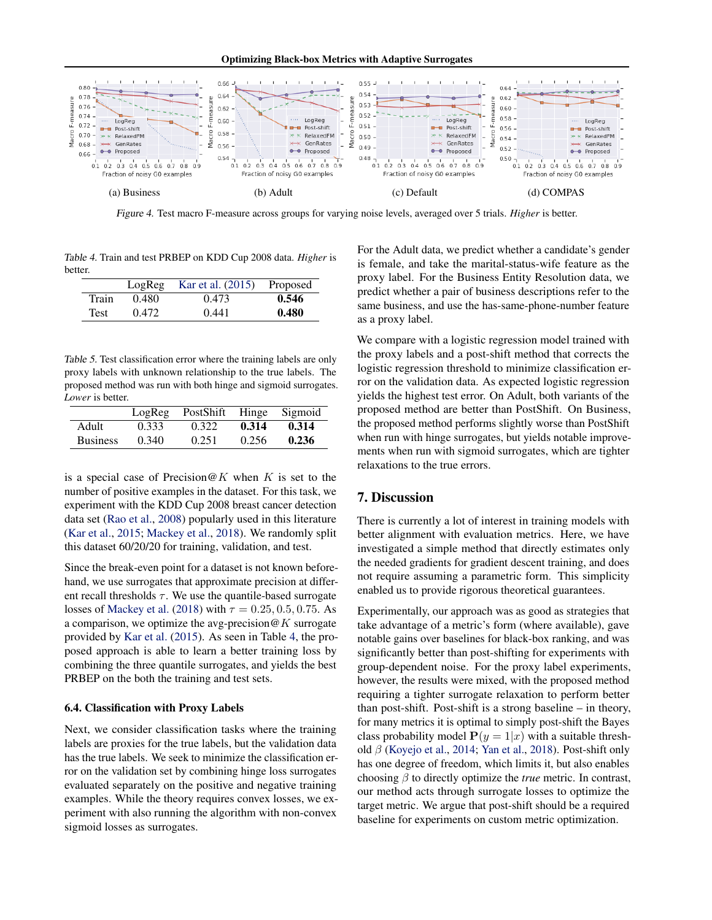(a) Business (b) Adult (c) Default (d) COMPAS

*Figure 4.* Test macro F-measure across groups for varying noise levels, averaged over 5 trials. *Higher* is better.

*Table 4.* Train and test PRBEP on KDD Cup 2008 data. *Higher* is better.

| | LogReg | Kar et al. (2015) | Proposed |
|---|---|---|---|
| Train | 0.480 | 0.473 | **0.546** |
| Test | 0.472 | 0.441 | **0.480** |

*Table 5.* Test classification error where the training labels are only proxy labels with unknown relationship to the true labels. The proposed method was run with both hinge and sigmoid surrogates. *Lower* is better.

| | LogReg | PostShift | Hinge | Sigmoid |
|---|---|---|---|---|
| Adult | 0.333 | 0.322 | **0.314** | **0.314** |
| Business | 0.340 | 0.251 | 0.256 | **0.236** |

is a special case of Precision@$K$ when $K$ is set to the number of positive examples in the dataset. For this task, we experiment with the KDD Cup 2008 breast cancer detection data set (Rao et al., 2008) popularly used in this literature (Kar et al., 2015; Mackey et al., 2018). We randomly split this dataset 60/20/20 for training, validation, and test.

Since the break-even point for a dataset is not known beforehand, we use surrogates that approximate precision at different recall thresholds $\tau$. We use the quantile-based surrogate losses of Mackey et al. (2018) with $\tau = 0.25, 0.5, 0.75$. As a comparison, we optimize the avg-precision@$K$ surrogate provided by Kar et al. (2015). As seen in Table 4, the proposed approach is able to learn a better training loss by combining the three quantile surrogates, and yields the best PRBEP on the both the training and test sets.

### 6.4. Classification with Proxy Labels

Next, we consider classification tasks where the training labels are proxies for the true labels, but the validation data has the true labels. We seek to minimize the classification error on the validation set by combining hinge loss surrogates evaluated separately on the positive and negative training examples. While the theory requires convex losses, we experiment with also running the algorithm with non-convex sigmoid losses as surrogates.

For the Adult data, we predict whether a candidate's gender is female, and take the marital-status-wife feature as the proxy label. For the Business Entity Resolution data, we predict whether a pair of business descriptions refer to the same business, and use the has-same-phone-number feature as a proxy label.

We compare with a logistic regression model trained with the proxy labels and a post-shift method that corrects the logistic regression threshold to minimize classification error on the validation data. As expected logistic regression yields the highest test error. On Adult, both variants of the proposed method are better than PostShift. On Business, the proposed method performs slightly worse than PostShift when run with hinge surrogates, but yields notable improvements when run with sigmoid surrogates, which are tighter relaxations to the true errors.

## 7. Discussion

There is currently a lot of interest in training models with better alignment with evaluation metrics. Here, we have investigated a simple method that directly estimates only the needed gradients for gradient descent training, and does not require assuming a parametric form. This simplicity enabled us to provide rigorous theoretical guarantees.

Experimentally, our approach was as good as strategies that take advantage of a metric's form (where available), gave notable gains over baselines for black-box ranking, and was significantly better than post-shifting for experiments with group-dependent noise. For the proxy label experiments, however, the results were mixed, with the proposed method requiring a tighter surrogate relaxation to perform better than post-shift. Post-shift is a strong baseline – in theory, for many metrics it is optimal to simply post-shift the Bayes class probability model $\mathbf{P}(y = 1|x)$ with a suitable threshold $\beta$ (Koyejo et al., 2014; Yan et al., 2018). Post-shift only has one degree of freedom, which limits it, but also enables choosing $\beta$ to directly optimize the *true* metric. In contrast, our method acts through surrogate losses to optimize the target metric. We argue that post-shift should be a required baseline for experiments on custom metric optimization.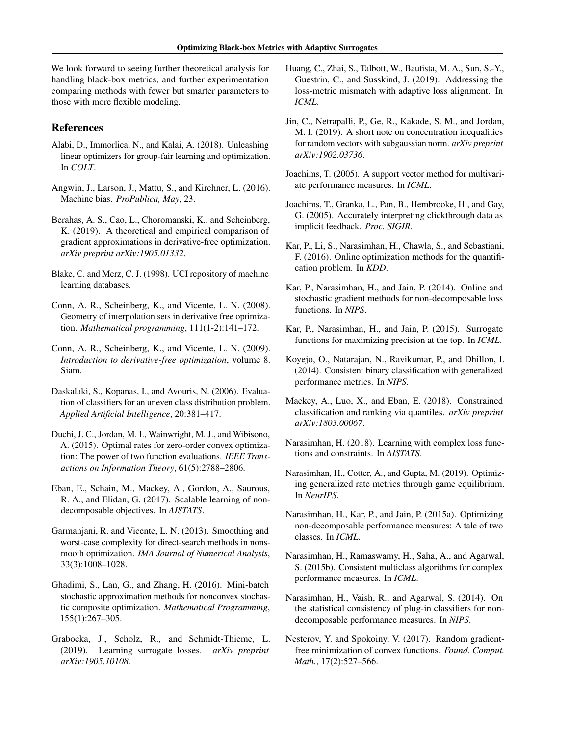We look forward to seeing further theoretical analysis for handling black-box metrics, and further experimentation comparing methods with fewer but smarter parameters to those with more flexible modeling.

## References

Alabi, D., Immorlica, N., and Kalai, A. (2018). Unleashing linear optimizers for group-fair learning and optimization. In *COLT*.

Angwin, J., Larson, J., Mattu, S., and Kirchner, L. (2016). Machine bias. *ProPublica, May*, 23.

Berahas, A. S., Cao, L., Choromanski, K., and Scheinberg, K. (2019). A theoretical and empirical comparison of gradient approximations in derivative-free optimization. *arXiv preprint arXiv:1905.01332*.

Blake, C. and Merz, C. J. (1998). UCI repository of machine learning databases.

Conn, A. R., Scheinberg, K., and Vicente, L. N. (2008). Geometry of interpolation sets in derivative free optimization. *Mathematical programming*, 111(1-2):141–172.

Conn, A. R., Scheinberg, K., and Vicente, L. N. (2009). *Introduction to derivative-free optimization*, volume 8. Siam.

Daskalaki, S., Kopanas, I., and Avouris, N. (2006). Evaluation of classifiers for an uneven class distribution problem. *Applied Artificial Intelligence*, 20:381–417.

Duchi, J. C., Jordan, M. I., Wainwright, M. J., and Wibisono, A. (2015). Optimal rates for zero-order convex optimization: The power of two function evaluations. *IEEE Transactions on Information Theory*, 61(5):2788–2806.

Eban, E., Schain, M., Mackey, A., Gordon, A., Saurous, R. A., and Elidan, G. (2017). Scalable learning of non-decomposable objectives. In *AISTATS*.

Garmanjani, R. and Vicente, L. N. (2013). Smoothing and worst-case complexity for direct-search methods in nonsmooth optimization. *IMA Journal of Numerical Analysis*, 33(3):1008–1028.

Ghadimi, S., Lan, G., and Zhang, H. (2016). Mini-batch stochastic approximation methods for nonconvex stochastic composite optimization. *Mathematical Programming*, 155(1):267–305.

Grabocka, J., Scholz, R., and Schmidt-Thieme, L. (2019). Learning surrogate losses. *arXiv preprint arXiv:1905.10108*.

Huang, C., Zhai, S., Talbott, W., Bautista, M. A., Sun, S.-Y., Guestrin, C., and Susskind, J. (2019). Addressing the loss-metric mismatch with adaptive loss alignment. In *ICML*.

Jin, C., Netrapalli, P., Ge, R., Kakade, S. M., and Jordan, M. I. (2019). A short note on concentration inequalities for random vectors with subgaussian norm. *arXiv preprint arXiv:1902.03736*.

Joachims, T. (2005). A support vector method for multivariate performance measures. In *ICML*.

Joachims, T., Granka, L., Pan, B., Hembrooke, H., and Gay, G. (2005). Accurately interpreting clickthrough data as implicit feedback. *Proc. SIGIR*.

Kar, P., Li, S., Narasimhan, H., Chawla, S., and Sebastiani, F. (2016). Online optimization methods for the quantification problem. In *KDD*.

Kar, P., Narasimhan, H., and Jain, P. (2014). Online and stochastic gradient methods for non-decomposable loss functions. In *NIPS*.

Kar, P., Narasimhan, H., and Jain, P. (2015). Surrogate functions for maximizing precision at the top. In *ICML*.

Koyejo, O., Natarajan, N., Ravikumar, P., and Dhillon, I. (2014). Consistent binary classification with generalized performance metrics. In *NIPS*.

Mackey, A., Luo, X., and Eban, E. (2018). Constrained classification and ranking via quantiles. *arXiv preprint arXiv:1803.00067*.

Narasimhan, H. (2018). Learning with complex loss functions and constraints. In *AISTATS*.

Narasimhan, H., Cotter, A., and Gupta, M. (2019). Optimizing generalized rate metrics through game equilibrium. In *NeurIPS*.

Narasimhan, H., Kar, P., and Jain, P. (2015a). Optimizing non-decomposable performance measures: A tale of two classes. In *ICML*.

Narasimhan, H., Ramaswamy, H., Saha, A., and Agarwal, S. (2015b). Consistent multiclass algorithms for complex performance measures. In *ICML*.

Narasimhan, H., Vaish, R., and Agarwal, S. (2014). On the statistical consistency of plug-in classifiers for non-decomposable performance measures. In *NIPS*.

Nesterov, Y. and Spokoiny, V. (2017). Random gradient-free minimization of convex functions. *Found. Comput. Math.*, 17(2):527–566.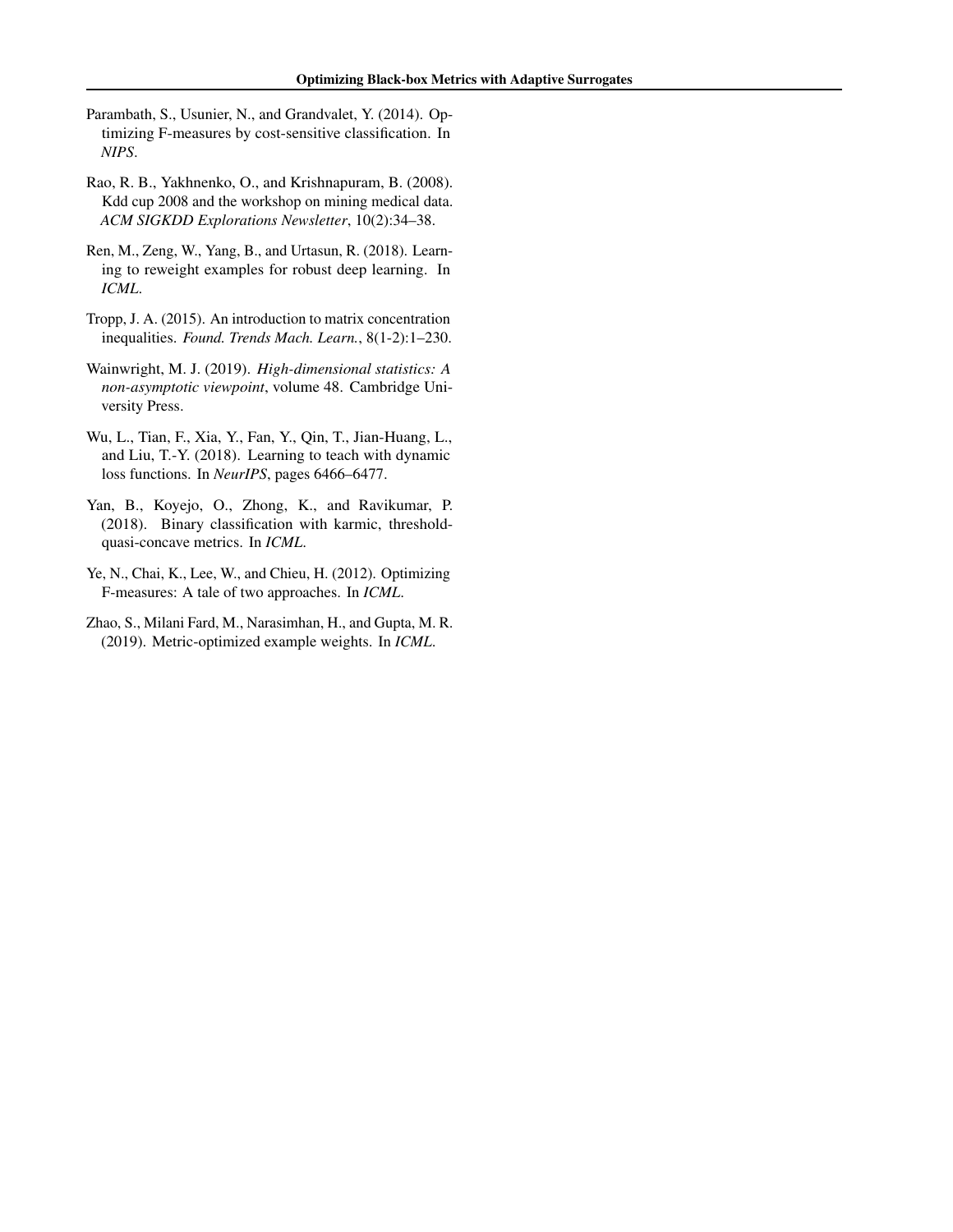Parambath, S., Usunier, N., and Grandvalet, Y. (2014). Optimizing F-measures by cost-sensitive classification. In *NIPS*.

Rao, R. B., Yakhnenko, O., and Krishnapuram, B. (2008). Kdd cup 2008 and the workshop on mining medical data. *ACM SIGKDD Explorations Newsletter*, 10(2):34–38.

Ren, M., Zeng, W., Yang, B., and Urtasun, R. (2018). Learning to reweight examples for robust deep learning. In *ICML*.

Tropp, J. A. (2015). An introduction to matrix concentration inequalities. *Found. Trends Mach. Learn.*, 8(1-2):1–230.

Wainwright, M. J. (2019). *High-dimensional statistics: A non-asymptotic viewpoint*, volume 48. Cambridge University Press.

Wu, L., Tian, F., Xia, Y., Fan, Y., Qin, T., Jian-Huang, L., and Liu, T.-Y. (2018). Learning to teach with dynamic loss functions. In *NeurIPS*, pages 6466–6477.

Yan, B., Koyejo, O., Zhong, K., and Ravikumar, P. (2018). Binary classification with karmic, threshold-quasi-concave metrics. In *ICML*.

Ye, N., Chai, K., Lee, W., and Chieu, H. (2012). Optimizing F-measures: A tale of two approaches. In *ICML*.

Zhao, S., Milani Fard, M., Narasimhan, H., and Gupta, M. R. (2019). Metric-optimized example weights. In *ICML*.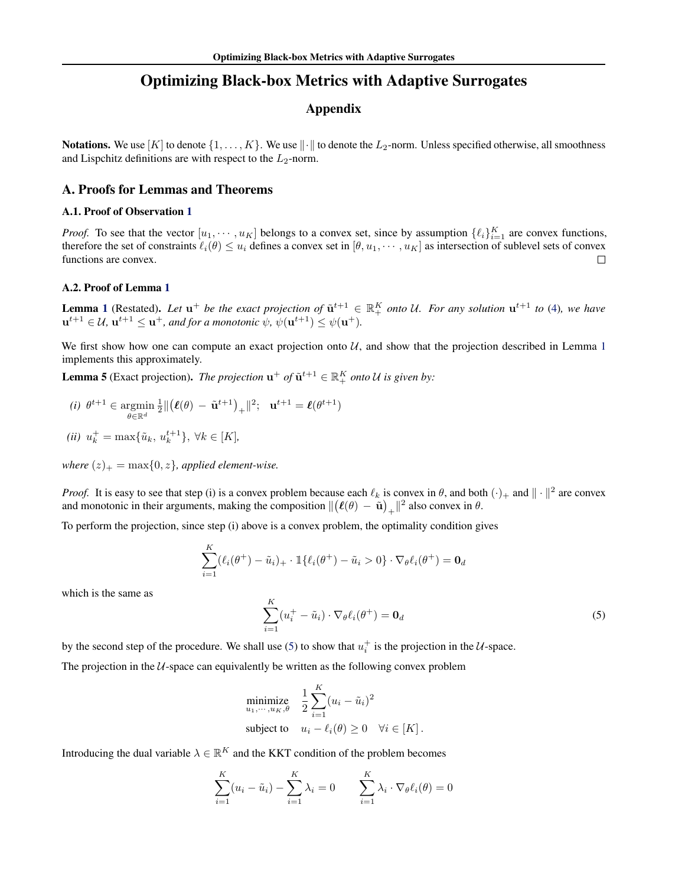# Optimizing Black-box Metrics with Adaptive Surrogates

## Appendix

**Notations.** We use $[K]$ to denote $\{1, \ldots, K\}$. We use $\|\cdot\|$ to denote the $L_2$-norm. Unless specified otherwise, all smoothness and Lispchitz definitions are with respect to the $L_2$-norm.

## A. Proofs for Lemmas and Theorems

### A.1. Proof of Observation 1

*Proof.* To see that the vector $[u_1, \cdots, u_K]$ belongs to a convex set, since by assumption $\{\ell_i\}_{i=1}^K$ are convex functions, therefore the set of constraints $\ell_i(\theta) \le u_i$ defines a convex set in $[\theta, u_1, \cdots, u_K]$ as intersection of sublevel sets of convex functions are convex. □

### A.2. Proof of Lemma 1

**Lemma 1** (Restated). *Let $\mathbf{u}^+$ be the exact projection of $\tilde{\mathbf{u}}^{t+1} \in \mathbb{R}_+^K$ onto $\mathcal{U}$. For any solution $\mathbf{u}^{t+1}$ to (4), we have $\mathbf{u}^{t+1} \in \mathcal{U}$, $\mathbf{u}^{t+1} \le \mathbf{u}^+$, and for a monotonic $\psi$, $\psi(\mathbf{u}^{t+1}) \le \psi(\mathbf{u}^+)$.*

We first show how one can compute an exact projection onto $\mathcal{U}$, and show that the projection described in Lemma 1 implements this approximately.

**Lemma 5** (Exact projection). *The projection $\mathbf{u}^+$ of $\tilde{\mathbf{u}}^{t+1} \in \mathbb{R}_+^K$ onto $\mathcal{U}$ is given by:*

*(i)* $\theta^{t+1} \in \underset{\theta \in \mathbb{R}^d}{\operatorname{argmin}} \frac{1}{2}\|\big(\boldsymbol{\ell}(\theta) - \tilde{\mathbf{u}}^{t+1}\big)_+\|^2; \quad \mathbf{u}^{t+1} = \boldsymbol{\ell}(\theta^{t+1})$

*(ii)* $u_k^+ = \max\{\tilde{u}_k, u_k^{t+1}\}, \ \forall k \in [K]$,

*where $(z)_+ = \max\{0, z\}$, applied element-wise.*

*Proof.* It is easy to see that step (i) is a convex problem because each $\ell_k$ is convex in $\theta$, and both $(\cdot)_+$ and $\|\cdot\|^2$ are convex and monotonic in their arguments, making the composition $\|\big(\boldsymbol{\ell}(\theta) - \tilde{\mathbf{u}}\big)_+\|^2$ also convex in $\theta$.

To perform the projection, since step (i) above is a convex problem, the optimality condition gives

$$\sum_{i=1}^K (\ell_i(\theta^+) - \tilde{u}_i)_+ \cdot \mathbb{1}\{\ell_i(\theta^+) - \tilde{u}_i > 0\} \cdot \nabla_\theta \ell_i(\theta^+) = \mathbf{0}_d$$

which is the same as

$$\sum_{i=1}^K (u_i^+ - \tilde{u}_i) \cdot \nabla_\theta \ell_i(\theta^+) = \mathbf{0}_d \tag{5}$$

by the second step of the procedure. We shall use (5) to show that $u_i^+$ is the projection in the $\mathcal{U}$-space.

The projection in the $\mathcal{U}$-space can equivalently be written as the following convex problem

$$\begin{aligned} \underset{u_1, \cdots, u_K, \theta}{\text{minimize}} \quad & \frac{1}{2}\sum_{i=1}^K (u_i - \tilde{u}_i)^2 \\ \text{subject to} \quad & u_i - \ell_i(\theta) \ge 0 \quad \forall i \in [K]\,. \end{aligned}$$

Introducing the dual variable $\lambda \in \mathbb{R}^K$ and the KKT condition of the problem becomes

$$\sum_{i=1}^K (u_i - \tilde{u}_i) - \sum_{i=1}^K \lambda_i = 0 \qquad \sum_{i=1}^K \lambda_i \cdot \nabla_\theta \ell_i(\theta) = 0$$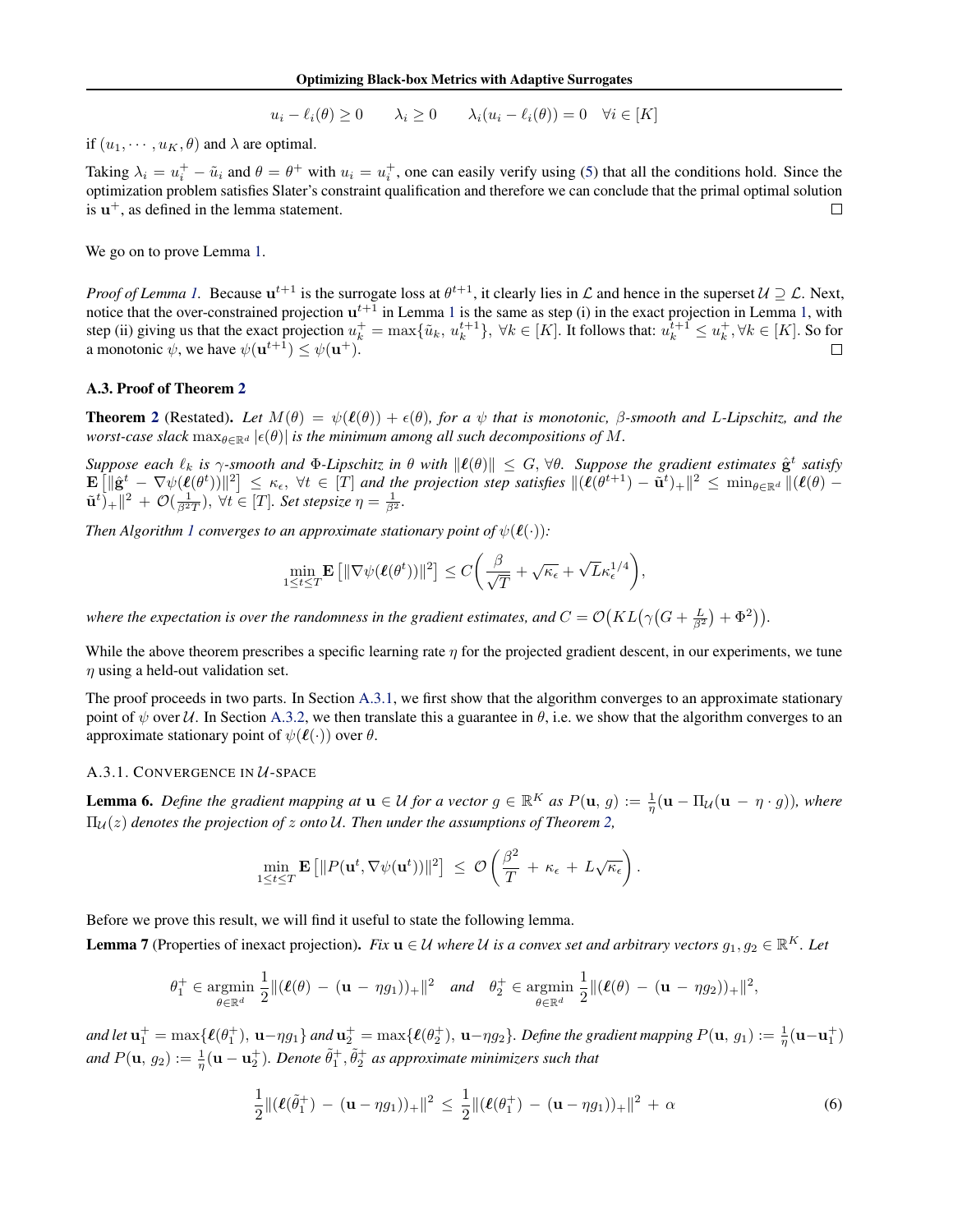$$u_i - \ell_i(\theta) \geq 0 \qquad \lambda_i \geq 0 \qquad \lambda_i(u_i - \ell_i(\theta)) = 0 \quad \forall i \in [K]$$

if $(u_1, \cdots, u_K, \theta)$ and $\lambda$ are optimal.

Taking $\lambda_i = u_i^+ - \tilde{u}_i$ and $\theta = \theta^+$ with $u_i = u_i^+$, one can easily verify using (5) that all the conditions hold. Since the optimization problem satisfies Slater's constraint qualification and therefore we can conclude that the primal optimal solution is $\mathbf{u}^+$, as defined in the lemma statement. $\square$

We go on to prove Lemma 1.

*Proof of Lemma 1.* Because $\mathbf{u}^{t+1}$ is the surrogate loss at $\theta^{t+1}$, it clearly lies in $\mathcal{L}$ and hence in the superset $\mathcal{U} \supseteq \mathcal{L}$. Next, notice that the over-constrained projection $\mathbf{u}^{t+1}$ in Lemma 1 is the same as step (i) in the exact projection in Lemma 1, with step (ii) giving us that the exact projection $u_k^+ = \max\{\tilde{u}_k,\, u_k^{t+1}\},\ \forall k \in [K]$. It follows that: $u_k^{t+1} \leq u_k^+, \forall k \in [K]$. So for a monotonic $\psi$, we have $\psi(\mathbf{u}^{t+1}) \leq \psi(\mathbf{u}^+)$. $\square$

### A.3. Proof of Theorem 2

**Theorem 2** (Restated). *Let $M(\theta) = \psi(\boldsymbol{\ell}(\theta)) + \epsilon(\theta)$, for a $\psi$ that is monotonic, $\beta$-smooth and $L$-Lipschitz, and the worst-case slack $\max_{\theta \in \mathbb{R}^d} |\epsilon(\theta)|$ is the minimum among all such decompositions of $M$.*

*Suppose each $\ell_k$ is $\gamma$-smooth and $\Phi$-Lipschitz in $\theta$ with $\|\boldsymbol{\ell}(\theta)\| \leq G, \forall \theta$. Suppose the gradient estimates $\hat{\mathbf{g}}^t$ satisfy $\mathbf{E}\left[\|\hat{\mathbf{g}}^t - \nabla\psi(\boldsymbol{\ell}(\theta^t))\|^2\right] \leq \kappa_\epsilon,\ \forall t \in [T]$ and the projection step satisfies $\|(\boldsymbol{\ell}(\theta^{t+1}) - \tilde{\mathbf{u}}^t)_+\|^2 \leq \min_{\theta\in\mathbb{R}^d} \|(\boldsymbol{\ell}(\theta) - \tilde{\mathbf{u}}^t)_+\|^2 + \mathcal{O}(\frac{1}{\beta^2 T}),\ \forall t \in [T]$. Set stepsize $\eta = \frac{1}{\beta^2}$.*

*Then Algorithm 1 converges to an approximate stationary point of $\psi(\boldsymbol{\ell}(\cdot))$:*

$$\min_{1\leq t\leq T} \mathbf{E}\left[\|\nabla\psi(\boldsymbol{\ell}(\theta^t))\|^2\right] \leq C\bigg(\frac{\beta}{\sqrt{T}} + \sqrt{\kappa_\epsilon} + \sqrt{L}\kappa_\epsilon^{1/4}\bigg),$$

*where the expectation is over the randomness in the gradient estimates, and $C = \mathcal{O}\big(KL\big(\gamma\big(G + \frac{L}{\beta^2}\big) + \Phi^2\big)\big)$.*

While the above theorem prescribes a specific learning rate $\eta$ for the projected gradient descent, in our experiments, we tune $\eta$ using a held-out validation set.

The proof proceeds in two parts. In Section A.3.1, we first show that the algorithm converges to an approximate stationary point of $\psi$ over $\mathcal{U}$. In Section A.3.2, we then translate this a guarantee in $\theta$, i.e. we show that the algorithm converges to an approximate stationary point of $\psi(\boldsymbol{\ell}(\cdot))$ over $\theta$.

#### A.3.1. Convergence in $\mathcal{U}$-space

**Lemma 6.** *Define the gradient mapping at $\mathbf{u} \in \mathcal{U}$ for a vector $g \in \mathbb{R}^K$ as $P(\mathbf{u},\, g) := \frac{1}{\eta}(\mathbf{u} - \Pi_{\mathcal{U}}(\mathbf{u} - \eta\cdot g))$, where $\Pi_{\mathcal{U}}(z)$ denotes the projection of $z$ onto $\mathcal{U}$. Then under the assumptions of Theorem 2,*

$$\min_{1\leq t\leq T} \mathbf{E}\left[\|P(\mathbf{u}^t, \nabla\psi(\mathbf{u}^t))\|^2\right] \leq \mathcal{O}\left(\frac{\beta^2}{T} + \kappa_\epsilon + L\sqrt{\kappa_\epsilon}\right).$$

Before we prove this result, we will find it useful to state the following lemma.

**Lemma 7** (Properties of inexact projection). *Fix $\mathbf{u} \in \mathcal{U}$ where $\mathcal{U}$ is a convex set and arbitrary vectors $g_1, g_2 \in \mathbb{R}^K$. Let*

$$\theta_1^+ \in \operatorname*{argmin}_{\theta\in\mathbb{R}^d} \frac{1}{2}\|(\boldsymbol{\ell}(\theta) - (\mathbf{u} - \eta g_1))_+\|^2 \quad \text{and} \quad \theta_2^+ \in \operatorname*{argmin}_{\theta\in\mathbb{R}^d} \frac{1}{2}\|(\boldsymbol{\ell}(\theta) - (\mathbf{u} - \eta g_2))_+\|^2,$$

*and let $\mathbf{u}_1^+ = \max\{\boldsymbol{\ell}(\theta_1^+),\, \mathbf{u} - \eta g_1\}$ and $\mathbf{u}_2^+ = \max\{\boldsymbol{\ell}(\theta_2^+),\, \mathbf{u} - \eta g_2\}$. Define the gradient mapping $P(\mathbf{u},\, g_1) := \frac{1}{\eta}(\mathbf{u} - \mathbf{u}_1^+)$ and $P(\mathbf{u},\, g_2) := \frac{1}{\eta}(\mathbf{u} - \mathbf{u}_2^+)$. Denote $\tilde{\theta}_1^+, \tilde{\theta}_2^+$ as approximate minimizers such that*

$$\frac{1}{2}\|(\boldsymbol{\ell}(\tilde{\theta}_1^+) - (\mathbf{u} - \eta g_1))_+\|^2 \leq \frac{1}{2}\|(\boldsymbol{\ell}(\theta_1^+) - (\mathbf{u} - \eta g_1))_+\|^2 + \alpha \tag{6}$$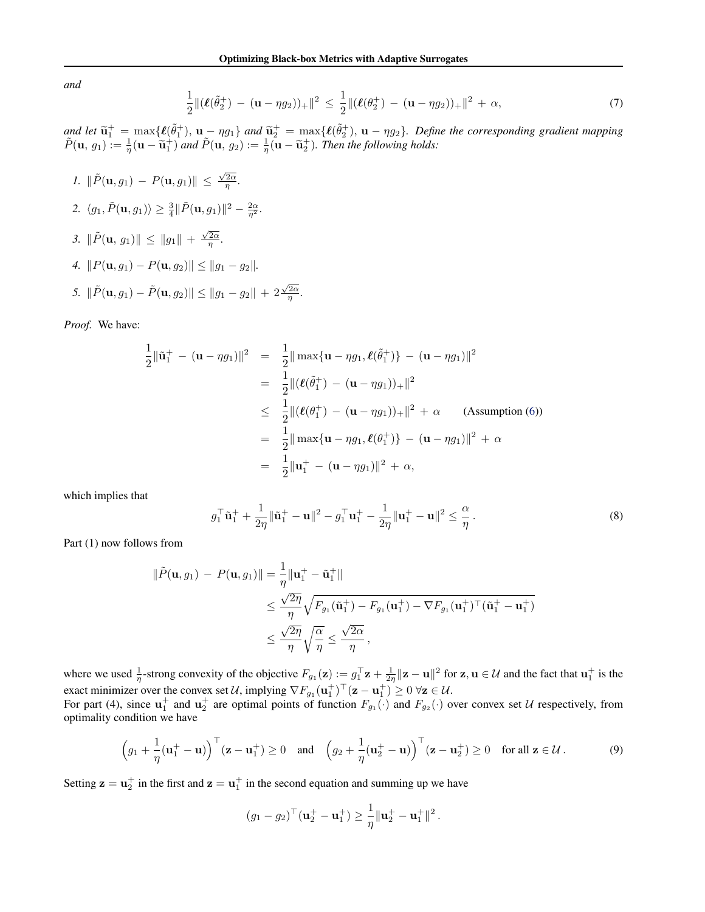*and*

$$\frac{1}{2}\|(\boldsymbol{\ell}(\tilde{\theta}_2^+) - (\mathbf{u} - \eta g_2))_+\|^2 \leq \frac{1}{2}\|(\boldsymbol{\ell}(\theta_2^+) - (\mathbf{u} - \eta g_2))_+\|^2 + \alpha, \tag{7}$$

*and let* $\widetilde{\mathbf{u}}_1^+ = \max\{\boldsymbol{\ell}(\tilde{\theta}_1^+), \mathbf{u} - \eta g_1\}$ *and* $\widetilde{\mathbf{u}}_2^+ = \max\{\boldsymbol{\ell}(\tilde{\theta}_2^+), \mathbf{u} - \eta g_2\}$*. Define the corresponding gradient mapping* $\tilde{P}(\mathbf{u}, g_1) := \frac{1}{\eta}(\mathbf{u} - \widetilde{\mathbf{u}}_1^+)$ *and* $\tilde{P}(\mathbf{u}, g_2) := \frac{1}{\eta}(\mathbf{u} - \widetilde{\mathbf{u}}_2^+)$*. Then the following holds:*

1. $\|\tilde{P}(\mathbf{u}, g_1) - P(\mathbf{u}, g_1)\| \leq \frac{\sqrt{2\alpha}}{\eta}$.
2. $\langle g_1, \tilde{P}(\mathbf{u}, g_1)\rangle \geq \frac{3}{4}\|\tilde{P}(\mathbf{u}, g_1)\|^2 - \frac{2\alpha}{\eta^2}$.
3. $\|\tilde{P}(\mathbf{u}, g_1)\| \leq \|g_1\| + \frac{\sqrt{2\alpha}}{\eta}$.
4. $\|P(\mathbf{u}, g_1) - P(\mathbf{u}, g_2)\| \leq \|g_1 - g_2\|$.
5. $\|\tilde{P}(\mathbf{u}, g_1) - \tilde{P}(\mathbf{u}, g_2)\| \leq \|g_1 - g_2\| + 2\frac{\sqrt{2\alpha}}{\eta}$.

*Proof.* We have:

$$\begin{aligned}
\frac{1}{2}\|\tilde{\mathbf{u}}_1^+ - (\mathbf{u} - \eta g_1)\|^2 &= \frac{1}{2}\|\max\{\mathbf{u} - \eta g_1, \boldsymbol{\ell}(\tilde{\theta}_1^+)\} - (\mathbf{u} - \eta g_1)\|^2 \\
&= \frac{1}{2}\|(\boldsymbol{\ell}(\tilde{\theta}_1^+) - (\mathbf{u} - \eta g_1))_+\|^2 \\
&\leq \frac{1}{2}\|(\boldsymbol{\ell}(\theta_1^+) - (\mathbf{u} - \eta g_1))_+\|^2 + \alpha \qquad \text{(Assumption (6))} \\
&= \frac{1}{2}\|\max\{\mathbf{u} - \eta g_1, \boldsymbol{\ell}(\theta_1^+)\} - (\mathbf{u} - \eta g_1)\|^2 + \alpha \\
&= \frac{1}{2}\|\mathbf{u}_1^+ - (\mathbf{u} - \eta g_1)\|^2 + \alpha,
\end{aligned}$$

which implies that

$$g_1^\top \tilde{\mathbf{u}}_1^+ + \frac{1}{2\eta}\|\tilde{\mathbf{u}}_1^+ - \mathbf{u}\|^2 - g_1^\top \mathbf{u}_1^+ - \frac{1}{2\eta}\|\mathbf{u}_1^+ - \mathbf{u}\|^2 \leq \frac{\alpha}{\eta}\,. \tag{8}$$

Part (1) now follows from

$$\begin{aligned}
\|\tilde{P}(\mathbf{u}, g_1) - P(\mathbf{u}, g_1)\| &= \frac{1}{\eta}\|\mathbf{u}_1^+ - \tilde{\mathbf{u}}_1^+\| \\
&\leq \frac{\sqrt{2\eta}}{\eta}\sqrt{F_{g_1}(\tilde{\mathbf{u}}_1^+) - F_{g_1}(\mathbf{u}_1^+) - \nabla F_{g_1}(\mathbf{u}_1^+)^\top(\tilde{\mathbf{u}}_1^+ - \mathbf{u}_1^+)} \\
&\leq \frac{\sqrt{2\eta}}{\eta}\sqrt{\frac{\alpha}{\eta}} \leq \frac{\sqrt{2\alpha}}{\eta}\,,
\end{aligned}$$

where we used $\frac{1}{\eta}$-strong convexity of the objective $F_{g_1}(\mathbf{z}) := g_1^\top \mathbf{z} + \frac{1}{2\eta}\|\mathbf{z} - \mathbf{u}\|^2$ for $\mathbf{z}, \mathbf{u} \in \mathcal{U}$ and the fact that $\mathbf{u}_1^+$ is the exact minimizer over the convex set $\mathcal{U}$, implying $\nabla F_{g_1}(\mathbf{u}_1^+)^\top(\mathbf{z} - \mathbf{u}_1^+) \geq 0 \; \forall \mathbf{z} \in \mathcal{U}$.
For part (4), since $\mathbf{u}_1^+$ and $\mathbf{u}_2^+$ are optimal points of function $F_{g_1}(\cdot)$ and $F_{g_2}(\cdot)$ over convex set $\mathcal{U}$ respectively, from optimality condition we have

$$\Big(g_1 + \frac{1}{\eta}(\mathbf{u}_1^+ - \mathbf{u})\Big)^\top(\mathbf{z} - \mathbf{u}_1^+) \geq 0 \quad \text{and} \quad \Big(g_2 + \frac{1}{\eta}(\mathbf{u}_2^+ - \mathbf{u})\Big)^\top(\mathbf{z} - \mathbf{u}_2^+) \geq 0 \quad \text{for all } \mathbf{z} \in \mathcal{U}\,. \tag{9}$$

Setting $\mathbf{z} = \mathbf{u}_2^+$ in the first and $\mathbf{z} = \mathbf{u}_1^+$ in the second equation and summing up we have

$$(g_1 - g_2)^\top(\mathbf{u}_2^+ - \mathbf{u}_1^+) \geq \frac{1}{\eta}\|\mathbf{u}_2^+ - \mathbf{u}_1^+\|^2\,.$$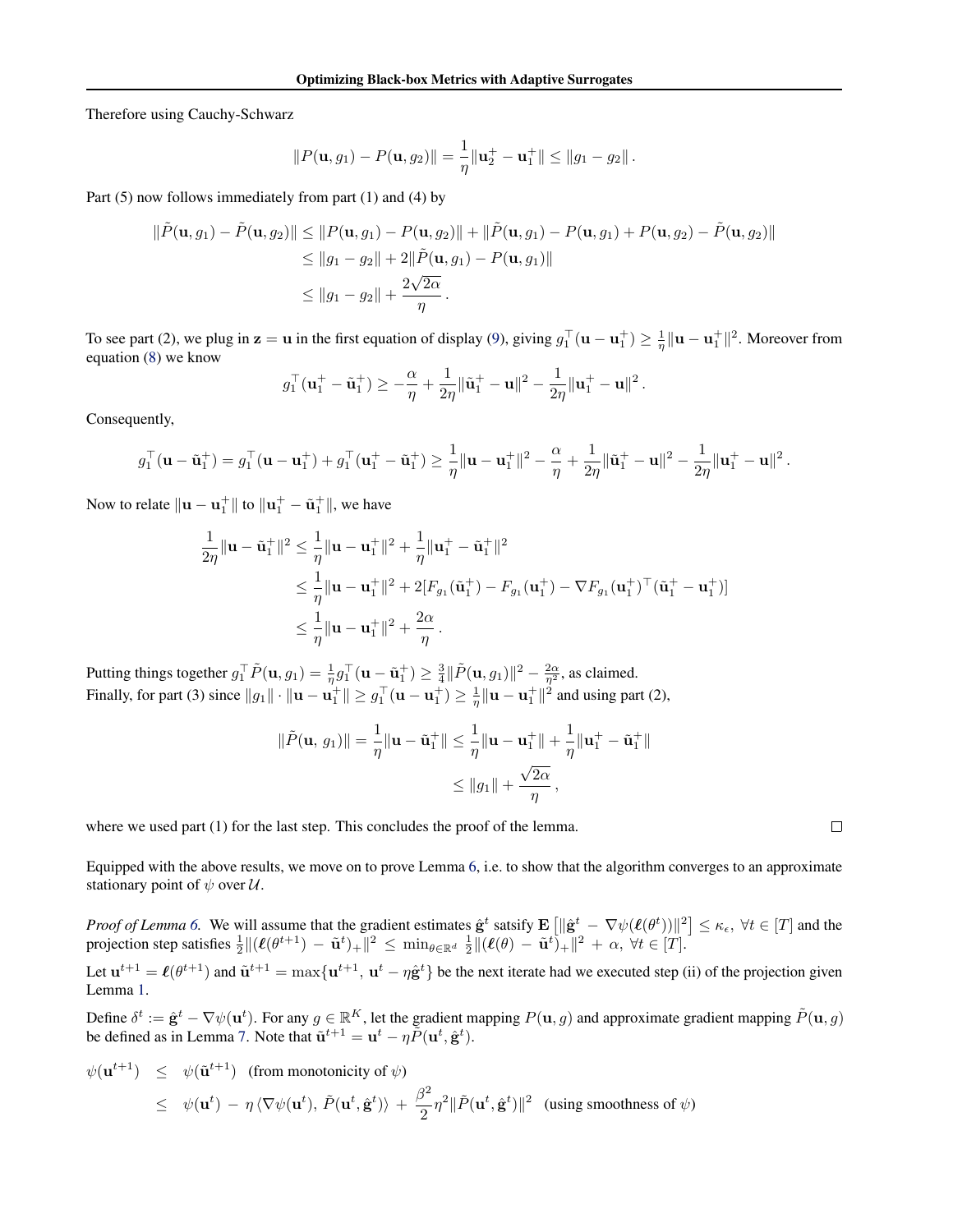Therefore using Cauchy-Schwarz

$$\|P(\mathbf{u}, g_1) - P(\mathbf{u}, g_2)\| = \frac{1}{\eta}\|\mathbf{u}_2^+ - \mathbf{u}_1^+\| \leq \|g_1 - g_2\|.$$

Part (5) now follows immediately from part (1) and (4) by

$$\begin{aligned}
\|\tilde{P}(\mathbf{u}, g_1) - \tilde{P}(\mathbf{u}, g_2)\| &\leq \|P(\mathbf{u}, g_1) - P(\mathbf{u}, g_2)\| + \|\tilde{P}(\mathbf{u}, g_1) - P(\mathbf{u}, g_1) + P(\mathbf{u}, g_2) - \tilde{P}(\mathbf{u}, g_2)\| \\
&\leq \|g_1 - g_2\| + 2\|\tilde{P}(\mathbf{u}, g_1) - P(\mathbf{u}, g_1)\| \\
&\leq \|g_1 - g_2\| + \frac{2\sqrt{2\alpha}}{\eta}.
\end{aligned}$$

To see part (2), we plug in $\mathbf{z} = \mathbf{u}$ in the first equation of display (9), giving $g_1^\top(\mathbf{u} - \mathbf{u}_1^+) \geq \frac{1}{\eta}\|\mathbf{u} - \mathbf{u}_1^+\|^2$. Moreover from equation (8) we know

$$g_1^\top(\mathbf{u}_1^+ - \tilde{\mathbf{u}}_1^+) \geq -\frac{\alpha}{\eta} + \frac{1}{2\eta}\|\tilde{\mathbf{u}}_1^+ - \mathbf{u}\|^2 - \frac{1}{2\eta}\|\mathbf{u}_1^+ - \mathbf{u}\|^2.$$

Consequently,

$$g_1^\top(\mathbf{u} - \tilde{\mathbf{u}}_1^+) = g_1^\top(\mathbf{u} - \mathbf{u}_1^+) + g_1^\top(\mathbf{u}_1^+ - \tilde{\mathbf{u}}_1^+) \geq \frac{1}{\eta}\|\mathbf{u} - \mathbf{u}_1^+\|^2 - \frac{\alpha}{\eta} + \frac{1}{2\eta}\|\tilde{\mathbf{u}}_1^+ - \mathbf{u}\|^2 - \frac{1}{2\eta}\|\mathbf{u}_1^+ - \mathbf{u}\|^2.$$

Now to relate $\|\mathbf{u} - \mathbf{u}_1^+\|$ to $\|\mathbf{u}_1^+ - \tilde{\mathbf{u}}_1^+\|$, we have

$$\begin{aligned}
\frac{1}{2\eta}\|\mathbf{u} - \tilde{\mathbf{u}}_1^+\|^2 &\leq \frac{1}{\eta}\|\mathbf{u} - \mathbf{u}_1^+\|^2 + \frac{1}{\eta}\|\mathbf{u}_1^+ - \tilde{\mathbf{u}}_1^+\|^2 \\
&\leq \frac{1}{\eta}\|\mathbf{u} - \mathbf{u}_1^+\|^2 + 2[F_{g_1}(\tilde{\mathbf{u}}_1^+) - F_{g_1}(\mathbf{u}_1^+) - \nabla F_{g_1}(\mathbf{u}_1^+)^\top(\tilde{\mathbf{u}}_1^+ - \mathbf{u}_1^+)] \\
&\leq \frac{1}{\eta}\|\mathbf{u} - \mathbf{u}_1^+\|^2 + \frac{2\alpha}{\eta}.
\end{aligned}$$

Putting things together $g_1^\top \tilde{P}(\mathbf{u}, g_1) = \frac{1}{\eta}g_1^\top(\mathbf{u} - \tilde{\mathbf{u}}_1^+) \geq \frac{3}{4}\|\tilde{P}(\mathbf{u}, g_1)\|^2 - \frac{2\alpha}{\eta^2}$, as claimed.
Finally, for part (3) since $\|g_1\| \cdot \|\mathbf{u} - \mathbf{u}_1^+\| \geq g_1^\top(\mathbf{u} - \mathbf{u}_1^+) \geq \frac{1}{\eta}\|\mathbf{u} - \mathbf{u}_1^+\|^2$ and using part (2),

$$\begin{aligned}
\|\tilde{P}(\mathbf{u},\, g_1)\| = \frac{1}{\eta}\|\mathbf{u} - \tilde{\mathbf{u}}_1^+\| &\leq \frac{1}{\eta}\|\mathbf{u} - \mathbf{u}_1^+\| + \frac{1}{\eta}\|\mathbf{u}_1^+ - \tilde{\mathbf{u}}_1^+\| \\
&\leq \|g_1\| + \frac{\sqrt{2\alpha}}{\eta},
\end{aligned}$$

where we used part (1) for the last step. This concludes the proof of the lemma. $\square$

Equipped with the above results, we move on to prove Lemma 6, i.e. to show that the algorithm converges to an approximate stationary point of $\psi$ over $\mathcal{U}$.

*Proof of Lemma 6.* We will assume that the gradient estimates $\hat{\mathbf{g}}^t$ satsify $\mathbf{E}\left[\|\hat{\mathbf{g}}^t - \nabla\psi(\boldsymbol{\ell}(\theta^t))\|^2\right] \leq \kappa_\epsilon,\ \forall t \in [T]$ and the projection step satisfies $\frac{1}{2}\|(\boldsymbol{\ell}(\theta^{t+1}) - \tilde{\mathbf{u}}^t)_+\|^2 \leq \min_{\theta \in \mathbb{R}^d} \frac{1}{2}\|(\boldsymbol{\ell}(\theta) - \tilde{\mathbf{u}}^t)_+\|^2 + \alpha,\ \forall t \in [T]$.

Let $\mathbf{u}^{t+1} = \boldsymbol{\ell}(\theta^{t+1})$ and $\tilde{\mathbf{u}}^{t+1} = \max\{\mathbf{u}^{t+1},\, \mathbf{u}^t - \eta\hat{\mathbf{g}}^t\}$ be the next iterate had we executed step (ii) of the projection given Lemma 1.

Define $\delta^t := \hat{\mathbf{g}}^t - \nabla\psi(\mathbf{u}^t)$. For any $g \in \mathbb{R}^K$, let the gradient mapping $P(\mathbf{u}, g)$ and approximate gradient mapping $\tilde{P}(\mathbf{u}, g)$ be defined as in Lemma 7. Note that $\tilde{\mathbf{u}}^{t+1} = \mathbf{u}^t - \eta\tilde{P}(\mathbf{u}^t, \hat{\mathbf{g}}^t)$.

$$\begin{aligned}
\psi(\mathbf{u}^{t+1}) &\leq \psi(\tilde{\mathbf{u}}^{t+1}) \quad \text{(from monotonicity of } \psi) \\
&\leq \psi(\mathbf{u}^t) - \eta\,\langle\nabla\psi(\mathbf{u}^t),\, \tilde{P}(\mathbf{u}^t, \hat{\mathbf{g}}^t)\rangle + \frac{\beta^2}{2}\eta^2\|\tilde{P}(\mathbf{u}^t, \hat{\mathbf{g}}^t)\|^2 \quad \text{(using smoothness of } \psi)
\end{aligned}$$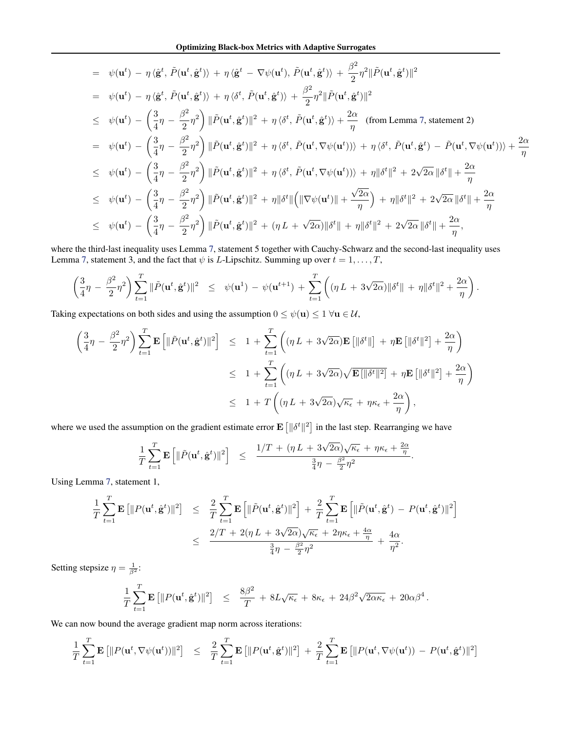$$
\begin{aligned}
&= \psi(\mathbf{u}^t) \,-\, \eta \, \langle \hat{\mathbf{g}}^t,\, \tilde{P}(\mathbf{u}^t, \hat{\mathbf{g}}^t) \rangle \,+\, \eta \, \langle \hat{\mathbf{g}}^t \,-\, \nabla\psi(\mathbf{u}^t),\, \tilde{P}(\mathbf{u}^t, \hat{\mathbf{g}}^t) \rangle \,+\, \frac{\beta^2}{2}\eta^2 \|\tilde{P}(\mathbf{u}^t, \hat{\mathbf{g}}^t)\|^2 \\
&= \psi(\mathbf{u}^t) \,-\, \eta \, \langle \hat{\mathbf{g}}^t,\, \tilde{P}(\mathbf{u}^t, \hat{\mathbf{g}}^t) \rangle \,+\, \eta \, \langle \delta^t,\, \tilde{P}(\mathbf{u}^t, \hat{\mathbf{g}}^t) \rangle \,+\, \frac{\beta^2}{2}\eta^2 \|\tilde{P}(\mathbf{u}^t, \hat{\mathbf{g}}^t)\|^2 \\
&\leq \psi(\mathbf{u}^t) \,-\, \left(\frac{3}{4}\eta \,-\, \frac{\beta^2}{2}\eta^2\right) \|\tilde{P}(\mathbf{u}^t, \hat{\mathbf{g}}^t)\|^2 \,+\, \eta \, \langle \delta^t,\, \tilde{P}(\mathbf{u}^t, \hat{\mathbf{g}}^t) \rangle + \frac{2\alpha}{\eta} \quad \text{(from Lemma 7, statement 2)} \\
&= \psi(\mathbf{u}^t) \,-\, \left(\frac{3}{4}\eta \,-\, \frac{\beta^2}{2}\eta^2\right) \|\tilde{P}(\mathbf{u}^t, \hat{\mathbf{g}}^t)\|^2 \,+\, \eta \, \langle \delta^t,\, \tilde{P}(\mathbf{u}^t, \nabla\psi(\mathbf{u}^t)) \rangle \,+\, \eta \, \langle \delta^t,\, \tilde{P}(\mathbf{u}^t, \hat{\mathbf{g}}^t) \,-\, \tilde{P}(\mathbf{u}^t, \nabla\psi(\mathbf{u}^t)) \rangle + \frac{2\alpha}{\eta} \\
&\leq \psi(\mathbf{u}^t) \,-\, \left(\frac{3}{4}\eta \,-\, \frac{\beta^2}{2}\eta^2\right) \|\tilde{P}(\mathbf{u}^t, \hat{\mathbf{g}}^t)\|^2 \,+\, \eta \, \langle \delta^t,\, \tilde{P}(\mathbf{u}^t, \nabla\psi(\mathbf{u}^t)) \rangle \,+\, \eta \|\delta^t\|^2 \,+\, 2\sqrt{2\alpha}\,\|\delta^t\| + \frac{2\alpha}{\eta} \\
&\leq \psi(\mathbf{u}^t) \,-\, \left(\frac{3}{4}\eta \,-\, \frac{\beta^2}{2}\eta^2\right) \|\tilde{P}(\mathbf{u}^t, \hat{\mathbf{g}}^t)\|^2 \,+\, \eta \|\delta^t\| \Big( \|\nabla\psi(\mathbf{u}^t)\| + \frac{\sqrt{2\alpha}}{\eta} \Big) \,+\, \eta \|\delta^t\|^2 \,+\, 2\sqrt{2\alpha}\,\|\delta^t\| + \frac{2\alpha}{\eta} \\
&\leq \psi(\mathbf{u}^t) \,-\, \left(\frac{3}{4}\eta \,-\, \frac{\beta^2}{2}\eta^2\right) \|\tilde{P}(\mathbf{u}^t, \hat{\mathbf{g}}^t)\|^2 \,+\, (\eta \, L \,+\, \sqrt{2\alpha}) \|\delta^t\| \,+\, \eta \|\delta^t\|^2 \,+\, 2\sqrt{2\alpha}\,\|\delta^t\| + \frac{2\alpha}{\eta},
\end{aligned}
$$

where the third-last inequality uses Lemma 7, statement 5 together with Cauchy-Schwarz and the second-last inequality uses Lemma 7, statement 3, and the fact that $\psi$ is $L$-Lipschitz. Summing up over $t = 1, \ldots, T$,

$$
\left(\frac{3}{4}\eta \,-\, \frac{\beta^2}{2}\eta^2\right) \sum_{t=1}^{T} \|\tilde{P}(\mathbf{u}^t, \hat{\mathbf{g}}^t)\|^2 \quad \leq \quad \psi(\mathbf{u}^1) \,-\, \psi(\mathbf{u}^{t+1}) \,+\, \sum_{t=1}^{T} \left( (\eta \, L \,+\, 3\sqrt{2\alpha}) \|\delta^t\| \,+\, \eta \|\delta^t\|^2 + \frac{2\alpha}{\eta} \right).
$$

Taking expectations on both sides and using the assumption $0 \leq \psi(\mathbf{u}) \leq 1 \; \forall \mathbf{u} \in \mathcal{U}$,

$$
\begin{aligned}
\left(\frac{3}{4}\eta \,-\, \frac{\beta^2}{2}\eta^2\right) \sum_{t=1}^{T} \mathbf{E}\left[\|\tilde{P}(\mathbf{u}^t, \hat{\mathbf{g}}^t)\|^2\right] \quad &\leq \quad 1 \,+\, \sum_{t=1}^{T} \left( (\eta \, L \,+\, 3\sqrt{2\alpha}) \mathbf{E}\left[\|\delta^t\|\right] \,+\, \eta \mathbf{E}\left[\|\delta^t\|^2\right] + \frac{2\alpha}{\eta} \right) \\
&\leq \quad 1 \,+\, \sum_{t=1}^{T} \left( (\eta \, L \,+\, 3\sqrt{2\alpha}) \sqrt{\mathbf{E}\left[\|\delta^t\|^2\right]} \,+\, \eta \mathbf{E}\left[\|\delta^t\|^2\right] + \frac{2\alpha}{\eta} \right) \\
&\leq \quad 1 \,+\, T \left( (\eta \, L \,+\, 3\sqrt{2\alpha}) \sqrt{\kappa_\epsilon} \,+\, \eta \kappa_\epsilon + \frac{2\alpha}{\eta} \right),
\end{aligned}
$$

where we used the assumption on the gradient estimate error $\mathbf{E}\left[\|\delta^t\|^2\right]$ in the last step. Rearranging we have

$$
\frac{1}{T} \sum_{t=1}^{T} \mathbf{E}\left[\|\tilde{P}(\mathbf{u}^t, \hat{\mathbf{g}}^t)\|^2\right] \quad \leq \quad \frac{1/T \,+\, (\eta \, L \,+\, 3\sqrt{2\alpha}) \sqrt{\kappa_\epsilon} \,+\, \eta \kappa_\epsilon + \frac{2\alpha}{\eta}}{\frac{3}{4}\eta \,-\, \frac{\beta^2}{2}\eta^2}.
$$

Using Lemma 7, statement 1,

$$
\begin{aligned}
\frac{1}{T} \sum_{t=1}^{T} \mathbf{E}\left[\|P(\mathbf{u}^t, \hat{\mathbf{g}}^t)\|^2\right] \quad &\leq \quad \frac{2}{T} \sum_{t=1}^{T} \mathbf{E}\left[\|\tilde{P}(\mathbf{u}^t, \hat{\mathbf{g}}^t)\|^2\right] \,+\, \frac{2}{T} \sum_{t=1}^{T} \mathbf{E}\left[\|\tilde{P}(\mathbf{u}^t, \hat{\mathbf{g}}^t) \,-\, P(\mathbf{u}^t, \hat{\mathbf{g}}^t)\|^2\right] \\
&\leq \quad \frac{2/T \,+\, 2(\eta \, L \,+\, 3\sqrt{2\alpha}) \sqrt{\kappa_\epsilon} \,+\, 2\eta \kappa_\epsilon + \frac{4\alpha}{\eta}}{\frac{3}{4}\eta \,-\, \frac{\beta^2}{2}\eta^2} \,+\, \frac{4\alpha}{\eta^2}.
\end{aligned}
$$

Setting stepsize $\eta = \frac{1}{\beta^2}$:

$$
\frac{1}{T} \sum_{t=1}^{T} \mathbf{E}\left[\|P(\mathbf{u}^t, \hat{\mathbf{g}}^t)\|^2\right] \quad \leq \quad \frac{8\beta^2}{T} \,+\, 8L\sqrt{\kappa_\epsilon} \,+\, 8\kappa_\epsilon \,+\, 24\beta^2\sqrt{2\alpha\kappa_\epsilon} \,+\, 20\alpha\beta^4 \,.
$$

We can now bound the average gradient map norm across iterations:

$$
\frac{1}{T} \sum_{t=1}^{T} \mathbf{E}\left[\|P(\mathbf{u}^t, \nabla\psi(\mathbf{u}^t))\|^2\right] \quad \leq \quad \frac{2}{T} \sum_{t=1}^{T} \mathbf{E}\left[\|P(\mathbf{u}^t, \hat{\mathbf{g}}^t)\|^2\right] \,+\, \frac{2}{T} \sum_{t=1}^{T} \mathbf{E}\left[\|P(\mathbf{u}^t, \nabla\psi(\mathbf{u}^t)) \,-\, P(\mathbf{u}^t, \hat{\mathbf{g}}^t)\|^2\right]
$$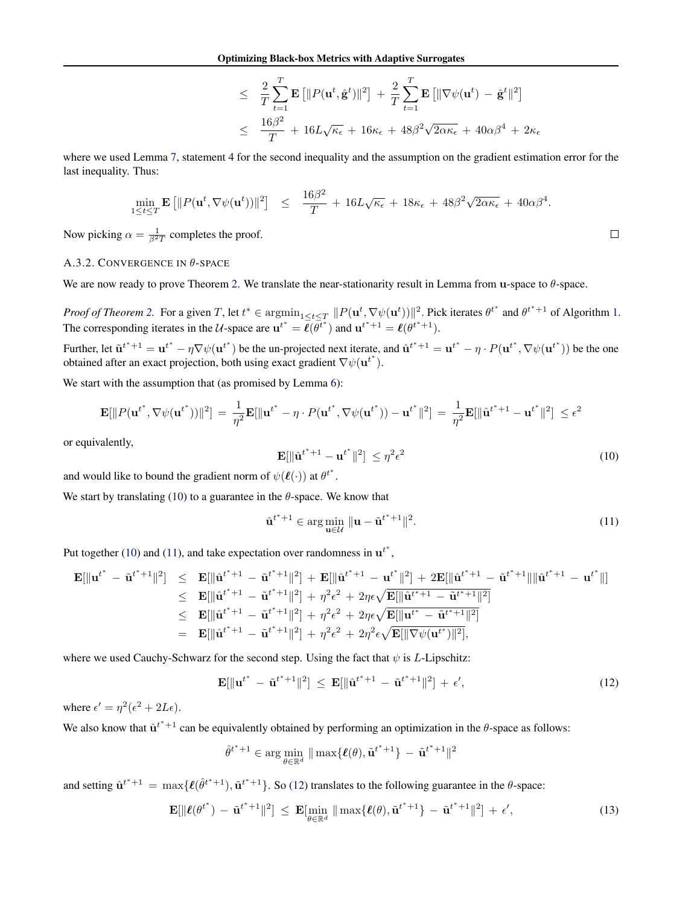$$
\begin{aligned}
&\leq \frac{2}{T}\sum_{t=1}^{T}\mathbf{E}\left[\|P(\mathbf{u}^t, \hat{\mathbf{g}}^t)\|^2\right] + \frac{2}{T}\sum_{t=1}^{T}\mathbf{E}\left[\|\nabla\psi(\mathbf{u}^t) - \hat{\mathbf{g}}^t\|^2\right] \\
&\leq \frac{16\beta^2}{T} + 16L\sqrt{\kappa_\epsilon} + 16\kappa_\epsilon + 48\beta^2\sqrt{2\alpha\kappa_\epsilon} + 40\alpha\beta^4 + 2\kappa_\epsilon
\end{aligned}
$$

where we used Lemma 7, statement 4 for the second inequality and the assumption on the gradient estimation error for the last inequality. Thus:

$$
\min_{1\leq t\leq T}\mathbf{E}\left[\|P(\mathbf{u}^t, \nabla\psi(\mathbf{u}^t))\|^2\right] \leq \frac{16\beta^2}{T} + 16L\sqrt{\kappa_\epsilon} + 18\kappa_\epsilon + 48\beta^2\sqrt{2\alpha\kappa_\epsilon} + 40\alpha\beta^4.
$$

Now picking $\alpha = \frac{1}{\beta^2 T}$ completes the proof. □

#### A.3.2. Convergence in $\theta$-space

We are now ready to prove Theorem 2. We translate the near-stationarity result in Lemma from $\mathbf{u}$-space to $\theta$-space.

*Proof of Theorem 2.* For a given $T$, let $t^* \in \operatorname{argmin}_{1\leq t\leq T} \|P(\mathbf{u}^t, \nabla\psi(\mathbf{u}^t))\|^2$. Pick iterates $\theta^{t^*}$ and $\theta^{t^*+1}$ of Algorithm 1. The corresponding iterates in the $\mathcal{U}$-space are $\mathbf{u}^{t^*} = \boldsymbol{\ell}(\theta^{t^*})$ and $\mathbf{u}^{t^*+1} = \boldsymbol{\ell}(\theta^{t^*+1})$.

Further, let $\tilde{\mathbf{u}}^{t^*+1} = \mathbf{u}^{t^*} - \eta\nabla\psi(\mathbf{u}^{t^*})$ be the un-projected next iterate, and $\hat{\mathbf{u}}^{t^*+1} = \mathbf{u}^{t^*} - \eta \cdot P(\mathbf{u}^{t^*}, \nabla\psi(\mathbf{u}^{t^*}))$ be the one obtained after an exact projection, both using exact gradient $\nabla\psi(\mathbf{u}^{t^*})$.

We start with the assumption that (as promised by Lemma 6):

$$
\mathbf{E}[\|P(\mathbf{u}^{t^*}, \nabla\psi(\mathbf{u}^{t^*}))\|^2] = \frac{1}{\eta^2}\mathbf{E}[\|\mathbf{u}^{t^*} - \eta\cdot P(\mathbf{u}^{t^*}, \nabla\psi(\mathbf{u}^{t^*})) - \mathbf{u}^{t^*}\|^2] = \frac{1}{\eta^2}\mathbf{E}[\|\hat{\mathbf{u}}^{t^*+1} - \mathbf{u}^{t^*}\|^2] \leq \epsilon^2
$$

or equivalently,

$$
\mathbf{E}[\|\hat{\mathbf{u}}^{t^*+1} - \mathbf{u}^{t^*}\|^2] \leq \eta^2\epsilon^2 \tag{10}
$$

and would like to bound the gradient norm of $\psi(\boldsymbol{\ell}(\cdot))$ at $\theta^{t^*}$.

We start by translating (10) to a guarantee in the $\theta$-space. We know that

$$
\hat{\mathbf{u}}^{t^*+1} \in \arg\min_{\mathbf{u}\in\mathcal{U}} \|\mathbf{u} - \tilde{\mathbf{u}}^{t^*+1}\|^2. \tag{11}
$$

Put together (10) and (11), and take expectation over randomness in $\mathbf{u}^{t^*}$,

$$
\begin{aligned}
\mathbf{E}[\|\mathbf{u}^{t^*} - \tilde{\mathbf{u}}^{t^*+1}\|^2] &\leq \mathbf{E}[\|\hat{\mathbf{u}}^{t^*+1} - \tilde{\mathbf{u}}^{t^*+1}\|^2] + \mathbf{E}[\|\hat{\mathbf{u}}^{t^*+1} - \mathbf{u}^{t^*}\|^2] + 2\mathbf{E}[\|\hat{\mathbf{u}}^{t^*+1} - \tilde{\mathbf{u}}^{t^*+1}\|\|\hat{\mathbf{u}}^{t^*+1} - \mathbf{u}^{t^*}\|] \\
&\leq \mathbf{E}[\|\hat{\mathbf{u}}^{t^*+1} - \tilde{\mathbf{u}}^{t^*+1}\|^2] + \eta^2\epsilon^2 + 2\eta\epsilon\sqrt{\mathbf{E}[\|\hat{\mathbf{u}}^{t^*+1} - \tilde{\mathbf{u}}^{t^*+1}\|^2]} \\
&\leq \mathbf{E}[\|\hat{\mathbf{u}}^{t^*+1} - \tilde{\mathbf{u}}^{t^*+1}\|^2] + \eta^2\epsilon^2 + 2\eta\epsilon\sqrt{\mathbf{E}[\|\mathbf{u}^{t^*} - \tilde{\mathbf{u}}^{t^*+1}\|^2]} \\
&= \mathbf{E}[\|\hat{\mathbf{u}}^{t^*+1} - \tilde{\mathbf{u}}^{t^*+1}\|^2] + \eta^2\epsilon^2 + 2\eta^2\epsilon\sqrt{\mathbf{E}[\|\nabla\psi(\mathbf{u}^{t^*})\|^2]},
\end{aligned}
$$

where we used Cauchy-Schwarz for the second step. Using the fact that $\psi$ is $L$-Lipschitz:

$$
\mathbf{E}[\|\mathbf{u}^{t^*} - \tilde{\mathbf{u}}^{t^*+1}\|^2] \leq \mathbf{E}[\|\hat{\mathbf{u}}^{t^*+1} - \tilde{\mathbf{u}}^{t^*+1}\|^2] + \epsilon', \tag{12}
$$

where $\epsilon' = \eta^2(\epsilon^2 + 2L\epsilon)$.

We also know that $\hat{\mathbf{u}}^{t^*+1}$ can be equivalently obtained by performing an optimization in the $\theta$-space as follows:

$$
\hat{\theta}^{t^*+1} \in \arg\min_{\theta\in\mathbb{R}^d} \|\max\{\boldsymbol{\ell}(\theta), \tilde{\mathbf{u}}^{t^*+1}\} - \tilde{\mathbf{u}}^{t^*+1}\|^2
$$

and setting $\hat{\mathbf{u}}^{t^*+1} = \max\{\boldsymbol{\ell}(\hat{\theta}^{t^*+1}), \tilde{\mathbf{u}}^{t^*+1}\}$. So (12) translates to the following guarantee in the $\theta$-space:

$$
\mathbf{E}[\|\boldsymbol{\ell}(\theta^{t^*}) - \tilde{\mathbf{u}}^{t^*+1}\|^2] \leq \mathbf{E}[\min_{\theta\in\mathbb{R}^d} \|\max\{\boldsymbol{\ell}(\theta), \tilde{\mathbf{u}}^{t^*+1}\} - \tilde{\mathbf{u}}^{t^*+1}\|^2] + \epsilon', \tag{13}
$$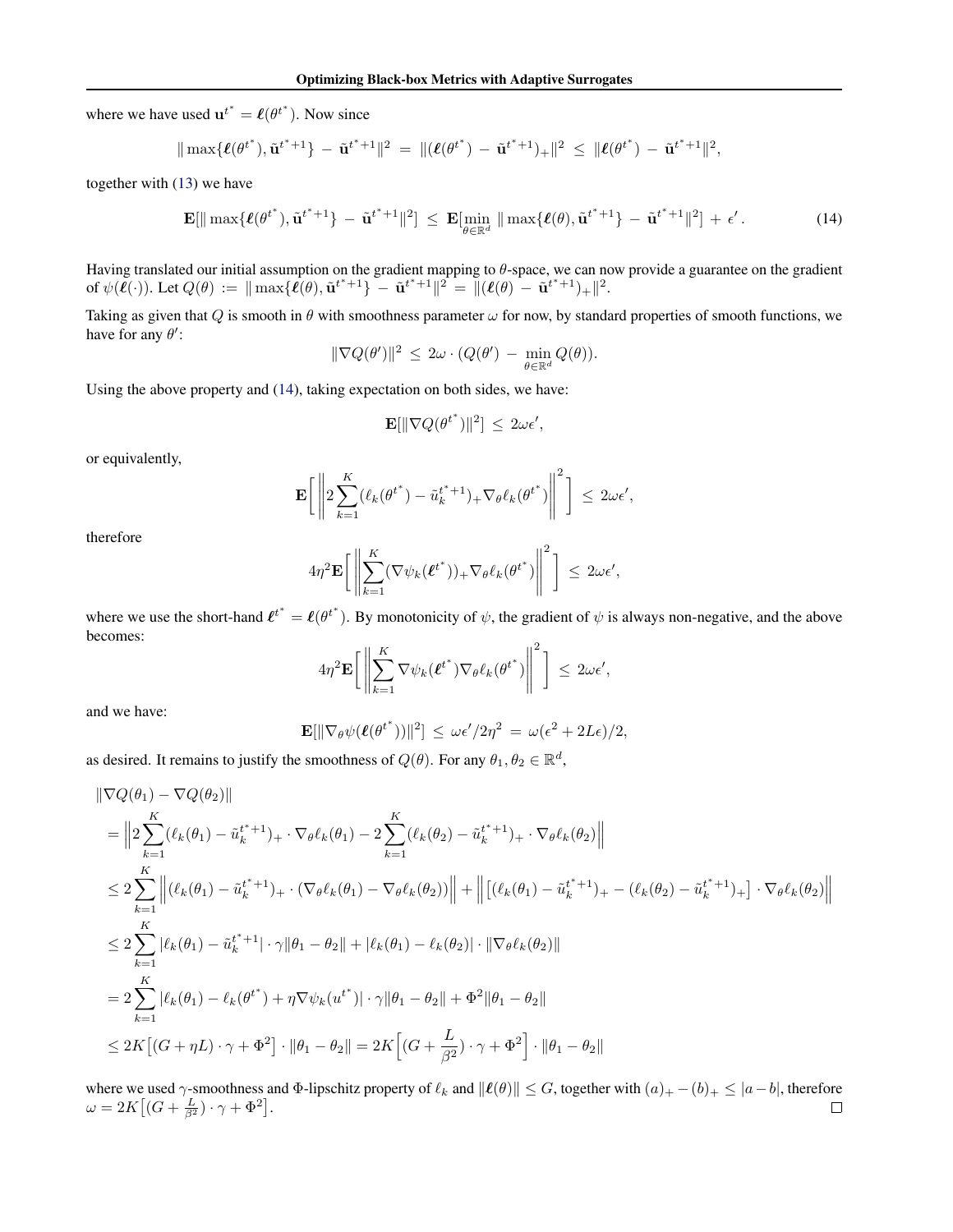where we have used $\mathbf{u}^{t^*} = \boldsymbol{\ell}(\theta^{t^*})$. Now since

$$\|\max\{\boldsymbol{\ell}(\theta^{t^*}), \tilde{\mathbf{u}}^{t^*+1}\} - \tilde{\mathbf{u}}^{t^*+1}\|^2 = \|(\boldsymbol{\ell}(\theta^{t^*}) - \tilde{\mathbf{u}}^{t^*+1})_+\|^2 \leq \|\boldsymbol{\ell}(\theta^{t^*}) - \tilde{\mathbf{u}}^{t^*+1}\|^2,$$

together with (13) we have

$$\mathbf{E}[\|\max\{\boldsymbol{\ell}(\theta^{t^*}), \tilde{\mathbf{u}}^{t^*+1}\} - \tilde{\mathbf{u}}^{t^*+1}\|^2] \leq \mathbf{E}[\min_{\theta \in \mathbb{R}^d} \|\max\{\boldsymbol{\ell}(\theta), \tilde{\mathbf{u}}^{t^*+1}\} - \tilde{\mathbf{u}}^{t^*+1}\|^2] + \epsilon'. \tag{14}$$

Having translated our initial assumption on the gradient mapping to $\theta$-space, we can now provide a guarantee on the gradient of $\psi(\boldsymbol{\ell}(\cdot))$. Let $Q(\theta) := \|\max\{\boldsymbol{\ell}(\theta), \tilde{\mathbf{u}}^{t^*+1}\} - \tilde{\mathbf{u}}^{t^*+1}\|^2 = \|(\boldsymbol{\ell}(\theta) - \tilde{\mathbf{u}}^{t^*+1})_+\|^2$.

Taking as given that $Q$ is smooth in $\theta$ with smoothness parameter $\omega$ for now, by standard properties of smooth functions, we have for any $\theta'$:

$$\|\nabla Q(\theta')\|^2 \leq 2\omega \cdot (Q(\theta') - \min_{\theta \in \mathbb{R}^d} Q(\theta)).$$

Using the above property and (14), taking expectation on both sides, we have:

$$\mathbf{E}[\|\nabla Q(\theta^{t^*})\|^2] \leq 2\omega\epsilon',$$

or equivalently,

$$\mathbf{E}\Bigg[\left\|2\sum_{k=1}^{K}(\ell_k(\theta^{t^*}) - \tilde{u}_k^{t^*+1})_+ \nabla_\theta \ell_k(\theta^{t^*})\right\|^2\Bigg] \leq 2\omega\epsilon',$$

therefore

$$4\eta^2 \mathbf{E}\Bigg[\left\|\sum_{k=1}^{K}(\nabla\psi_k(\boldsymbol{\ell}^{t^*}))_+ \nabla_\theta \ell_k(\theta^{t^*})\right\|^2\Bigg] \leq 2\omega\epsilon',$$

where we use the short-hand $\boldsymbol{\ell}^{t^*} = \boldsymbol{\ell}(\theta^{t^*})$. By monotonicity of $\psi$, the gradient of $\psi$ is always non-negative, and the above becomes:

$$4\eta^2 \mathbf{E}\Bigg[\left\|\sum_{k=1}^{K}\nabla\psi_k(\boldsymbol{\ell}^{t^*}) \nabla_\theta \ell_k(\theta^{t^*})\right\|^2\Bigg] \leq 2\omega\epsilon',$$

and we have:

$$\mathbf{E}[\|\nabla_\theta \psi(\boldsymbol{\ell}(\theta^{t^*}))\|^2] \leq \omega\epsilon'/2\eta^2 = \omega(\epsilon^2 + 2L\epsilon)/2,$$

as desired. It remains to justify the smoothness of $Q(\theta)$. For any $\theta_1, \theta_2 \in \mathbb{R}^d$,

$$\begin{aligned}
&\|\nabla Q(\theta_1) - \nabla Q(\theta_2)\| \\
&= \left\|2\sum_{k=1}^{K}(\ell_k(\theta_1) - \tilde{u}_k^{t^*+1})_+ \cdot \nabla_\theta \ell_k(\theta_1) - 2\sum_{k=1}^{K}(\ell_k(\theta_2) - \tilde{u}_k^{t^*+1})_+ \cdot \nabla_\theta \ell_k(\theta_2)\right\| \\
&\leq 2\sum_{k=1}^{K}\left\|(\ell_k(\theta_1) - \tilde{u}_k^{t^*+1})_+ \cdot (\nabla_\theta \ell_k(\theta_1) - \nabla_\theta \ell_k(\theta_2))\right\| + \left\|\left[(\ell_k(\theta_1) - \tilde{u}_k^{t^*+1})_+ - (\ell_k(\theta_2) - \tilde{u}_k^{t^*+1})_+\right] \cdot \nabla_\theta \ell_k(\theta_2)\right\| \\
&\leq 2\sum_{k=1}^{K}|\ell_k(\theta_1) - \tilde{u}_k^{t^*+1}| \cdot \gamma\|\theta_1 - \theta_2\| + |\ell_k(\theta_1) - \ell_k(\theta_2)| \cdot \|\nabla_\theta \ell_k(\theta_2)\| \\
&= 2\sum_{k=1}^{K}|\ell_k(\theta_1) - \ell_k(\theta^{t^*}) + \eta\nabla\psi_k(u^{t^*})| \cdot \gamma\|\theta_1 - \theta_2\| + \Phi^2\|\theta_1 - \theta_2\| \\
&\leq 2K\left[(G + \eta L) \cdot \gamma + \Phi^2\right] \cdot \|\theta_1 - \theta_2\| = 2K\left[(G + \frac{L}{\beta^2}) \cdot \gamma + \Phi^2\right] \cdot \|\theta_1 - \theta_2\|
\end{aligned}$$

where we used $\gamma$-smoothness and $\Phi$-lipschitz property of $\ell_k$ and $\|\boldsymbol{\ell}(\theta)\| \leq G$, together with $(a)_+ - (b)_+ \leq |a - b|$, therefore $\omega = 2K\left[(G + \frac{L}{\beta^2}) \cdot \gamma + \Phi^2\right]$. $\square$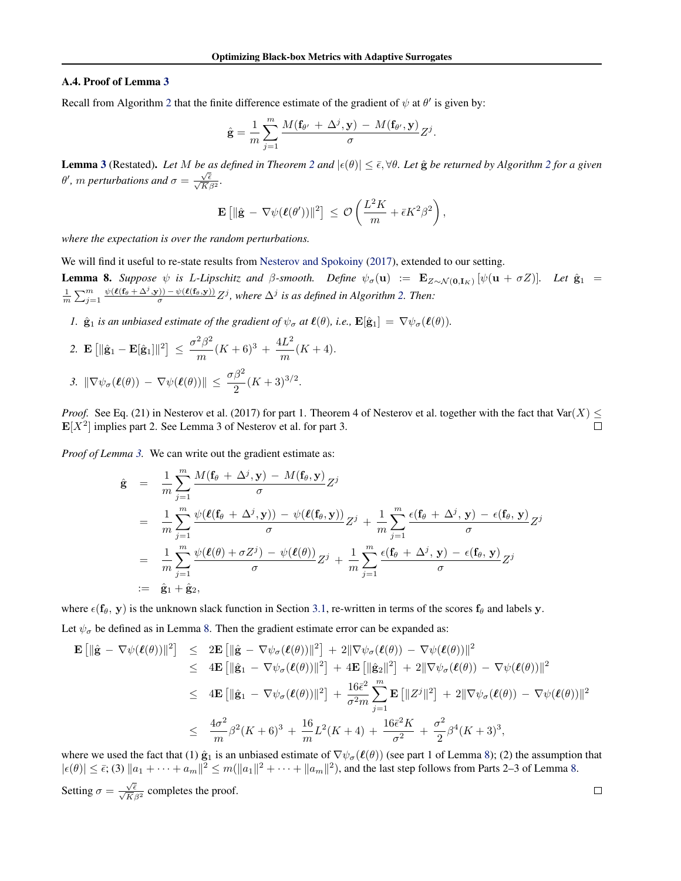### A.4. Proof of Lemma 3

Recall from Algorithm 2 that the finite difference estimate of the gradient of $\psi$ at $\theta'$ is given by:

$$\hat{\mathbf{g}} = \frac{1}{m}\sum_{j=1}^{m} \frac{M(\mathbf{f}_{\theta'} + \Delta^j, \mathbf{y}) - M(\mathbf{f}_{\theta'}, \mathbf{y})}{\sigma} Z^j.$$

**Lemma 3** (Restated). *Let $M$ be as defined in Theorem 2 and $|\epsilon(\theta)| \leq \bar{\epsilon}, \forall \theta$. Let $\hat{\mathbf{g}}$ be returned by Algorithm 2 for a given $\theta'$, $m$ perturbations and $\sigma = \frac{\sqrt{\bar{\epsilon}}}{\sqrt{K}\beta^2}$.*

$$\mathbf{E}\left[\|\hat{\mathbf{g}} - \nabla\psi(\boldsymbol{\ell}(\theta'))\|^2\right] \leq \mathcal{O}\left(\frac{L^2 K}{m} + \bar{\epsilon} K^2 \beta^2\right),$$

*where the expectation is over the random perturbations.*

We will find it useful to re-state results from Nesterov and Spokoiny (2017), extended to our setting.

**Lemma 8.** *Suppose $\psi$ is $L$-Lipschitz and $\beta$-smooth. Define $\psi_\sigma(\mathbf{u}) := \mathbf{E}_{Z\sim\mathcal{N}(\mathbf{0},\mathbf{I}_K)}[\psi(\mathbf{u} + \sigma Z)]$. Let $\hat{\mathbf{g}}_1 = \frac{1}{m}\sum_{j=1}^{m} \frac{\psi(\boldsymbol{\ell}(\mathbf{f}_\theta + \Delta^j, \mathbf{y})) - \psi(\boldsymbol{\ell}(\mathbf{f}_\theta, \mathbf{y}))}{\sigma} Z^j$, where $\Delta^j$ is as defined in Algorithm 2. Then:*

1. *$\hat{\mathbf{g}}_1$ is an unbiased estimate of the gradient of $\psi_\sigma$ at $\boldsymbol{\ell}(\theta)$, i.e., $\mathbf{E}[\hat{\mathbf{g}}_1] = \nabla\psi_\sigma(\boldsymbol{\ell}(\theta))$.*
2. *$\mathbf{E}\left[\|\hat{\mathbf{g}}_1 - \mathbf{E}[\hat{\mathbf{g}}_1]\|^2\right] \leq \frac{\sigma^2\beta^2}{m}(K+6)^3 + \frac{4L^2}{m}(K+4).$*
3. *$\|\nabla\psi_\sigma(\boldsymbol{\ell}(\theta)) - \nabla\psi(\boldsymbol{\ell}(\theta))\| \leq \frac{\sigma\beta^2}{2}(K+3)^{3/2}.$*

*Proof.* See Eq. (21) in Nesterov et al. (2017) for part 1. Theorem 4 of Nesterov et al. together with the fact that $\text{Var}(X) \leq \mathbf{E}[X^2]$ implies part 2. See Lemma 3 of Nesterov et al. for part 3. □

*Proof of Lemma 3.* We can write out the gradient estimate as:

$$\begin{aligned}
\hat{\mathbf{g}} &= \frac{1}{m}\sum_{j=1}^{m} \frac{M(\mathbf{f}_\theta + \Delta^j, \mathbf{y}) - M(\mathbf{f}_\theta, \mathbf{y})}{\sigma} Z^j \\
&= \frac{1}{m}\sum_{j=1}^{m} \frac{\psi(\boldsymbol{\ell}(\mathbf{f}_\theta + \Delta^j, \mathbf{y})) - \psi(\boldsymbol{\ell}(\mathbf{f}_\theta, \mathbf{y}))}{\sigma} Z^j + \frac{1}{m}\sum_{j=1}^{m} \frac{\epsilon(\mathbf{f}_\theta + \Delta^j, \mathbf{y}) - \epsilon(\mathbf{f}_\theta, \mathbf{y})}{\sigma} Z^j \\
&= \frac{1}{m}\sum_{j=1}^{m} \frac{\psi(\boldsymbol{\ell}(\theta) + \sigma Z^j) - \psi(\boldsymbol{\ell}(\theta))}{\sigma} Z^j + \frac{1}{m}\sum_{j=1}^{m} \frac{\epsilon(\mathbf{f}_\theta + \Delta^j, \mathbf{y}) - \epsilon(\mathbf{f}_\theta, \mathbf{y})}{\sigma} Z^j \\
&:= \hat{\mathbf{g}}_1 + \hat{\mathbf{g}}_2,
\end{aligned}$$

where $\epsilon(\mathbf{f}_\theta, \mathbf{y})$ is the unknown slack function in Section 3.1, re-written in terms of the scores $\mathbf{f}_\theta$ and labels $\mathbf{y}$.

Let $\psi_\sigma$ be defined as in Lemma 8. Then the gradient estimate error can be expanded as:

$$\begin{aligned}
\mathbf{E}\left[\|\hat{\mathbf{g}} - \nabla\psi(\boldsymbol{\ell}(\theta))\|^2\right] &\leq 2\mathbf{E}\left[\|\hat{\mathbf{g}} - \nabla\psi_\sigma(\boldsymbol{\ell}(\theta))\|^2\right] + 2\|\nabla\psi_\sigma(\boldsymbol{\ell}(\theta)) - \nabla\psi(\boldsymbol{\ell}(\theta))\|^2 \\
&\leq 4\mathbf{E}\left[\|\hat{\mathbf{g}}_1 - \nabla\psi_\sigma(\boldsymbol{\ell}(\theta))\|^2\right] + 4\mathbf{E}\left[\|\hat{\mathbf{g}}_2\|^2\right] + 2\|\nabla\psi_\sigma(\boldsymbol{\ell}(\theta)) - \nabla\psi(\boldsymbol{\ell}(\theta))\|^2 \\
&\leq 4\mathbf{E}\left[\|\hat{\mathbf{g}}_1 - \nabla\psi_\sigma(\boldsymbol{\ell}(\theta))\|^2\right] + \frac{16\bar{\epsilon}^2}{\sigma^2 m}\sum_{j=1}^{m}\mathbf{E}\left[\|Z^j\|^2\right] + 2\|\nabla\psi_\sigma(\boldsymbol{\ell}(\theta)) - \nabla\psi(\boldsymbol{\ell}(\theta))\|^2 \\
&\leq \frac{4\sigma^2}{m}\beta^2(K+6)^3 + \frac{16}{m}L^2(K+4) + \frac{16\bar{\epsilon}^2 K}{\sigma^2} + \frac{\sigma^2}{2}\beta^4(K+3)^3,
\end{aligned}$$

where we used the fact that (1) $\hat{\mathbf{g}}_1$ is an unbiased estimate of $\nabla\psi_\sigma(\boldsymbol{\ell}(\theta))$ (see part 1 of Lemma 8); (2) the assumption that $|\epsilon(\theta)| \leq \bar{\epsilon}$; (3) $\|a_1 + \cdots + a_m\|^2 \leq m(\|a_1\|^2 + \cdots + \|a_m\|^2)$, and the last step follows from Parts 2–3 of Lemma 8.

Setting $\sigma = \frac{\sqrt{\bar{\epsilon}}}{\sqrt{K}\beta^2}$ completes the proof. □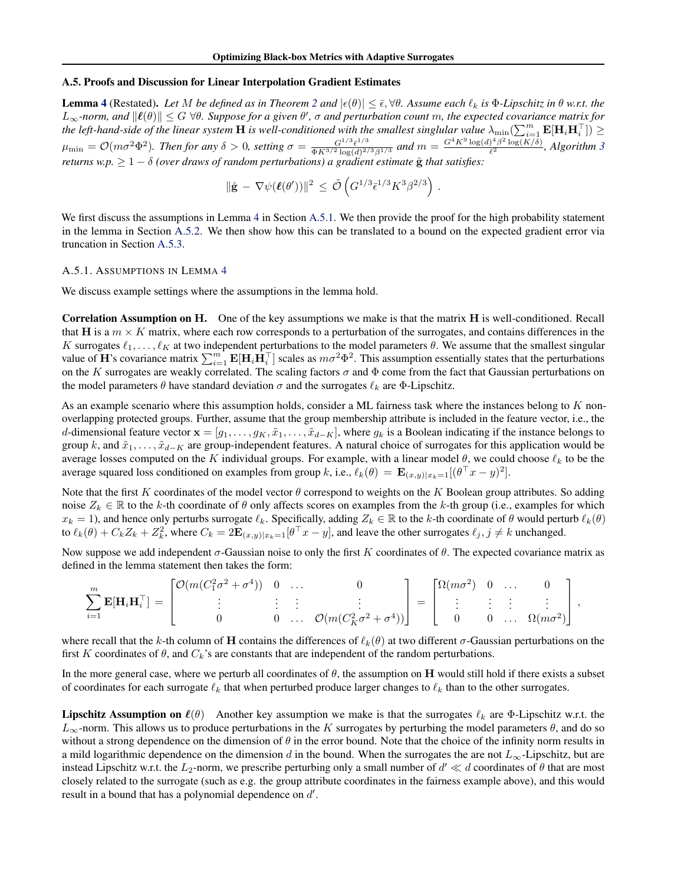### A.5. Proofs and Discussion for Linear Interpolation Gradient Estimates

**Lemma 4** (Restated). *Let $M$ be defined as in Theorem 2 and $|\epsilon(\theta)| \leq \bar{\epsilon}, \forall \theta$. Assume each $\ell_k$ is $\Phi$-Lipschitz in $\theta$ w.r.t. the $L_\infty$-norm, and $\|\boldsymbol{\ell}(\theta)\| \leq G\ \forall \theta$. Suppose for a given $\theta'$, $\sigma$ and perturbation count $m$, the expected covariance matrix for the left-hand-side of the linear system $\mathbf{H}$ is well-conditioned with the smallest singlular value $\lambda_{\min}(\sum_{i=1}^m \mathbf{E}[\mathbf{H}_i \mathbf{H}_i^\top]) \geq \mu_{\min} = \mathcal{O}(m\sigma^2\Phi^2)$. Then for any $\delta > 0$, setting $\sigma = \frac{G^{1/3}\bar{\epsilon}^{1/3}}{\Phi K^{3/2}\log(d)^{2/3}\beta^{1/3}}$ and $m = \frac{G^4 K^9 \log(d)^4 \beta^2 \log(K/\delta)}{\bar{\epsilon}^2}$, Algorithm 3 returns w.p. $\geq 1-\delta$ (over draws of random perturbations) a gradient estimate $\hat{\mathbf{g}}$ that satisfies:*

$$\|\hat{\mathbf{g}} - \nabla\psi(\boldsymbol{\ell}(\theta'))\|^2 \leq \tilde{\mathcal{O}}\left(G^{1/3}\bar{\epsilon}^{1/3}K^3\beta^{2/3}\right).$$

We first discuss the assumptions in Lemma 4 in Section A.5.1. We then provide the proof for the high probability statement in the lemma in Section A.5.2. We then show how this can be translated to a bound on the expected gradient error via truncation in Section A.5.3.

#### A.5.1. Assumptions in Lemma 4

We discuss example settings where the assumptions in the lemma hold.

**Correlation Assumption on H.** One of the key assumptions we make is that the matrix $\mathbf{H}$ is well-conditioned. Recall that $\mathbf{H}$ is a $m \times K$ matrix, where each row corresponds to a perturbation of the surrogates, and contains differences in the $K$ surrogates $\ell_1, \ldots, \ell_K$ at two independent perturbations to the model parameters $\theta$. We assume that the smallest singular value of $\mathbf{H}$'s covariance matrix $\sum_{i=1}^m \mathbf{E}[\mathbf{H}_i \mathbf{H}_i^\top]$ scales as $m\sigma^2\Phi^2$. This assumption essentially states that the perturbations on the $K$ surrogates are weakly correlated. The scaling factors $\sigma$ and $\Phi$ come from the fact that Gaussian perturbations on the model parameters $\theta$ have standard deviation $\sigma$ and the surrogates $\ell_k$ are $\Phi$-Lipschitz.

As an example scenario where this assumption holds, consider a ML fairness task where the instances belong to $K$ non-overlapping protected groups. Further, assume that the group membership attribute is included in the feature vector, i.e., the $d$-dimensional feature vector $\mathbf{x} = [g_1, \ldots, g_K, \tilde{x}_1, \ldots, \tilde{x}_{d-K}]$, where $g_k$ is a Boolean indicating if the instance belongs to group $k$, and $\tilde{x}_1, \ldots, \tilde{x}_{d-K}$ are group-independent features. A natural choice of surrogates for this application would be average losses computed on the $K$ individual groups. For example, with a linear model $\theta$, we could choose $\ell_k$ to be the average squared loss conditioned on examples from group $k$, i.e., $\ell_k(\theta) = \mathbf{E}_{(x,y)|x_k=1}[(\theta^\top x - y)^2]$.

Note that the first $K$ coordinates of the model vector $\theta$ correspond to weights on the $K$ Boolean group attributes. So adding noise $Z_k \in \mathbb{R}$ to the $k$-th coordinate of $\theta$ only affects scores on examples from the $k$-th group (i.e., examples for which $x_k = 1$), and hence only perturbs surrogate $\ell_k$. Specifically, adding $Z_k \in \mathbb{R}$ to the $k$-th coordinate of $\theta$ would perturb $\ell_k(\theta)$ to $\ell_k(\theta) + C_k Z_k + Z_k^2$, where $C_k = 2\mathbf{E}_{(x,y)|x_k=1}[\theta^\top x - y]$, and leave the other surrogates $\ell_j, j \neq k$ unchanged.

Now suppose we add independent $\sigma$-Gaussian noise to only the first $K$ coordinates of $\theta$. The expected covariance matrix as defined in the lemma statement then takes the form:

$$\sum_{i=1}^m \mathbf{E}[\mathbf{H}_i \mathbf{H}_i^\top] = \begin{bmatrix} \mathcal{O}(m(C_1^2\sigma^2 + \sigma^4)) & 0 & \ldots & 0 \\ \vdots & \vdots & \vdots & \vdots \\ 0 & 0 & \ldots & \mathcal{O}(m(C_K^2\sigma^2 + \sigma^4)) \end{bmatrix} = \begin{bmatrix} \Omega(m\sigma^2) & 0 & \ldots & 0 \\ \vdots & \vdots & \vdots & \vdots \\ 0 & 0 & \ldots & \Omega(m\sigma^2) \end{bmatrix},$$

where recall that the $k$-th column of $\mathbf{H}$ contains the differences of $\ell_k(\theta)$ at two different $\sigma$-Gaussian perturbations on the first $K$ coordinates of $\theta$, and $C_k$'s are constants that are independent of the random perturbations.

In the more general case, where we perturb all coordinates of $\theta$, the assumption on $\mathbf{H}$ would still hold if there exists a subset of coordinates for each surrogate $\ell_k$ that when perturbed produce larger changes to $\ell_k$ than to the other surrogates.

**Lipschitz Assumption on $\boldsymbol{\ell}(\theta)$** Another key assumption we make is that the surrogates $\ell_k$ are $\Phi$-Lipschitz w.r.t. the $L_\infty$-norm. This allows us to produce perturbations in the $K$ surrogates by perturbing the model parameters $\theta$, and do so without a strong dependence on the dimension of $\theta$ in the error bound. Note that the choice of the infinity norm results in a mild logarithmic dependence on the dimension $d$ in the bound. When the surrogates the are not $L_\infty$-Lipschitz, but are instead Lipschitz w.r.t. the $L_2$-norm, we prescribe perturbing only a small number of $d' \ll d$ coordinates of $\theta$ that are most closely related to the surrogate (such as e.g. the group attribute coordinates in the fairness example above), and this would result in a bound that has a polynomial dependence on $d'$.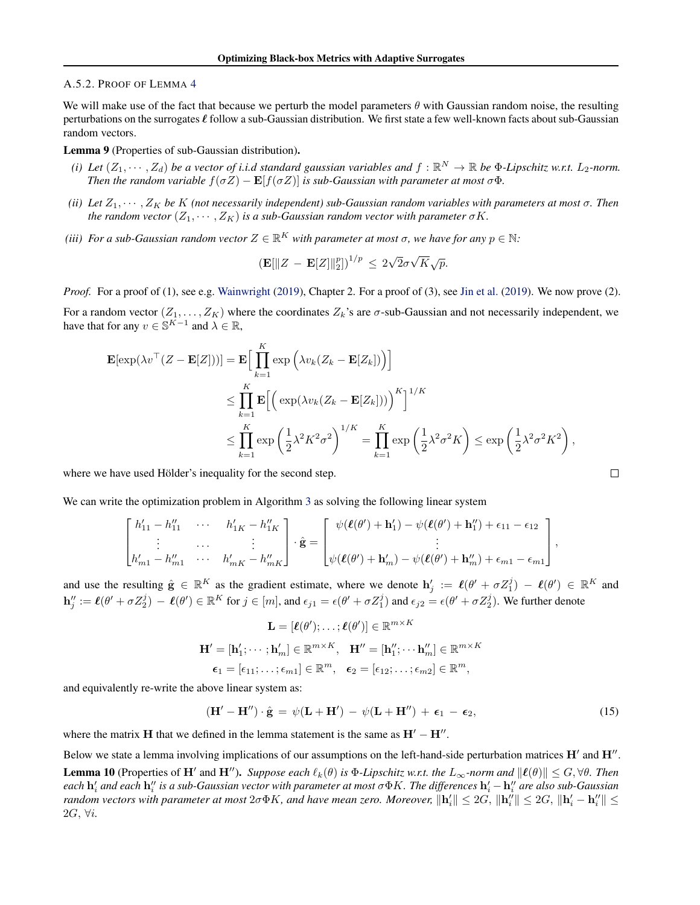### A.5.2. PROOF OF LEMMA 4

We will make use of the fact that because we perturb the model parameters $\theta$ with Gaussian random noise, the resulting perturbations on the surrogates $\boldsymbol{\ell}$ follow a sub-Gaussian distribution. We first state a few well-known facts about sub-Gaussian random vectors.

**Lemma 9** (Properties of sub-Gaussian distribution)**.**

*(i) Let $(Z_1, \cdots, Z_d)$ be a vector of i.i.d standard gaussian variables and $f : \mathbb{R}^N \to \mathbb{R}$ be $\Phi$-Lipschitz w.r.t. $L_2$-norm. Then the random variable $f(\sigma Z) - \mathbf{E}[f(\sigma Z)]$ is sub-Gaussian with parameter at most $\sigma\Phi$.*

*(ii) Let $Z_1, \cdots, Z_K$ be $K$ (not necessarily independent) sub-Gaussian random variables with parameters at most $\sigma$. Then the random vector $(Z_1, \cdots, Z_K)$ is a sub-Gaussian random vector with parameter $\sigma K$.*

*(iii) For a sub-Gaussian random vector $Z \in \mathbb{R}^K$ with parameter at most $\sigma$, we have for any $p \in \mathbb{N}$:*

$$\left(\mathbf{E}[\|Z - \mathbf{E}[Z]\|_2^p]\right)^{1/p} \le 2\sqrt{2}\sigma\sqrt{K}\sqrt{p}.$$

*Proof.* For a proof of (1), see e.g. Wainwright (2019), Chapter 2. For a proof of (3), see Jin et al. (2019). We now prove (2).

For a random vector $(Z_1, \ldots, Z_K)$ where the coordinates $Z_k$'s are $\sigma$-sub-Gaussian and not necessarily independent, we have that for any $v \in \mathbb{S}^{K-1}$ and $\lambda \in \mathbb{R}$,

$$\begin{aligned}
\mathbf{E}[\exp(\lambda v^\top (Z - \mathbf{E}[Z]))] &= \mathbf{E}\Big[\prod_{k=1}^{K} \exp\Big(\lambda v_k (Z_k - \mathbf{E}[Z_k])\Big)\Big] \\
&\le \prod_{k=1}^{K} \mathbf{E}\Big[\Big(\exp(\lambda v_k (Z_k - \mathbf{E}[Z_k]))\Big)^K\Big]^{1/K} \\
&\le \prod_{k=1}^{K} \exp\left(\frac{1}{2}\lambda^2 K^2 \sigma^2\right)^{1/K} = \prod_{k=1}^{K} \exp\left(\frac{1}{2}\lambda^2\sigma^2 K\right) \le \exp\left(\frac{1}{2}\lambda^2\sigma^2 K^2\right),
\end{aligned}$$

where we have used Hölder's inequality for the second step. $\square$

We can write the optimization problem in Algorithm 3 as solving the following linear system

$$\begin{bmatrix} h'_{11} - h''_{11} & \cdots & h'_{1K} - h''_{1K} \\ \vdots & \cdots & \vdots \\ h'_{m1} - h''_{m1} & \cdots & h'_{mK} - h''_{mK} \end{bmatrix} \cdot \hat{\mathbf{g}} = \begin{bmatrix} \psi(\boldsymbol{\ell}(\theta') + \mathbf{h}'_1) - \psi(\boldsymbol{\ell}(\theta') + \mathbf{h}''_1) + \epsilon_{11} - \epsilon_{12} \\ \vdots \\ \psi(\boldsymbol{\ell}(\theta') + \mathbf{h}'_m) - \psi(\boldsymbol{\ell}(\theta') + \mathbf{h}''_m) + \epsilon_{m1} - \epsilon_{m1} \end{bmatrix},$$

and use the resulting $\hat{\mathbf{g}} \in \mathbb{R}^K$ as the gradient estimate, where we denote $\mathbf{h}'_j := \boldsymbol{\ell}(\theta' + \sigma Z_1^j) - \boldsymbol{\ell}(\theta') \in \mathbb{R}^K$ and $\mathbf{h}''_j := \boldsymbol{\ell}(\theta' + \sigma Z_2^j) - \boldsymbol{\ell}(\theta') \in \mathbb{R}^K$ for $j \in [m]$, and $\epsilon_{j1} = \epsilon(\theta' + \sigma Z_1^j)$ and $\epsilon_{j2} = \epsilon(\theta' + \sigma Z_2^j)$. We further denote

$$\mathbf{L} = [\boldsymbol{\ell}(\theta'); \ldots; \boldsymbol{\ell}(\theta')] \in \mathbb{R}^{m \times K}$$

$$\mathbf{H}' = [\mathbf{h}'_1; \cdots; \mathbf{h}'_m] \in \mathbb{R}^{m \times K}, \quad \mathbf{H}'' = [\mathbf{h}''_1; \cdots \mathbf{h}''_m] \in \mathbb{R}^{m \times K}$$

$$\boldsymbol{\epsilon}_1 = [\epsilon_{11}; \ldots; \epsilon_{m1}] \in \mathbb{R}^m, \quad \boldsymbol{\epsilon}_2 = [\epsilon_{12}; \ldots; \epsilon_{m2}] \in \mathbb{R}^m,$$

and equivalently re-write the above linear system as:

$$(\mathbf{H}' - \mathbf{H}'') \cdot \hat{\mathbf{g}} = \psi(\mathbf{L} + \mathbf{H}') - \psi(\mathbf{L} + \mathbf{H}'') + \boldsymbol{\epsilon}_1 - \boldsymbol{\epsilon}_2, \tag{15}$$

where the matrix $\mathbf{H}$ that we defined in the lemma statement is the same as $\mathbf{H}' - \mathbf{H}''$.

Below we state a lemma involving implications of our assumptions on the left-hand-side perturbation matrices $\mathbf{H}'$ and $\mathbf{H}''$.

**Lemma 10** (Properties of $\mathbf{H}'$ and $\mathbf{H}''$)**.** *Suppose each $\ell_k(\theta)$ is $\Phi$-Lipschitz w.r.t. the $L_\infty$-norm and $\|\boldsymbol{\ell}(\theta)\| \le G, \forall \theta$. Then each $\mathbf{h}'_i$ and each $\mathbf{h}''_i$ is a sub-Gaussian vector with parameter at most $\sigma\Phi K$. The differences $\mathbf{h}'_i - \mathbf{h}''_i$ are also sub-Gaussian random vectors with parameter at most $2\sigma\Phi K$, and have mean zero. Moreover, $\|\mathbf{h}'_i\| \le 2G$, $\|\mathbf{h}''_i\| \le 2G$, $\|\mathbf{h}'_i - \mathbf{h}''_i\| \le 2G$, $\forall i$.*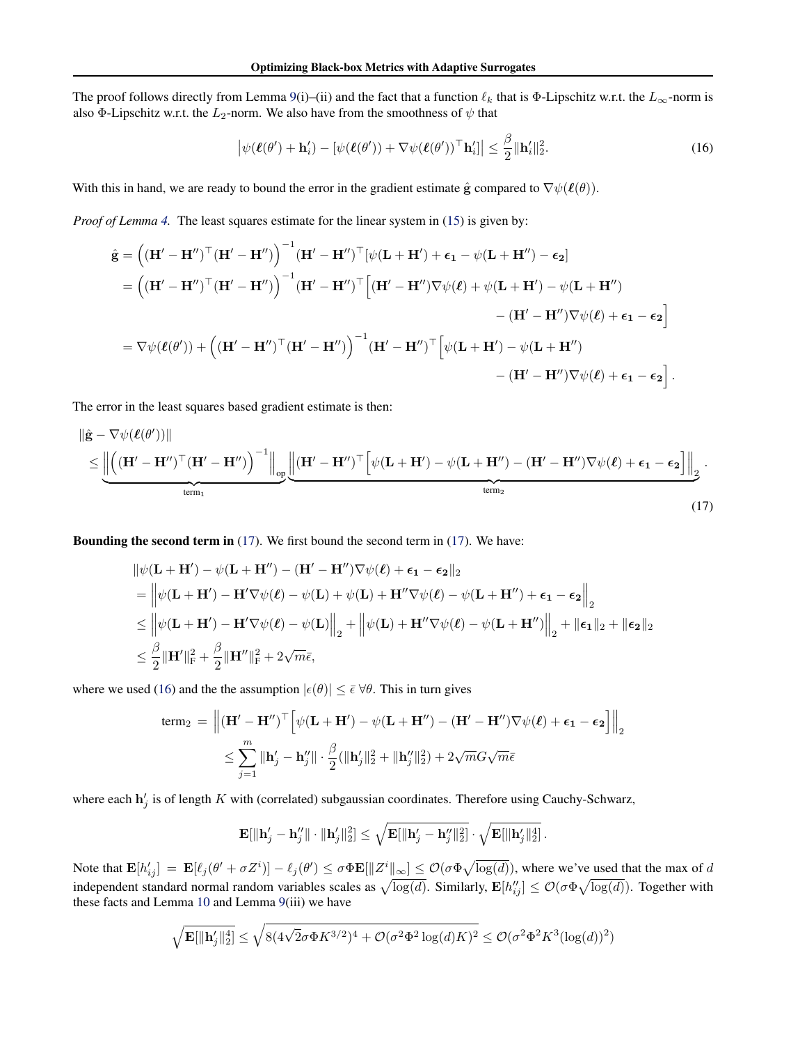The proof follows directly from Lemma 9(i)–(ii) and the fact that a function $\ell_k$ that is $\Phi$-Lipschitz w.r.t. the $L_\infty$-norm is also $\Phi$-Lipschitz w.r.t. the $L_2$-norm. We also have from the smoothness of $\psi$ that

$$\left|\psi(\boldsymbol{\ell}(\theta') + \mathbf{h}'_i) - [\psi(\boldsymbol{\ell}(\theta')) + \nabla\psi(\boldsymbol{\ell}(\theta'))^\top \mathbf{h}'_i]\right| \leq \frac{\beta}{2}\|\mathbf{h}'_i\|_2^2. \tag{16}$$

With this in hand, we are ready to bound the error in the gradient estimate $\hat{\mathbf{g}}$ compared to $\nabla\psi(\boldsymbol{\ell}(\theta))$.

*Proof of Lemma 4.* The least squares estimate for the linear system in (15) is given by:

$$\begin{aligned}
\hat{\mathbf{g}} &= \left((\mathbf{H}' - \mathbf{H}'')^\top(\mathbf{H}' - \mathbf{H}'')\right)^{-1}(\mathbf{H}' - \mathbf{H}'')^\top[\psi(\mathbf{L} + \mathbf{H}') + \boldsymbol{\epsilon_1} - \psi(\mathbf{L} + \mathbf{H}'') - \boldsymbol{\epsilon_2}] \\
&= \left((\mathbf{H}' - \mathbf{H}'')^\top(\mathbf{H}' - \mathbf{H}'')\right)^{-1}(\mathbf{H}' - \mathbf{H}'')^\top\Big[(\mathbf{H}' - \mathbf{H}'')\nabla\psi(\boldsymbol{\ell}) + \psi(\mathbf{L} + \mathbf{H}') - \psi(\mathbf{L} + \mathbf{H}'') \\
&\qquad\qquad - (\mathbf{H}' - \mathbf{H}'')\nabla\psi(\boldsymbol{\ell}) + \boldsymbol{\epsilon_1} - \boldsymbol{\epsilon_2}\Big] \\
&= \nabla\psi(\boldsymbol{\ell}(\theta')) + \left((\mathbf{H}' - \mathbf{H}'')^\top(\mathbf{H}' - \mathbf{H}'')\right)^{-1}(\mathbf{H}' - \mathbf{H}'')^\top\Big[\psi(\mathbf{L} + \mathbf{H}') - \psi(\mathbf{L} + \mathbf{H}'') \\
&\qquad\qquad - (\mathbf{H}' - \mathbf{H}'')\nabla\psi(\boldsymbol{\ell}) + \boldsymbol{\epsilon_1} - \boldsymbol{\epsilon_2}\Big].
\end{aligned}$$

The error in the least squares based gradient estimate is then:

$$\begin{aligned}
&\|\hat{\mathbf{g}} - \nabla\psi(\boldsymbol{\ell}(\theta'))\| \\
&\leq \underbrace{\left\|\left((\mathbf{H}' - \mathbf{H}'')^\top(\mathbf{H}' - \mathbf{H}'')\right)^{-1}\right\|_{\text{op}}}_{\text{term}_1}\underbrace{\left\|(\mathbf{H}' - \mathbf{H}'')^\top\Big[\psi(\mathbf{L} + \mathbf{H}') - \psi(\mathbf{L} + \mathbf{H}'') - (\mathbf{H}' - \mathbf{H}'')\nabla\psi(\boldsymbol{\ell}) + \boldsymbol{\epsilon_1} - \boldsymbol{\epsilon_2}\Big]\right\|_2}_{\text{term}_2}.
\end{aligned} \tag{17}$$

**Bounding the second term in** (17). We first bound the second term in (17). We have:

$$\begin{aligned}
&\|\psi(\mathbf{L} + \mathbf{H}') - \psi(\mathbf{L} + \mathbf{H}'') - (\mathbf{H}' - \mathbf{H}'')\nabla\psi(\boldsymbol{\ell}) + \boldsymbol{\epsilon_1} - \boldsymbol{\epsilon_2}\|_2 \\
&= \left\|\psi(\mathbf{L} + \mathbf{H}') - \mathbf{H}'\nabla\psi(\boldsymbol{\ell}) - \psi(\mathbf{L}) + \psi(\mathbf{L}) + \mathbf{H}''\nabla\psi(\boldsymbol{\ell}) - \psi(\mathbf{L} + \mathbf{H}'') + \boldsymbol{\epsilon_1} - \boldsymbol{\epsilon_2}\right\|_2 \\
&\leq \left\|\psi(\mathbf{L} + \mathbf{H}') - \mathbf{H}'\nabla\psi(\boldsymbol{\ell}) - \psi(\mathbf{L})\right\|_2 + \left\|\psi(\mathbf{L}) + \mathbf{H}''\nabla\psi(\boldsymbol{\ell}) - \psi(\mathbf{L} + \mathbf{H}'')\right\|_2 + \|\boldsymbol{\epsilon_1}\|_2 + \|\boldsymbol{\epsilon_2}\|_2 \\
&\leq \frac{\beta}{2}\|\mathbf{H}'\|_{\text{F}}^2 + \frac{\beta}{2}\|\mathbf{H}''\|_{\text{F}}^2 + 2\sqrt{m}\bar{\epsilon},
\end{aligned}$$

where we used (16) and the the assumption $|\epsilon(\theta)| \leq \bar{\epsilon}\ \forall\theta$. This in turn gives

$$\begin{aligned}
\text{term}_2 &= \left\|(\mathbf{H}' - \mathbf{H}'')^\top\Big[\psi(\mathbf{L} + \mathbf{H}') - \psi(\mathbf{L} + \mathbf{H}'') - (\mathbf{H}' - \mathbf{H}'')\nabla\psi(\boldsymbol{\ell}) + \boldsymbol{\epsilon_1} - \boldsymbol{\epsilon_2}\Big]\right\|_2 \\
&\leq \sum_{j=1}^m \|\mathbf{h}'_j - \mathbf{h}''_j\| \cdot \frac{\beta}{2}(\|\mathbf{h}'_j\|_2^2 + \|\mathbf{h}''_j\|_2^2) + 2\sqrt{m}G\sqrt{m}\bar{\epsilon}
\end{aligned}$$

where each $\mathbf{h}'_j$ is of length $K$ with (correlated) subgaussian coordinates. Therefore using Cauchy-Schwarz,

$$\mathbf{E}[\|\mathbf{h}'_j - \mathbf{h}''_j\| \cdot \|\mathbf{h}'_j\|_2^2] \leq \sqrt{\mathbf{E}[\|\mathbf{h}'_j - \mathbf{h}''_j\|_2^2]} \cdot \sqrt{\mathbf{E}[\|\mathbf{h}'_j\|_2^4]}.$$

Note that $\mathbf{E}[h'_{ij}] = \mathbf{E}[\ell_j(\theta' + \sigma Z^i)] - \ell_j(\theta') \leq \sigma\Phi\mathbf{E}[\|Z^i\|_\infty] \leq \mathcal{O}(\sigma\Phi\sqrt{\log(d)})$, where we've used that the max of $d$ independent standard normal random variables scales as $\sqrt{\log(d)}$. Similarly, $\mathbf{E}[h''_{ij}] \leq \mathcal{O}(\sigma\Phi\sqrt{\log(d)})$. Together with these facts and Lemma 10 and Lemma 9(iii) we have

$$\sqrt{\mathbf{E}[\|\mathbf{h}'_j\|_2^4]} \leq \sqrt{8(4\sqrt{2}\sigma\Phi K^{3/2})^4 + \mathcal{O}(\sigma^2\Phi^2\log(d)K)^2} \leq \mathcal{O}(\sigma^2\Phi^2K^3(\log(d))^2)$$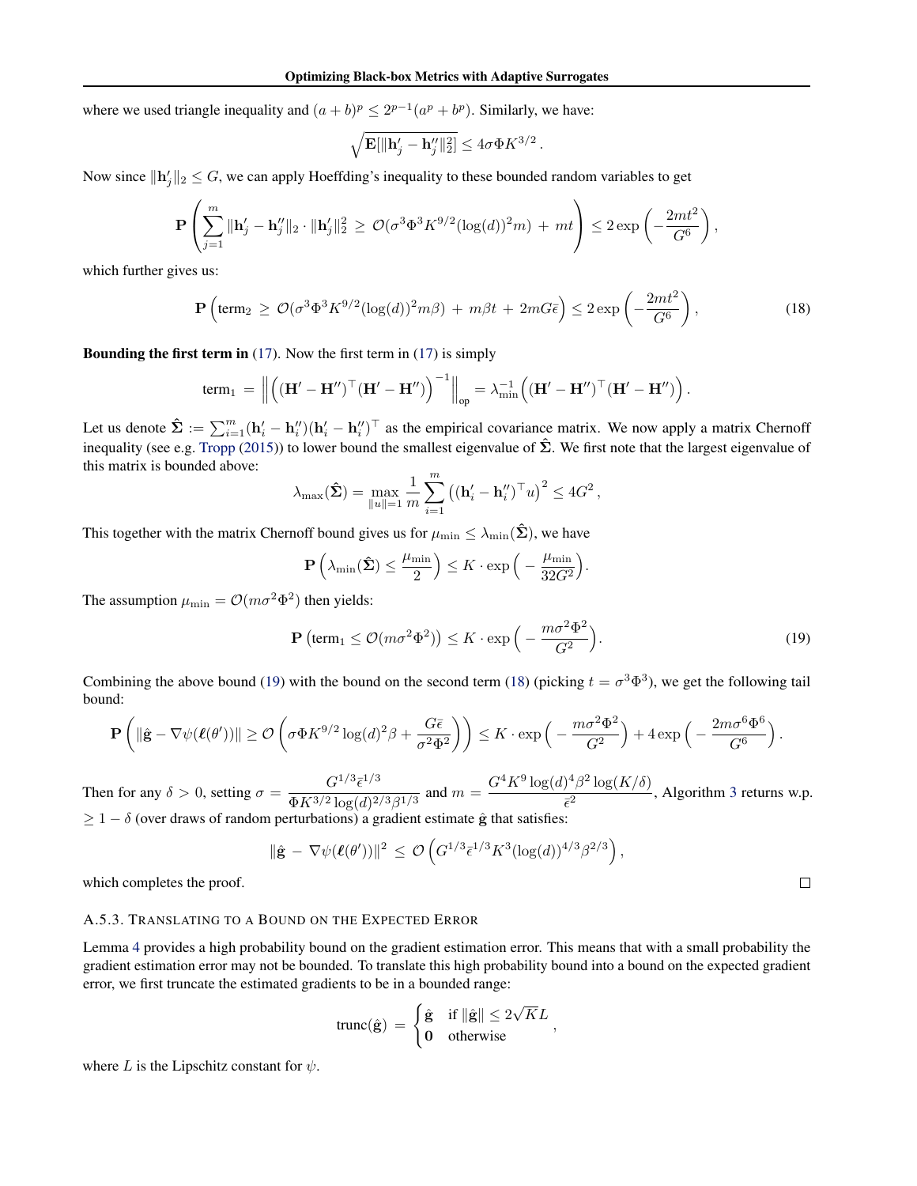where we used triangle inequality and $(a+b)^p \leq 2^{p-1}(a^p + b^p)$. Similarly, we have:

$$\sqrt{\mathbf{E}[\|\mathbf{h}'_j - \mathbf{h}''_j\|_2^2]} \leq 4\sigma\Phi K^{3/2}\,.$$

Now since $\|\mathbf{h}'_j\|_2 \leq G$, we can apply Hoeffding's inequality to these bounded random variables to get

$$\mathbf{P}\left(\sum_{j=1}^m \|\mathbf{h}'_j - \mathbf{h}''_j\|_2 \cdot \|\mathbf{h}'_j\|_2^2 \,\geq\, \mathcal{O}(\sigma^3\Phi^3 K^{9/2}(\log(d))^2 m) \,+\, mt\right) \leq 2\exp\left(-\frac{2mt^2}{G^6}\right),$$

which further gives us:

$$\mathbf{P}\left(\text{term}_2 \,\geq\, \mathcal{O}(\sigma^3\Phi^3 K^{9/2}(\log(d))^2 m\beta) \,+\, m\beta t \,+\, 2mG\bar{\epsilon}\right) \leq 2\exp\left(-\frac{2mt^2}{G^6}\right), \tag{18}$$

**Bounding the first term in (17).** Now the first term in (17) is simply

$$\text{term}_1 \,=\, \left\|\Big((\mathbf{H}' - \mathbf{H}'')^\top(\mathbf{H}' - \mathbf{H}'')\Big)^{-1}\right\|_{\text{op}} = \lambda_{\min}^{-1}\Big((\mathbf{H}' - \mathbf{H}'')^\top(\mathbf{H}' - \mathbf{H}'')\Big)\,.$$

Let us denote $\hat{\mathbf{\Sigma}} := \sum_{i=1}^m (\mathbf{h}'_i - \mathbf{h}''_i)(\mathbf{h}'_i - \mathbf{h}''_i)^\top$ as the empirical covariance matrix. We now apply a matrix Chernoff inequality (see e.g. Tropp (2015)) to lower bound the smallest eigenvalue of $\hat{\mathbf{\Sigma}}$. We first note that the largest eigenvalue of this matrix is bounded above:

$$\lambda_{\max}(\hat{\mathbf{\Sigma}}) = \max_{\|u\|=1} \frac{1}{m}\sum_{i=1}^m \left((\mathbf{h}'_i - \mathbf{h}''_i)^\top u\right)^2 \leq 4G^2\,,$$

This together with the matrix Chernoff bound gives us for $\mu_{\min} \leq \lambda_{\min}(\hat{\mathbf{\Sigma}})$, we have

$$\mathbf{P}\left(\lambda_{\min}(\hat{\mathbf{\Sigma}}) \leq \frac{\mu_{\min}}{2}\right) \leq K \cdot \exp\Big(-\frac{\mu_{\min}}{32G^2}\Big).$$

The assumption $\mu_{\min} = \mathcal{O}(m\sigma^2\Phi^2)$ then yields:

$$\mathbf{P}\left(\text{term}_1 \leq \mathcal{O}(m\sigma^2\Phi^2)\right) \leq K \cdot \exp\Big(-\frac{m\sigma^2\Phi^2}{G^2}\Big). \tag{19}$$

Combining the above bound (19) with the bound on the second term (18) (picking $t = \sigma^3\Phi^3$), we get the following tail bound:

$$\mathbf{P}\left(\|\hat{\mathbf{g}} - \nabla\psi(\boldsymbol{\ell}(\theta'))\| \geq \mathcal{O}\left(\sigma\Phi K^{9/2}\log(d)^2\beta + \frac{G\bar{\epsilon}}{\sigma^2\Phi^2}\right)\right) \leq K \cdot \exp\Big(-\frac{m\sigma^2\Phi^2}{G^2}\Big) + 4\exp\Big(-\frac{2m\sigma^6\Phi^6}{G^6}\Big).$$

Then for any $\delta > 0$, setting $\sigma = \dfrac{G^{1/3}\bar{\epsilon}^{1/3}}{\Phi K^{3/2}\log(d)^{2/3}\beta^{1/3}}$ and $m = \dfrac{G^4K^9\log(d)^4\beta^2\log(K/\delta)}{\bar{\epsilon}^2}$, Algorithm 3 returns w.p. $\geq 1-\delta$ (over draws of random perturbations) a gradient estimate $\hat{\mathbf{g}}$ that satisfies:

$$\|\hat{\mathbf{g}} \,-\, \nabla\psi(\boldsymbol{\ell}(\theta'))\|^2 \,\leq\, \mathcal{O}\left(G^{1/3}\bar{\epsilon}^{1/3}K^3(\log(d))^{4/3}\beta^{2/3}\right),$$

which completes the proof. ∎

#### A.5.3. Translating to a Bound on the Expected Error

Lemma 4 provides a high probability bound on the gradient estimation error. This means that with a small probability the gradient estimation error may not be bounded. To translate this high probability bound into a bound on the expected gradient error, we first truncate the estimated gradients to be in a bounded range:

$$\text{trunc}(\hat{\mathbf{g}}) \,=\, \begin{cases} \hat{\mathbf{g}} & \text{if } \|\hat{\mathbf{g}}\| \leq 2\sqrt{K}L \\ \mathbf{0} & \text{otherwise} \end{cases},$$

where $L$ is the Lipschitz constant for $\psi$.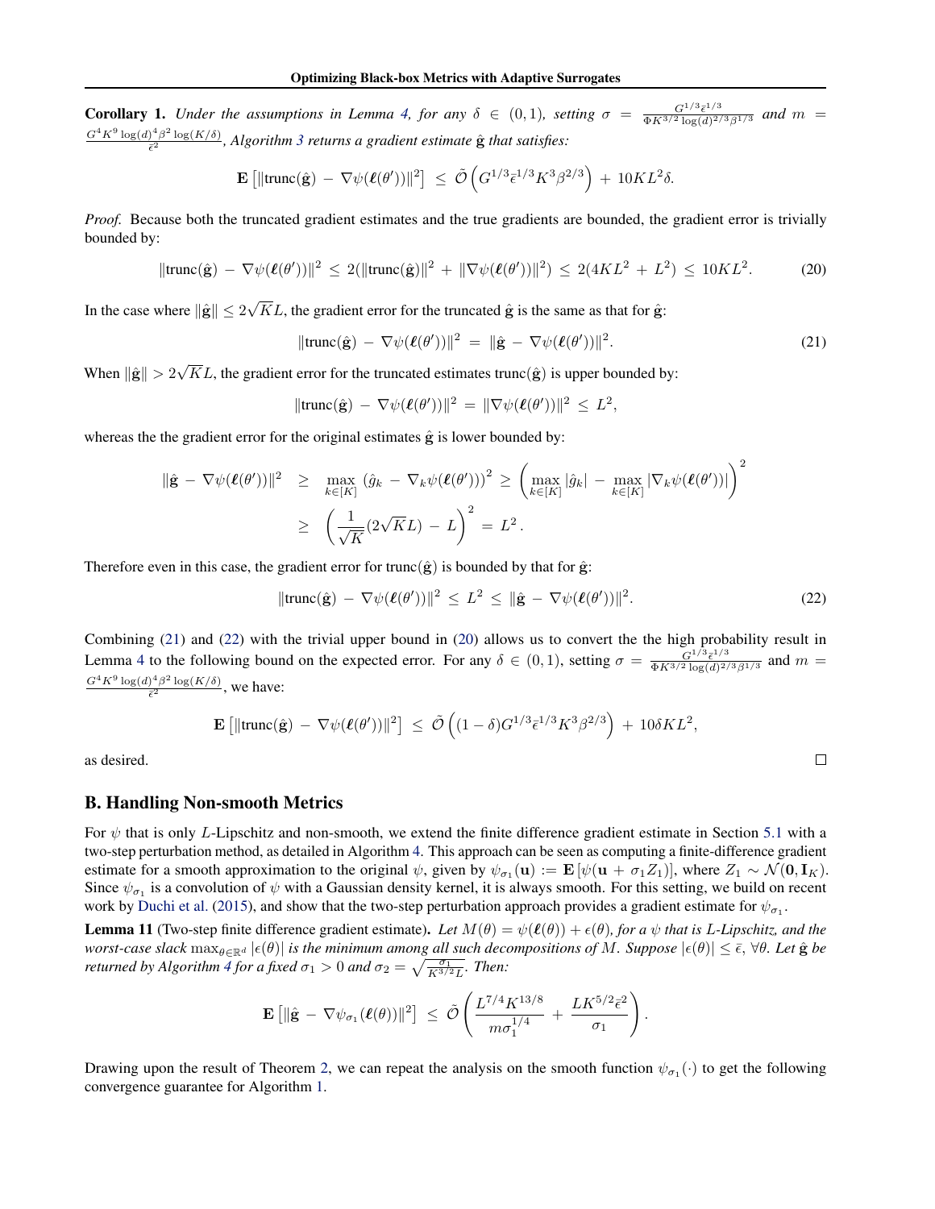**Corollary 1.** *Under the assumptions in Lemma 4, for any $\delta \in (0,1)$, setting $\sigma = \frac{G^{1/3}\bar{\epsilon}^{1/3}}{\Phi K^{3/2}\log(d)^{2/3}\beta^{1/3}}$ and $m = \frac{G^4 K^9 \log(d)^4 \beta^2 \log(K/\delta)}{\bar{\epsilon}^2}$, Algorithm 3 returns a gradient estimate $\hat{\mathbf{g}}$ that satisfies:*

$$\mathbf{E}\left[\|\text{trunc}(\hat{\mathbf{g}}) - \nabla\psi(\boldsymbol{\ell}(\theta'))\|^2\right] \leq \tilde{\mathcal{O}}\left(G^{1/3}\bar{\epsilon}^{1/3}K^3\beta^{2/3}\right) + 10KL^2\delta.$$

*Proof.* Because both the truncated gradient estimates and the true gradients are bounded, the gradient error is trivially bounded by:

$$\|\text{trunc}(\hat{\mathbf{g}}) - \nabla\psi(\boldsymbol{\ell}(\theta'))\|^2 \leq 2(\|\text{trunc}(\hat{\mathbf{g}})\|^2 + \|\nabla\psi(\boldsymbol{\ell}(\theta'))\|^2) \leq 2(4KL^2 + L^2) \leq 10KL^2. \tag{20}$$

In the case where $\|\hat{\mathbf{g}}\| \leq 2\sqrt{K}L$, the gradient error for the truncated $\hat{\mathbf{g}}$ is the same as that for $\hat{\mathbf{g}}$:

$$\|\text{trunc}(\hat{\mathbf{g}}) - \nabla\psi(\boldsymbol{\ell}(\theta'))\|^2 = \|\hat{\mathbf{g}} - \nabla\psi(\boldsymbol{\ell}(\theta'))\|^2. \tag{21}$$

When $\|\hat{\mathbf{g}}\| > 2\sqrt{K}L$, the gradient error for the truncated estimates $\text{trunc}(\hat{\mathbf{g}})$ is upper bounded by:

$$\|\text{trunc}(\hat{\mathbf{g}}) - \nabla\psi(\boldsymbol{\ell}(\theta'))\|^2 = \|\nabla\psi(\boldsymbol{\ell}(\theta'))\|^2 \leq L^2,$$

whereas the the gradient error for the original estimates $\hat{\mathbf{g}}$ is lower bounded by:

$$\begin{aligned}\|\hat{\mathbf{g}} - \nabla\psi(\boldsymbol{\ell}(\theta'))\|^2 &\geq \max_{k\in[K]} (\hat{g}_k - \nabla_k\psi(\boldsymbol{\ell}(\theta')))^2 \geq \left(\max_{k\in[K]} |\hat{g}_k| - \max_{k\in[K]} |\nabla_k\psi(\boldsymbol{\ell}(\theta'))|\right)^2 \\ &\geq \left(\frac{1}{\sqrt{K}}(2\sqrt{K}L) - L\right)^2 = L^2.\end{aligned}$$

Therefore even in this case, the gradient error for $\text{trunc}(\hat{\mathbf{g}})$ is bounded by that for $\hat{\mathbf{g}}$:

$$\|\text{trunc}(\hat{\mathbf{g}}) - \nabla\psi(\boldsymbol{\ell}(\theta'))\|^2 \leq L^2 \leq \|\hat{\mathbf{g}} - \nabla\psi(\boldsymbol{\ell}(\theta'))\|^2. \tag{22}$$

Combining (21) and (22) with the trivial upper bound in (20) allows us to convert the the high probability result in Lemma 4 to the following bound on the expected error. For any $\delta \in (0,1)$, setting $\sigma = \frac{G^{1/3}\bar{\epsilon}^{1/3}}{\Phi K^{3/2}\log(d)^{2/3}\beta^{1/3}}$ and $m = \frac{G^4 K^9 \log(d)^4 \beta^2 \log(K/\delta)}{\bar{\epsilon}^2}$, we have:

$$\mathbf{E}\left[\|\text{trunc}(\hat{\mathbf{g}}) - \nabla\psi(\boldsymbol{\ell}(\theta'))\|^2\right] \leq \tilde{\mathcal{O}}\left((1-\delta)G^{1/3}\bar{\epsilon}^{1/3}K^3\beta^{2/3}\right) + 10\delta KL^2,$$

as desired. ∎

## B. Handling Non-smooth Metrics

For $\psi$ that is only $L$-Lipschitz and non-smooth, we extend the finite difference gradient estimate in Section 5.1 with a two-step perturbation method, as detailed in Algorithm 4. This approach can be seen as computing a finite-difference gradient estimate for a smooth approximation to the original $\psi$, given by $\psi_{\sigma_1}(\mathbf{u}) := \mathbf{E}[\psi(\mathbf{u} + \sigma_1 Z_1)]$, where $Z_1 \sim \mathcal{N}(\mathbf{0}, \mathbf{I}_K)$. Since $\psi_{\sigma_1}$ is a convolution of $\psi$ with a Gaussian density kernel, it is always smooth. For this setting, we build on recent work by Duchi et al. (2015), and show that the two-step perturbation approach provides a gradient estimate for $\psi_{\sigma_1}$.

**Lemma 11** (Two-step finite difference gradient estimate)**.** *Let $M(\theta) = \psi(\boldsymbol{\ell}(\theta)) + \epsilon(\theta)$, for a $\psi$ that is $L$-Lipschitz, and the worst-case slack $\max_{\theta\in\mathbb{R}^d} |\epsilon(\theta)|$ is the minimum among all such decompositions of $M$. Suppose $|\epsilon(\theta)| \leq \bar{\epsilon}$, $\forall\theta$. Let $\hat{\mathbf{g}}$ be returned by Algorithm 4 for a fixed $\sigma_1 > 0$ and $\sigma_2 = \sqrt{\frac{\sigma_1}{K^{3/2}L}}$. Then:*

$$\mathbf{E}\left[\|\hat{\mathbf{g}} - \nabla\psi_{\sigma_1}(\boldsymbol{\ell}(\theta))\|^2\right] \leq \tilde{\mathcal{O}}\left(\frac{L^{7/4}K^{13/8}}{m\sigma_1^{1/4}} + \frac{LK^{5/2}\bar{\epsilon}^2}{\sigma_1}\right).$$

Drawing upon the result of Theorem 2, we can repeat the analysis on the smooth function $\psi_{\sigma_1}(\cdot)$ to get the following convergence guarantee for Algorithm 1.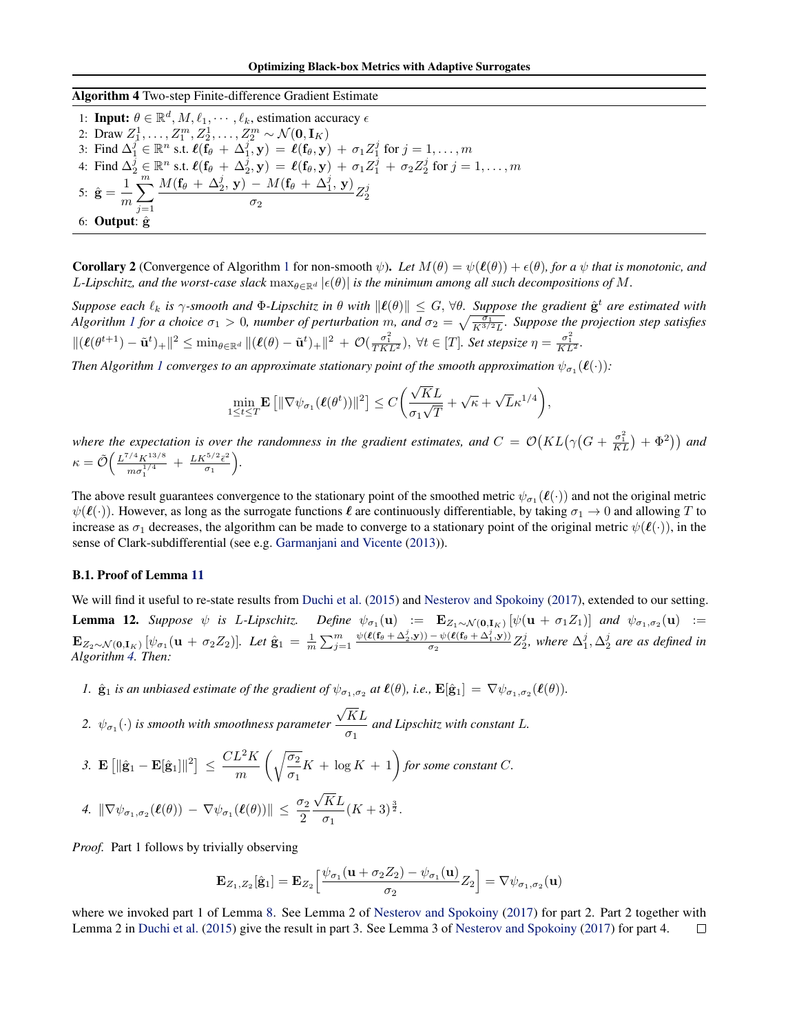**Algorithm 4** Two-step Finite-difference Gradient Estimate

1: **Input:** $\theta \in \mathbb{R}^d, M, \ell_1, \cdots, \ell_k$, estimation accuracy $\epsilon$

2: Draw $Z_1^1, \ldots, Z_1^m, Z_2^1, \ldots, Z_2^m \sim \mathcal{N}(\mathbf{0}, \mathbf{I}_K)$

3: Find $\Delta_1^j \in \mathbb{R}^n$ s.t. $\boldsymbol{\ell}(\mathbf{f}_\theta + \Delta_1^j, \mathbf{y}) = \boldsymbol{\ell}(\mathbf{f}_\theta, \mathbf{y}) + \sigma_1 Z_1^j$ for $j = 1, \ldots, m$

4: Find $\Delta_2^j \in \mathbb{R}^n$ s.t. $\boldsymbol{\ell}(\mathbf{f}_\theta + \Delta_2^j, \mathbf{y}) = \boldsymbol{\ell}(\mathbf{f}_\theta, \mathbf{y}) + \sigma_1 Z_1^j + \sigma_2 Z_2^j$ for $j = 1, \ldots, m$

5: $\hat{\mathbf{g}} = \frac{1}{m} \sum_{j=1}^{m} \frac{M(\mathbf{f}_\theta + \Delta_2^j, \mathbf{y}) - M(\mathbf{f}_\theta + \Delta_1^j, \mathbf{y})}{\sigma_2} Z_2^j$

6: **Output**: $\hat{\mathbf{g}}$

**Corollary 2** (Convergence of Algorithm 1 for non-smooth $\psi$). *Let $M(\theta) = \psi(\boldsymbol{\ell}(\theta)) + \epsilon(\theta)$, for a $\psi$ that is monotonic, and L-Lipschitz, and the worst-case slack $\max_{\theta \in \mathbb{R}^d} |\epsilon(\theta)|$ is the minimum among all such decompositions of $M$.*

*Suppose each $\ell_k$ is $\gamma$-smooth and $\Phi$-Lipschitz in $\theta$ with $\|\boldsymbol{\ell}(\theta)\| \leq G, \forall \theta$. Suppose the gradient $\hat{\mathbf{g}}^t$ are estimated with Algorithm 1 for a choice $\sigma_1 > 0$, number of perturbation $m$, and $\sigma_2 = \sqrt{\frac{\sigma_1}{K^{3/2}L}}$. Suppose the projection step satisfies $\|(\boldsymbol{\ell}(\theta^{t+1}) - \tilde{\mathbf{u}}^t)_+\|^2 \leq \min_{\theta \in \mathbb{R}^d} \|(\boldsymbol{\ell}(\theta) - \tilde{\mathbf{u}}^t)_+\|^2 + \mathcal{O}(\frac{\sigma_1^2}{TKL^2}), \forall t \in [T]$. Set stepsize $\eta = \frac{\sigma_1^2}{KL^2}$.*

*Then Algorithm 1 converges to an approximate stationary point of the smooth approximation $\psi_{\sigma_1}(\boldsymbol{\ell}(\cdot))$:*

$$\min_{1 \leq t \leq T} \mathbf{E}\left[\|\nabla \psi_{\sigma_1}(\boldsymbol{\ell}(\theta^t))\|^2\right] \leq C\left(\frac{\sqrt{K}L}{\sigma_1\sqrt{T}} + \sqrt{\kappa} + \sqrt{L}\kappa^{1/4}\right),$$

*where the expectation is over the randomness in the gradient estimates, and $C = \mathcal{O}\big(KL\big(\gamma\big(G + \frac{\sigma_1^2}{KL}\big) + \Phi^2\big)\big)$ and $\kappa = \tilde{\mathcal{O}}\Big(\frac{L^{7/4}K^{13/8}}{m\sigma_1^{1/4}} + \frac{LK^{5/2}\epsilon^2}{\sigma_1}\Big)$.*

The above result guarantees convergence to the stationary point of the smoothed metric $\psi_{\sigma_1}(\boldsymbol{\ell}(\cdot))$ and not the original metric $\psi(\boldsymbol{\ell}(\cdot))$. However, as long as the surrogate functions $\boldsymbol{\ell}$ are continuously differentiable, by taking $\sigma_1 \to 0$ and allowing $T$ to increase as $\sigma_1$ decreases, the algorithm can be made to converge to a stationary point of the original metric $\psi(\boldsymbol{\ell}(\cdot))$, in the sense of Clark-subdifferential (see e.g. Garmanjani and Vicente (2013)).

### B.1. Proof of Lemma 11

We will find it useful to re-state results from Duchi et al. (2015) and Nesterov and Spokoiny (2017), extended to our setting.

**Lemma 12.** *Suppose $\psi$ is L-Lipschitz. Define $\psi_{\sigma_1}(\mathbf{u}) := \mathbf{E}_{Z_1 \sim \mathcal{N}(\mathbf{0}, \mathbf{I}_K)}[\psi(\mathbf{u} + \sigma_1 Z_1)]$ and $\psi_{\sigma_1,\sigma_2}(\mathbf{u}) := \mathbf{E}_{Z_2 \sim \mathcal{N}(\mathbf{0}, \mathbf{I}_K)}[\psi_{\sigma_1}(\mathbf{u} + \sigma_2 Z_2)]$. Let $\hat{\mathbf{g}}_1 = \frac{1}{m}\sum_{j=1}^{m} \frac{\psi(\boldsymbol{\ell}(\mathbf{f}_\theta + \Delta_2^j, \mathbf{y})) - \psi(\boldsymbol{\ell}(\mathbf{f}_\theta + \Delta_1^j, \mathbf{y}))}{\sigma_2} Z_2^j$, where $\Delta_1^j, \Delta_2^j$ are as defined in Algorithm 4. Then:*

1. *$\hat{\mathbf{g}}_1$ is an unbiased estimate of the gradient of $\psi_{\sigma_1,\sigma_2}$ at $\boldsymbol{\ell}(\theta)$, i.e., $\mathbf{E}[\hat{\mathbf{g}}_1] = \nabla \psi_{\sigma_1,\sigma_2}(\boldsymbol{\ell}(\theta))$.*
2. *$\psi_{\sigma_1}(\cdot)$ is smooth with smoothness parameter $\frac{\sqrt{K}L}{\sigma_1}$ and Lipschitz with constant $L$.*
3. *$\mathbf{E}\left[\|\hat{\mathbf{g}}_1 - \mathbf{E}[\hat{\mathbf{g}}_1]\|^2\right] \leq \frac{CL^2K}{m}\left(\sqrt{\frac{\sigma_2}{\sigma_1}}K + \log K + 1\right)$ for some constant $C$.*
4. *$\|\nabla \psi_{\sigma_1,\sigma_2}(\boldsymbol{\ell}(\theta)) - \nabla \psi_{\sigma_1}(\boldsymbol{\ell}(\theta))\| \leq \frac{\sigma_2}{2}\frac{\sqrt{K}L}{\sigma_1}(K+3)^{\frac{3}{2}}$.*

*Proof.* Part 1 follows by trivially observing

$$\mathbf{E}_{Z_1,Z_2}[\hat{\mathbf{g}}_1] = \mathbf{E}_{Z_2}\Big[\frac{\psi_{\sigma_1}(\mathbf{u} + \sigma_2 Z_2) - \psi_{\sigma_1}(\mathbf{u})}{\sigma_2} Z_2\Big] = \nabla \psi_{\sigma_1,\sigma_2}(\mathbf{u})$$

where we invoked part 1 of Lemma 8. See Lemma 2 of Nesterov and Spokoiny (2017) for part 2. Part 2 together with Lemma 2 in Duchi et al. (2015) give the result in part 3. See Lemma 3 of Nesterov and Spokoiny (2017) for part 4. $\square$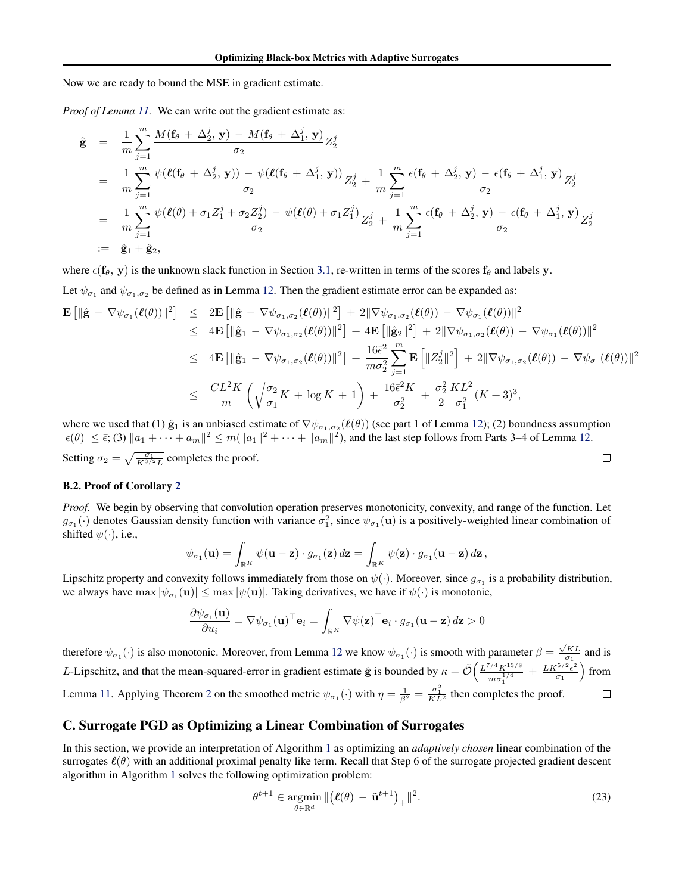Now we are ready to bound the MSE in gradient estimate.

*Proof of Lemma 11.* We can write out the gradient estimate as:

$$
\begin{aligned}
\hat{\mathbf{g}} &= \frac{1}{m}\sum_{j=1}^{m} \frac{M(\mathbf{f}_\theta + \Delta_2^j, \mathbf{y}) - M(\mathbf{f}_\theta + \Delta_1^j, \mathbf{y})}{\sigma_2} Z_2^j \\
&= \frac{1}{m}\sum_{j=1}^{m} \frac{\psi(\boldsymbol{\ell}(\mathbf{f}_\theta + \Delta_2^j, \mathbf{y})) - \psi(\boldsymbol{\ell}(\mathbf{f}_\theta + \Delta_1^j, \mathbf{y}))}{\sigma_2} Z_2^j + \frac{1}{m}\sum_{j=1}^{m} \frac{\epsilon(\mathbf{f}_\theta + \Delta_2^j, \mathbf{y}) - \epsilon(\mathbf{f}_\theta + \Delta_1^j, \mathbf{y})}{\sigma_2} Z_2^j \\
&= \frac{1}{m}\sum_{j=1}^{m} \frac{\psi(\boldsymbol{\ell}(\theta) + \sigma_1 Z_1^j + \sigma_2 Z_2^j) - \psi(\boldsymbol{\ell}(\theta) + \sigma_1 Z_1^j)}{\sigma_2} Z_2^j + \frac{1}{m}\sum_{j=1}^{m} \frac{\epsilon(\mathbf{f}_\theta + \Delta_2^j, \mathbf{y}) - \epsilon(\mathbf{f}_\theta + \Delta_1^j, \mathbf{y})}{\sigma_2} Z_2^j \\
&:= \hat{\mathbf{g}}_1 + \hat{\mathbf{g}}_2,
\end{aligned}
$$

where $\epsilon(\mathbf{f}_\theta, \mathbf{y})$ is the unknown slack function in Section 3.1, re-written in terms of the scores $\mathbf{f}_\theta$ and labels $\mathbf{y}$.

Let $\psi_{\sigma_1}$ and $\psi_{\sigma_1,\sigma_2}$ be defined as in Lemma 12. Then the gradient estimate error can be expanded as:

$$
\begin{aligned}
\mathbf{E}\left[\|\hat{\mathbf{g}} - \nabla\psi_{\sigma_1}(\boldsymbol{\ell}(\theta))\|^2\right] &\le 2\mathbf{E}\left[\|\hat{\mathbf{g}} - \nabla\psi_{\sigma_1,\sigma_2}(\boldsymbol{\ell}(\theta))\|^2\right] + 2\|\nabla\psi_{\sigma_1,\sigma_2}(\boldsymbol{\ell}(\theta)) - \nabla\psi_{\sigma_1}(\boldsymbol{\ell}(\theta))\|^2 \\
&\le 4\mathbf{E}\left[\|\hat{\mathbf{g}}_1 - \nabla\psi_{\sigma_1,\sigma_2}(\boldsymbol{\ell}(\theta))\|^2\right] + 4\mathbf{E}\left[\|\hat{\mathbf{g}}_2\|^2\right] + 2\|\nabla\psi_{\sigma_1,\sigma_2}(\boldsymbol{\ell}(\theta)) - \nabla\psi_{\sigma_1}(\boldsymbol{\ell}(\theta))\|^2 \\
&\le 4\mathbf{E}\left[\|\hat{\mathbf{g}}_1 - \nabla\psi_{\sigma_1,\sigma_2}(\boldsymbol{\ell}(\theta))\|^2\right] + \frac{16\bar{\epsilon}^2}{m\sigma_2^2}\sum_{j=1}^{m}\mathbf{E}\left[\|Z_2^j\|^2\right] + 2\|\nabla\psi_{\sigma_1,\sigma_2}(\boldsymbol{\ell}(\theta)) - \nabla\psi_{\sigma_1}(\boldsymbol{\ell}(\theta))\|^2 \\
&\le \frac{CL^2K}{m}\left(\sqrt{\frac{\sigma_2}{\sigma_1}}K + \log K + 1\right) + \frac{16\bar{\epsilon}^2 K}{\sigma_2^2} + \frac{\sigma_2^2}{2}\frac{KL^2}{\sigma_1^2}(K+3)^3,
\end{aligned}
$$

where we used that (1) $\hat{\mathbf{g}}_1$ is an unbiased estimate of $\nabla\psi_{\sigma_1,\sigma_2}(\boldsymbol{\ell}(\theta))$ (see part 1 of Lemma 12); (2) boundness assumption $|\epsilon(\theta)| \le \bar{\epsilon}$; (3) $\|a_1 + \cdots + a_m\|^2 \le m(\|a_1\|^2 + \cdots + \|a_m\|^2)$, and the last step follows from Parts 3–4 of Lemma 12.

Setting $\sigma_2 = \sqrt{\frac{\sigma_1}{K^{3/2}L}}$ completes the proof. $\square$

### B.2. Proof of Corollary 2

*Proof.* We begin by observing that convolution operation preserves monotonicity, convexity, and range of the function. Let $g_{\sigma_1}(\cdot)$ denotes Gaussian density function with variance $\sigma_1^2$, since $\psi_{\sigma_1}(\mathbf{u})$ is a positively-weighted linear combination of shifted $\psi(\cdot)$, i.e.,

$$
\psi_{\sigma_1}(\mathbf{u}) = \int_{\mathbb{R}^K} \psi(\mathbf{u} - \mathbf{z}) \cdot g_{\sigma_1}(\mathbf{z})\, d\mathbf{z} = \int_{\mathbb{R}^K} \psi(\mathbf{z}) \cdot g_{\sigma_1}(\mathbf{u} - \mathbf{z})\, d\mathbf{z}\,,
$$

Lipschitz property and convexity follows immediately from those on $\psi(\cdot)$. Moreover, since $g_{\sigma_1}$ is a probability distribution, we always have $\max|\psi_{\sigma_1}(\mathbf{u})| \le \max|\psi(\mathbf{u})|$. Taking derivatives, we have if $\psi(\cdot)$ is monotonic,

$$
\frac{\partial\psi_{\sigma_1}(\mathbf{u})}{\partial u_i} = \nabla\psi_{\sigma_1}(\mathbf{u})^\top \mathbf{e}_i = \int_{\mathbb{R}^K} \nabla\psi(\mathbf{z})^\top \mathbf{e}_i \cdot g_{\sigma_1}(\mathbf{u} - \mathbf{z})\, d\mathbf{z} > 0
$$

therefore $\psi_{\sigma_1}(\cdot)$ is also monotonic. Moreover, from Lemma 12 we know $\psi_{\sigma_1}(\cdot)$ is smooth with parameter $\beta = \frac{\sqrt{K}L}{\sigma_1}$ and is $L$-Lipschitz, and that the mean-squared-error in gradient estimate $\hat{\mathbf{g}}$ is bounded by $\kappa = \tilde{\mathcal{O}}\Big(\frac{L^{7/4}K^{13/8}}{m\sigma_1^{1/4}} + \frac{LK^{5/2}\bar{\epsilon}^2}{\sigma_1}\Big)$ from Lemma 11. Applying Theorem 2 on the smoothed metric $\psi_{\sigma_1}(\cdot)$ with $\eta = \frac{1}{\beta^2} = \frac{\sigma_1^2}{KL^2}$ then completes the proof. $\square$

## C. Surrogate PGD as Optimizing a Linear Combination of Surrogates

In this section, we provide an interpretation of Algorithm 1 as optimizing an *adaptively chosen* linear combination of the surrogates $\boldsymbol{\ell}(\theta)$ with an additional proximal penalty like term. Recall that Step 6 of the surrogate projected gradient descent algorithm in Algorithm 1 solves the following optimization problem:

$$
\theta^{t+1} \in \operatorname*{argmin}_{\theta\in\mathbb{R}^d} \|\big(\boldsymbol{\ell}(\theta) - \tilde{\mathbf{u}}^{t+1}\big)_+\|^2. \tag{23}
$$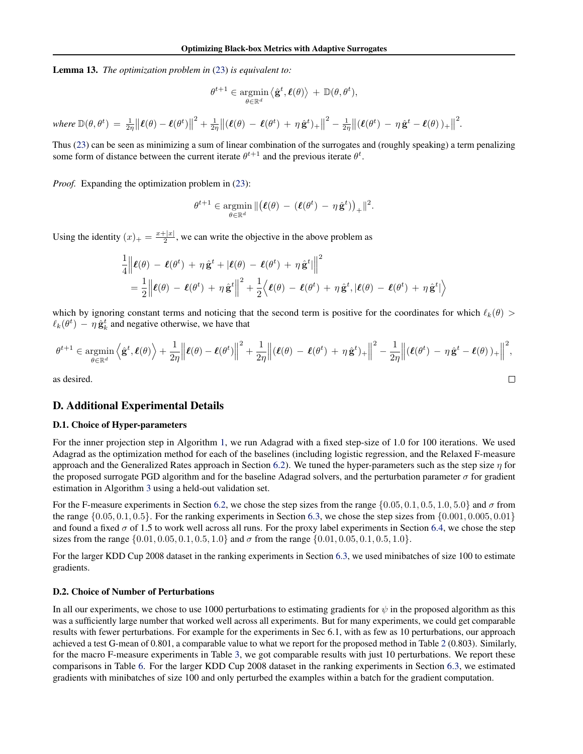**Lemma 13.** *The optimization problem in (23) is equivalent to:*

$$\theta^{t+1} \in \operatorname*{argmin}_{\theta \in \mathbb{R}^d} \left\langle \hat{\mathbf{g}}^t, \boldsymbol{\ell}(\theta) \right\rangle \,+\, \mathbb{D}(\theta, \theta^t),$$

*where* $\mathbb{D}(\theta, \theta^t) \,=\, \frac{1}{2\eta}\left\|\boldsymbol{\ell}(\theta) - \boldsymbol{\ell}(\theta^t)\right\|^2 + \frac{1}{2\eta}\left\|(\boldsymbol{\ell}(\theta) \,-\, \boldsymbol{\ell}(\theta^t) \,+\, \eta\,\hat{\mathbf{g}}^t)_+\right\|^2 - \frac{1}{2\eta}\left\|(\boldsymbol{\ell}(\theta^t) \,-\, \eta\,\hat{\mathbf{g}}^t - \boldsymbol{\ell}(\theta)\,)_+\right\|^2.$

Thus (23) can be seen as minimizing a sum of linear combination of the surrogates and (roughly speaking) a term penalizing some form of distance between the current iterate $\theta^{t+1}$ and the previous iterate $\theta^t$.

*Proof.* Expanding the optimization problem in (23):

$$\theta^{t+1} \in \operatorname*{argmin}_{\theta \in \mathbb{R}^d} \|\big(\boldsymbol{\ell}(\theta) \,-\, (\boldsymbol{\ell}(\theta^t) \,-\, \eta\,\hat{\mathbf{g}}^t)\big)_+\|^2.$$

Using the identity $(x)_+ = \frac{x+|x|}{2}$, we can write the objective in the above problem as

$$\begin{aligned}
&\frac{1}{4}\left\|\boldsymbol{\ell}(\theta) \,-\, \boldsymbol{\ell}(\theta^t) \,+\, \eta\,\hat{\mathbf{g}}^t + |\boldsymbol{\ell}(\theta) \,-\, \boldsymbol{\ell}(\theta^t) \,+\, \eta\,\hat{\mathbf{g}}^t|\right\|^2 \\
&\quad = \frac{1}{2}\left\|\boldsymbol{\ell}(\theta) \,-\, \boldsymbol{\ell}(\theta^t) \,+\, \eta\,\hat{\mathbf{g}}^t\right\|^2 + \frac{1}{2}\left\langle \boldsymbol{\ell}(\theta) \,-\, \boldsymbol{\ell}(\theta^t) \,+\, \eta\,\hat{\mathbf{g}}^t, |\boldsymbol{\ell}(\theta) \,-\, \boldsymbol{\ell}(\theta^t) \,+\, \eta\,\hat{\mathbf{g}}^t| \right\rangle
\end{aligned}$$

which by ignoring constant terms and noticing that the second term is positive for the coordinates for which $\ell_k(\theta) > \ell_k(\theta^t) \,-\, \eta\,\hat{\mathbf{g}}^t_k$ and negative otherwise, we have that

$$\theta^{t+1} \in \operatorname*{argmin}_{\theta \in \mathbb{R}^d} \left\langle \hat{\mathbf{g}}^t, \boldsymbol{\ell}(\theta) \right\rangle + \frac{1}{2\eta}\left\|\boldsymbol{\ell}(\theta) - \boldsymbol{\ell}(\theta^t)\right\|^2 + \frac{1}{2\eta}\left\|(\boldsymbol{\ell}(\theta) \,-\, \boldsymbol{\ell}(\theta^t) \,+\, \eta\,\hat{\mathbf{g}}^t)_+\right\|^2 - \frac{1}{2\eta}\left\|(\boldsymbol{\ell}(\theta^t) \,-\, \eta\,\hat{\mathbf{g}}^t - \boldsymbol{\ell}(\theta)\,)_+\right\|^2,$$

as desired. $\square$

## D. Additional Experimental Details

### D.1. Choice of Hyper-parameters

For the inner projection step in Algorithm 1, we run Adagrad with a fixed step-size of 1.0 for 100 iterations. We used Adagrad as the optimization method for each of the baselines (including logistic regression, and the Relaxed F-measure approach and the Generalized Rates approach in Section 6.2). We tuned the hyper-parameters such as the step size $\eta$ for the proposed surrogate PGD algorithm and for the baseline Adagrad solvers, and the perturbation parameter $\sigma$ for gradient estimation in Algorithm 3 using a held-out validation set.

For the F-measure experiments in Section 6.2, we chose the step sizes from the range $\{0.05, 0.1, 0.5, 1.0, 5.0\}$ and $\sigma$ from the range $\{0.05, 0.1, 0.5\}$. For the ranking experiments in Section 6.3, we chose the step sizes from $\{0.001, 0.005, 0.01\}$ and found a fixed $\sigma$ of 1.5 to work well across all runs. For the proxy label experiments in Section 6.4, we chose the step sizes from the range $\{0.01, 0.05, 0.1, 0.5, 1.0\}$ and $\sigma$ from the range $\{0.01, 0.05, 0.1, 0.5, 1.0\}$.

For the larger KDD Cup 2008 dataset in the ranking experiments in Section 6.3, we used minibatches of size 100 to estimate gradients.

### D.2. Choice of Number of Perturbations

In all our experiments, we chose to use 1000 perturbations to estimating gradients for $\psi$ in the proposed algorithm as this was a sufficiently large number that worked well across all experiments. But for many experiments, we could get comparable results with fewer perturbations. For example for the experiments in Sec 6.1, with as few as 10 perturbations, our approach achieved a test G-mean of 0.801, a comparable value to what we report for the proposed method in Table 2 (0.803). Similarly, for the macro F-measure experiments in Table 3, we got comparable results with just 10 perturbations. We report these comparisons in Table 6. For the larger KDD Cup 2008 dataset in the ranking experiments in Section 6.3, we estimated gradients with minibatches of size 100 and only perturbed the examples within a batch for the gradient computation.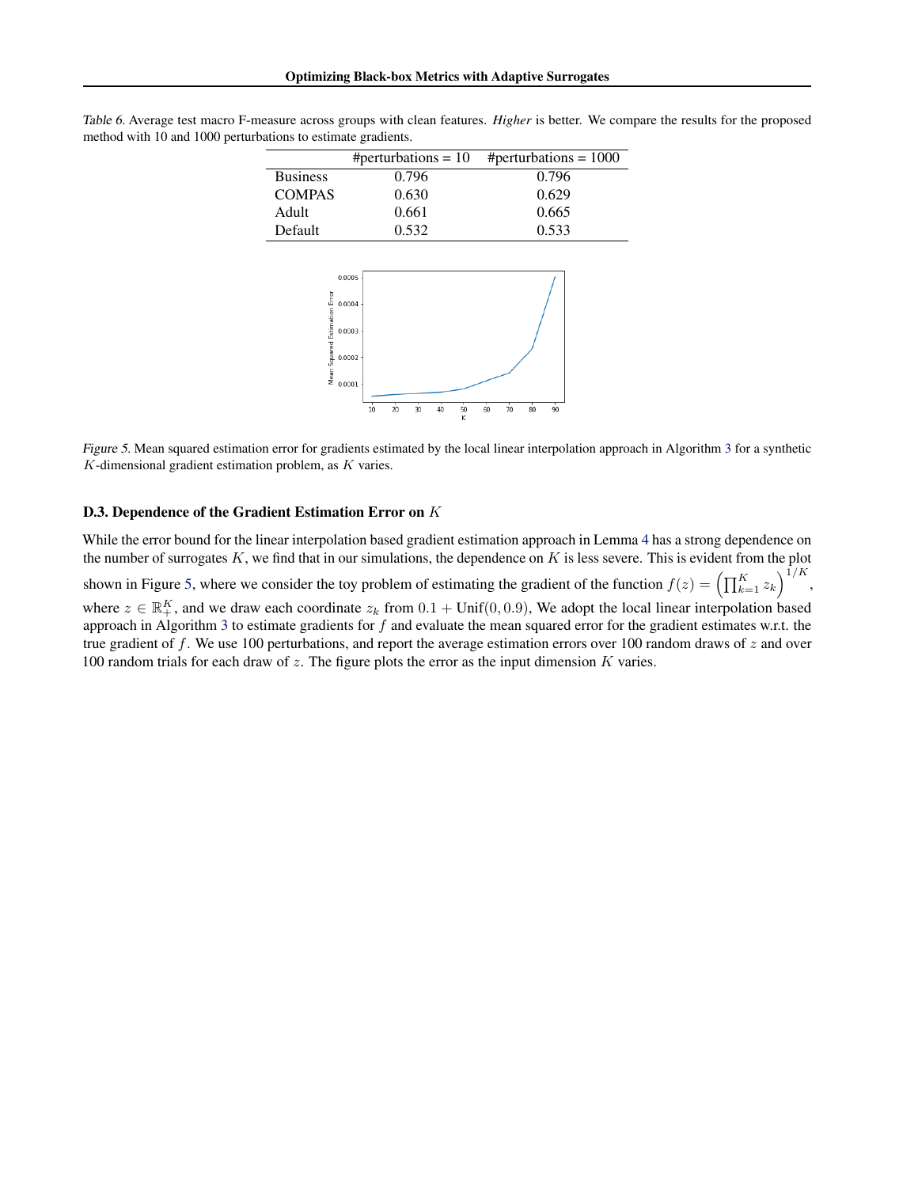Table 6. Average test macro F-measure across groups with clean features. *Higher* is better. We compare the results for the proposed method with 10 and 1000 perturbations to estimate gradients.

| | #perturbations = 10 | #perturbations = 1000 |
|---|---|---|
| Business | 0.796 | 0.796 |
| COMPAS | 0.630 | 0.629 |
| Adult | 0.661 | 0.665 |
| Default | 0.532 | 0.533 |

Mean Squared Estimation Error

0.0005
0.0004
0.0003
0.0002
0.0001

10 20 30 40 50 60 70 80 90

K

Figure 5. Mean squared estimation error for gradients estimated by the local linear interpolation approach in Algorithm 3 for a synthetic $K$-dimensional gradient estimation problem, as $K$ varies.

### D.3. Dependence of the Gradient Estimation Error on $K$

While the error bound for the linear interpolation based gradient estimation approach in Lemma 4 has a strong dependence on the number of surrogates $K$, we find that in our simulations, the dependence on $K$ is less severe. This is evident from the plot shown in Figure 5, where we consider the toy problem of estimating the gradient of the function $f(z) = \left(\prod_{k=1}^{K} z_k\right)^{1/K}$, where $z \in \mathbb{R}_+^K$, and we draw each coordinate $z_k$ from $0.1 + \text{Unif}(0, 0.9)$, We adopt the local linear interpolation based approach in Algorithm 3 to estimate gradients for $f$ and evaluate the mean squared error for the gradient estimates w.r.t. the true gradient of $f$. We use 100 perturbations, and report the average estimation errors over 100 random draws of $z$ and over 100 random trials for each draw of $z$. The figure plots the error as the input dimension $K$ varies.